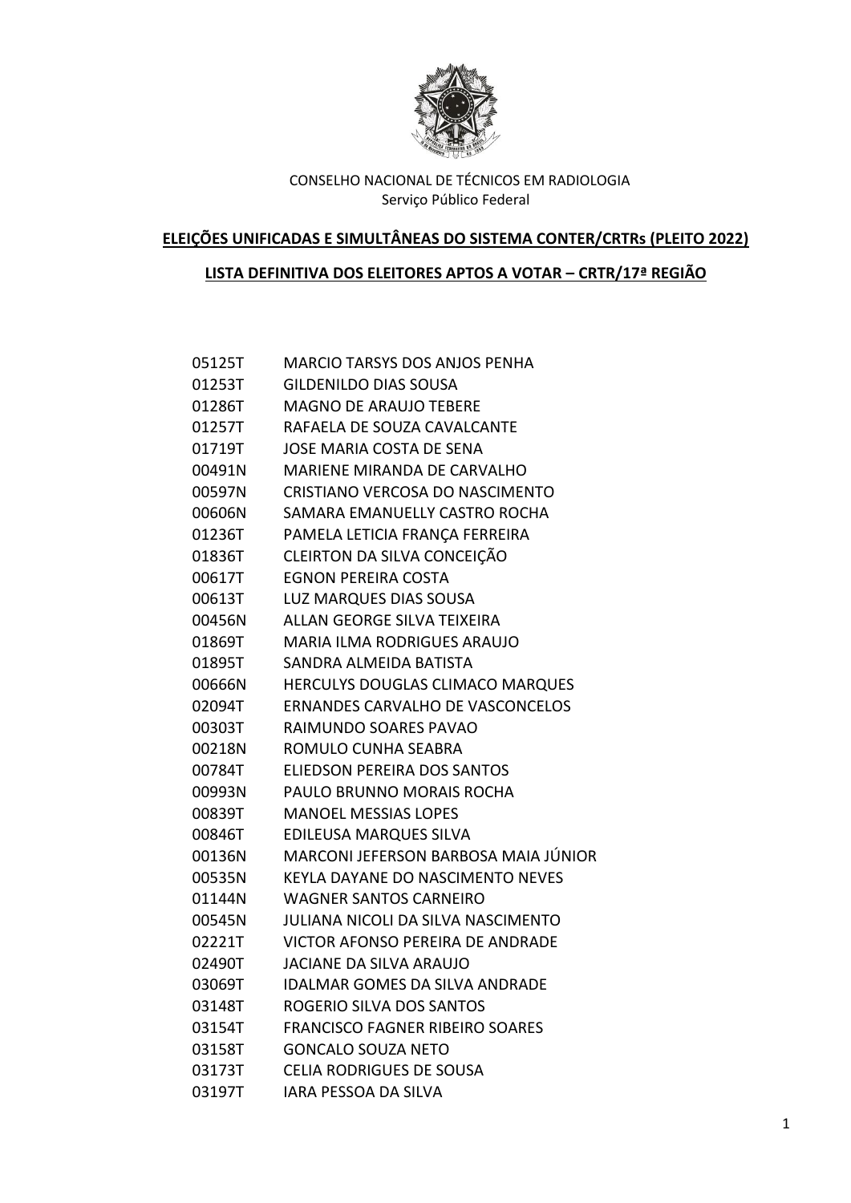CONSELHO NACIONAL DE TÉCNICOS EM RADIOLOGIA
Serviço Público Federal

**ELEIÇÕES UNIFICADAS E SIMULTÂNEAS DO SISTEMA CONTER/CRTRs (PLEITO 2022)**

**LISTA DEFINITIVA DOS ELEITORES APTOS A VOTAR – CRTR/17ª REGIÃO**

| | |
|---|---|
| 05125T | MARCIO TARSYS DOS ANJOS PENHA |
| 01253T | GILDENILDO DIAS SOUSA |
| 01286T | MAGNO DE ARAUJO TEBERE |
| 01257T | RAFAELA DE SOUZA CAVALCANTE |
| 01719T | JOSE MARIA COSTA DE SENA |
| 00491N | MARIENE MIRANDA DE CARVALHO |
| 00597N | CRISTIANO VERCOSA DO NASCIMENTO |
| 00606N | SAMARA EMANUELLY CASTRO ROCHA |
| 01236T | PAMELA LETICIA FRANÇA FERREIRA |
| 01836T | CLEIRTON DA SILVA CONCEIÇÃO |
| 00617T | EGNON PEREIRA COSTA |
| 00613T | LUZ MARQUES DIAS SOUSA |
| 00456N | ALLAN GEORGE SILVA TEIXEIRA |
| 01869T | MARIA ILMA RODRIGUES ARAUJO |
| 01895T | SANDRA ALMEIDA BATISTA |
| 00666N | HERCULYS DOUGLAS CLIMACO MARQUES |
| 02094T | ERNANDES CARVALHO DE VASCONCELOS |
| 00303T | RAIMUNDO SOARES PAVAO |
| 00218N | ROMULO CUNHA SEABRA |
| 00784T | ELIEDSON PEREIRA DOS SANTOS |
| 00993N | PAULO BRUNNO MORAIS ROCHA |
| 00839T | MANOEL MESSIAS LOPES |
| 00846T | EDILEUSA MARQUES SILVA |
| 00136N | MARCONI JEFERSON BARBOSA MAIA JÚNIOR |
| 00535N | KEYLA DAYANE DO NASCIMENTO NEVES |
| 01144N | WAGNER SANTOS CARNEIRO |
| 00545N | JULIANA NICOLI DA SILVA NASCIMENTO |
| 02221T | VICTOR AFONSO PEREIRA DE ANDRADE |
| 02490T | JACIANE DA SILVA ARAUJO |
| 03069T | IDALMAR GOMES DA SILVA ANDRADE |
| 03148T | ROGERIO SILVA DOS SANTOS |
| 03154T | FRANCISCO FAGNER RIBEIRO SOARES |
| 03158T | GONCALO SOUZA NETO |
| 03173T | CELIA RODRIGUES DE SOUSA |
| 03197T | IARA PESSOA DA SILVA |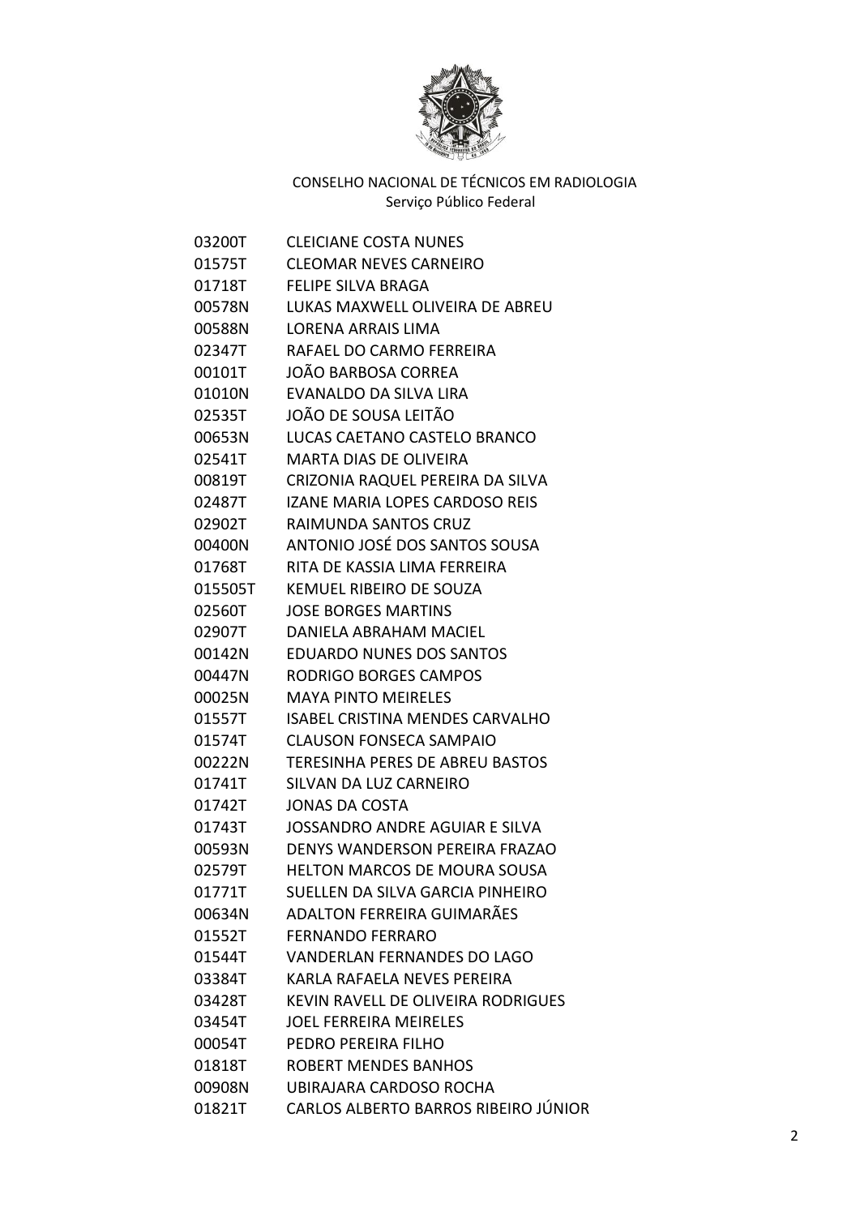CONSELHO NACIONAL DE TÉCNICOS EM RADIOLOGIA
Serviço Público Federal

| | |
|---|---|
| 03200T | CLEICIANE COSTA NUNES |
| 01575T | CLEOMAR NEVES CARNEIRO |
| 01718T | FELIPE SILVA BRAGA |
| 00578N | LUKAS MAXWELL OLIVEIRA DE ABREU |
| 00588N | LORENA ARRAIS LIMA |
| 02347T | RAFAEL DO CARMO FERREIRA |
| 00101T | JOÃO BARBOSA CORREA |
| 01010N | EVANALDO DA SILVA LIRA |
| 02535T | JOÃO DE SOUSA LEITÃO |
| 00653N | LUCAS CAETANO CASTELO BRANCO |
| 02541T | MARTA DIAS DE OLIVEIRA |
| 00819T | CRIZONIA RAQUEL PEREIRA DA SILVA |
| 02487T | IZANE MARIA LOPES CARDOSO REIS |
| 02902T | RAIMUNDA SANTOS CRUZ |
| 00400N | ANTONIO JOSÉ DOS SANTOS SOUSA |
| 01768T | RITA DE KASSIA LIMA FERREIRA |
| 015505T | KEMUEL RIBEIRO DE SOUZA |
| 02560T | JOSE BORGES MARTINS |
| 02907T | DANIELA ABRAHAM MACIEL |
| 00142N | EDUARDO NUNES DOS SANTOS |
| 00447N | RODRIGO BORGES CAMPOS |
| 00025N | MAYA PINTO MEIRELES |
| 01557T | ISABEL CRISTINA MENDES CARVALHO |
| 01574T | CLAUSON FONSECA SAMPAIO |
| 00222N | TERESINHA PERES DE ABREU BASTOS |
| 01741T | SILVAN DA LUZ CARNEIRO |
| 01742T | JONAS DA COSTA |
| 01743T | JOSSANDRO ANDRE AGUIAR E SILVA |
| 00593N | DENYS WANDERSON PEREIRA FRAZAO |
| 02579T | HELTON MARCOS DE MOURA SOUSA |
| 01771T | SUELLEN DA SILVA GARCIA PINHEIRO |
| 00634N | ADALTON FERREIRA GUIMARÃES |
| 01552T | FERNANDO FERRARO |
| 01544T | VANDERLAN FERNANDES DO LAGO |
| 03384T | KARLA RAFAELA NEVES PEREIRA |
| 03428T | KEVIN RAVELL DE OLIVEIRA RODRIGUES |
| 03454T | JOEL FERREIRA MEIRELES |
| 00054T | PEDRO PEREIRA FILHO |
| 01818T | ROBERT MENDES BANHOS |
| 00908N | UBIRAJARA CARDOSO ROCHA |
| 01821T | CARLOS ALBERTO BARROS RIBEIRO JÚNIOR |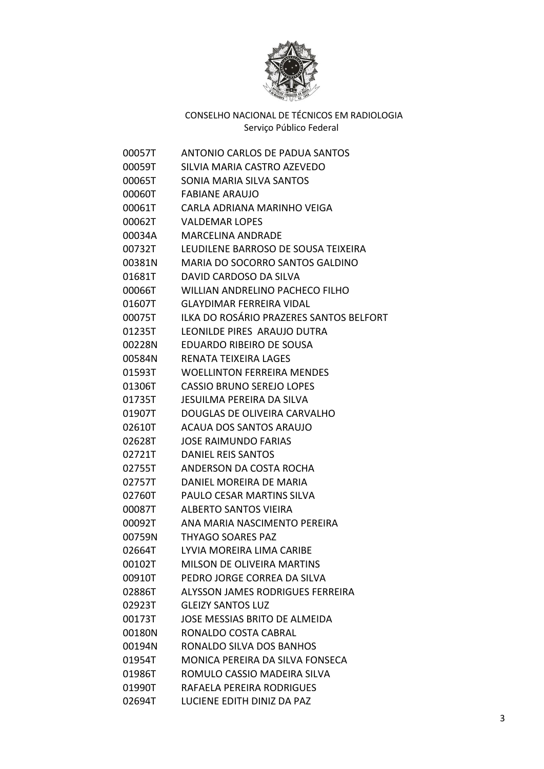CONSELHO NACIONAL DE TÉCNICOS EM RADIOLOGIA
Serviço Público Federal

| | |
|---|---|
| 00057T | ANTONIO CARLOS DE PADUA SANTOS |
| 00059T | SILVIA MARIA CASTRO AZEVEDO |
| 00065T | SONIA MARIA SILVA SANTOS |
| 00060T | FABIANE ARAUJO |
| 00061T | CARLA ADRIANA MARINHO VEIGA |
| 00062T | VALDEMAR LOPES |
| 00034A | MARCELINA ANDRADE |
| 00732T | LEUDILENE BARROSO DE SOUSA TEIXEIRA |
| 00381N | MARIA DO SOCORRO SANTOS GALDINO |
| 01681T | DAVID CARDOSO DA SILVA |
| 00066T | WILLIAN ANDRELINO PACHECO FILHO |
| 01607T | GLAYDIMAR FERREIRA VIDAL |
| 00075T | ILKA DO ROSÁRIO PRAZERES SANTOS BELFORT |
| 01235T | LEONILDE PIRES ARAUJO DUTRA |
| 00228N | EDUARDO RIBEIRO DE SOUSA |
| 00584N | RENATA TEIXEIRA LAGES |
| 01593T | WOELLINTON FERREIRA MENDES |
| 01306T | CASSIO BRUNO SEREJO LOPES |
| 01735T | JESUILMA PEREIRA DA SILVA |
| 01907T | DOUGLAS DE OLIVEIRA CARVALHO |
| 02610T | ACAUA DOS SANTOS ARAUJO |
| 02628T | JOSE RAIMUNDO FARIAS |
| 02721T | DANIEL REIS SANTOS |
| 02755T | ANDERSON DA COSTA ROCHA |
| 02757T | DANIEL MOREIRA DE MARIA |
| 02760T | PAULO CESAR MARTINS SILVA |
| 00087T | ALBERTO SANTOS VIEIRA |
| 00092T | ANA MARIA NASCIMENTO PEREIRA |
| 00759N | THYAGO SOARES PAZ |
| 02664T | LYVIA MOREIRA LIMA CARIBE |
| 00102T | MILSON DE OLIVEIRA MARTINS |
| 00910T | PEDRO JORGE CORREA DA SILVA |
| 02886T | ALYSSON JAMES RODRIGUES FERREIRA |
| 02923T | GLEIZY SANTOS LUZ |
| 00173T | JOSE MESSIAS BRITO DE ALMEIDA |
| 00180N | RONALDO COSTA CABRAL |
| 00194N | RONALDO SILVA DOS BANHOS |
| 01954T | MONICA PEREIRA DA SILVA FONSECA |
| 01986T | ROMULO CASSIO MADEIRA SILVA |
| 01990T | RAFAELA PEREIRA RODRIGUES |
| 02694T | LUCIENE EDITH DINIZ DA PAZ |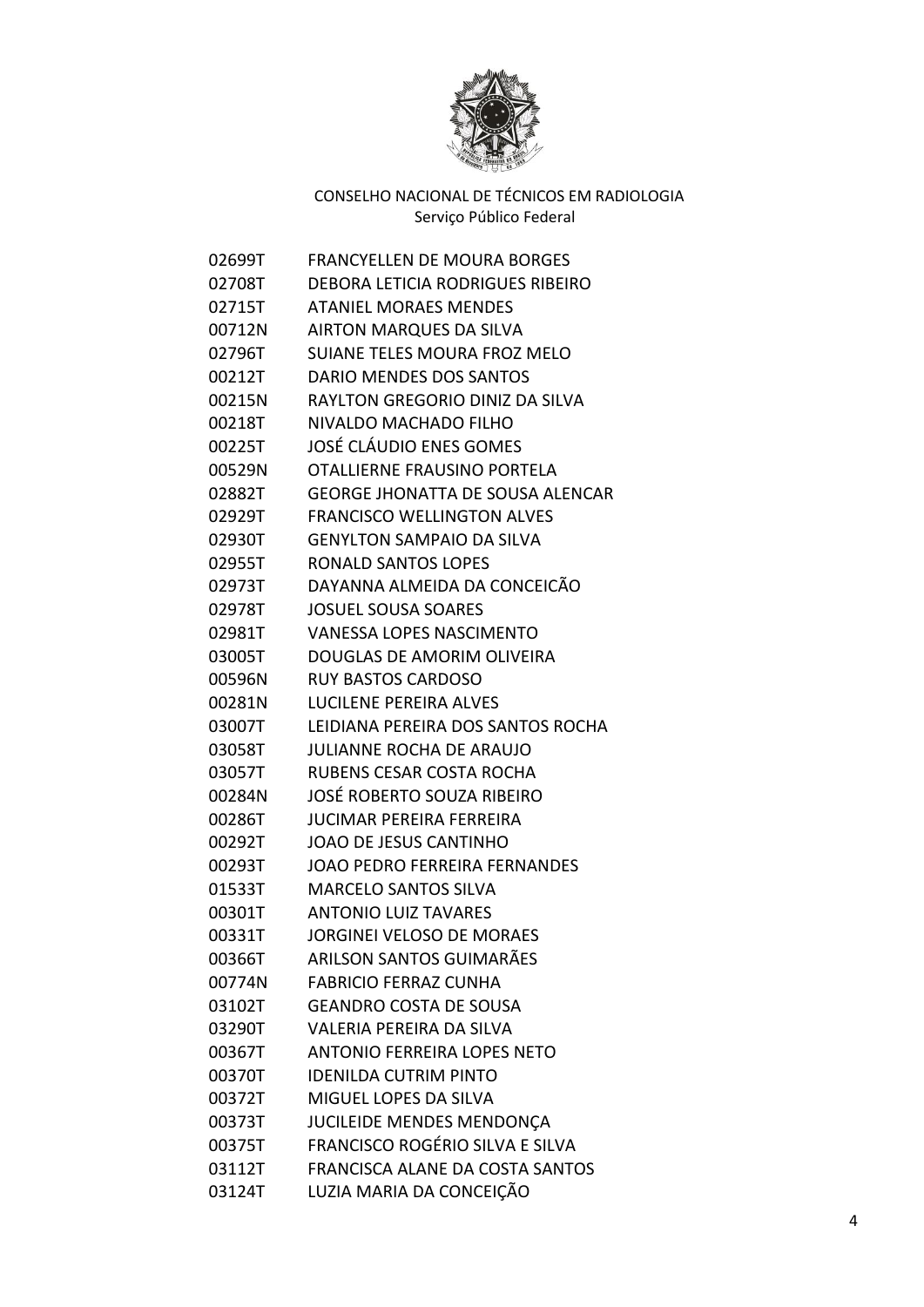CONSELHO NACIONAL DE TÉCNICOS EM RADIOLOGIA
Serviço Público Federal

| | |
|---|---|
| 02699T | FRANCYELLEN DE MOURA BORGES |
| 02708T | DEBORA LETICIA RODRIGUES RIBEIRO |
| 02715T | ATANIEL MORAES MENDES |
| 00712N | AIRTON MARQUES DA SILVA |
| 02796T | SUIANE TELES MOURA FROZ MELO |
| 00212T | DARIO MENDES DOS SANTOS |
| 00215N | RAYLTON GREGORIO DINIZ DA SILVA |
| 00218T | NIVALDO MACHADO FILHO |
| 00225T | JOSÉ CLÁUDIO ENES GOMES |
| 00529N | OTALLIERNE FRAUSINO PORTELA |
| 02882T | GEORGE JHONATTA DE SOUSA ALENCAR |
| 02929T | FRANCISCO WELLINGTON ALVES |
| 02930T | GENYLTON SAMPAIO DA SILVA |
| 02955T | RONALD SANTOS LOPES |
| 02973T | DAYANNA ALMEIDA DA CONCEICÃO |
| 02978T | JOSUEL SOUSA SOARES |
| 02981T | VANESSA LOPES NASCIMENTO |
| 03005T | DOUGLAS DE AMORIM OLIVEIRA |
| 00596N | RUY BASTOS CARDOSO |
| 00281N | LUCILENE PEREIRA ALVES |
| 03007T | LEIDIANA PEREIRA DOS SANTOS ROCHA |
| 03058T | JULIANNE ROCHA DE ARAUJO |
| 03057T | RUBENS CESAR COSTA ROCHA |
| 00284N | JOSÉ ROBERTO SOUZA RIBEIRO |
| 00286T | JUCIMAR PEREIRA FERREIRA |
| 00292T | JOAO DE JESUS CANTINHO |
| 00293T | JOAO PEDRO FERREIRA FERNANDES |
| 01533T | MARCELO SANTOS SILVA |
| 00301T | ANTONIO LUIZ TAVARES |
| 00331T | JORGINEI VELOSO DE MORAES |
| 00366T | ARILSON SANTOS GUIMARÃES |
| 00774N | FABRICIO FERRAZ CUNHA |
| 03102T | GEANDRO COSTA DE SOUSA |
| 03290T | VALERIA PEREIRA DA SILVA |
| 00367T | ANTONIO FERREIRA LOPES NETO |
| 00370T | IDENILDA CUTRIM PINTO |
| 00372T | MIGUEL LOPES DA SILVA |
| 00373T | JUCILEIDE MENDES MENDONÇA |
| 00375T | FRANCISCO ROGÉRIO SILVA E SILVA |
| 03112T | FRANCISCA ALANE DA COSTA SANTOS |
| 03124T | LUZIA MARIA DA CONCEIÇÃO |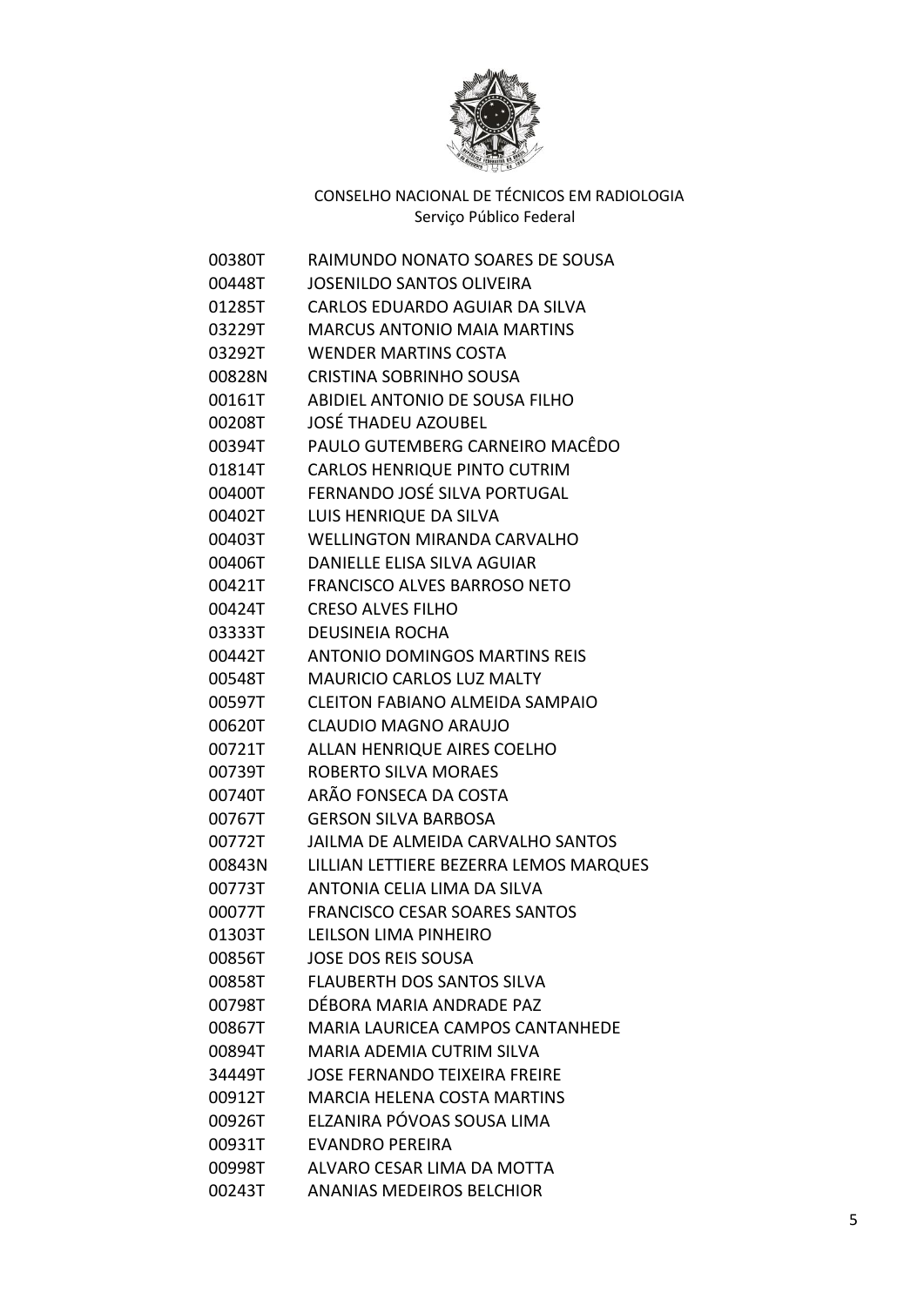CONSELHO NACIONAL DE TÉCNICOS EM RADIOLOGIA
Serviço Público Federal

| | |
|---|---|
| 00380T | RAIMUNDO NONATO SOARES DE SOUSA |
| 00448T | JOSENILDO SANTOS OLIVEIRA |
| 01285T | CARLOS EDUARDO AGUIAR DA SILVA |
| 03229T | MARCUS ANTONIO MAIA MARTINS |
| 03292T | WENDER MARTINS COSTA |
| 00828N | CRISTINA SOBRINHO SOUSA |
| 00161T | ABIDIEL ANTONIO DE SOUSA FILHO |
| 00208T | JOSÉ THADEU AZOUBEL |
| 00394T | PAULO GUTEMBERG CARNEIRO MACÊDO |
| 01814T | CARLOS HENRIQUE PINTO CUTRIM |
| 00400T | FERNANDO JOSÉ SILVA PORTUGAL |
| 00402T | LUIS HENRIQUE DA SILVA |
| 00403T | WELLINGTON MIRANDA CARVALHO |
| 00406T | DANIELLE ELISA SILVA AGUIAR |
| 00421T | FRANCISCO ALVES BARROSO NETO |
| 00424T | CRESO ALVES FILHO |
| 03333T | DEUSINEIA ROCHA |
| 00442T | ANTONIO DOMINGOS MARTINS REIS |
| 00548T | MAURICIO CARLOS LUZ MALTY |
| 00597T | CLEITON FABIANO ALMEIDA SAMPAIO |
| 00620T | CLAUDIO MAGNO ARAUJO |
| 00721T | ALLAN HENRIQUE AIRES COELHO |
| 00739T | ROBERTO SILVA MORAES |
| 00740T | ARÃO FONSECA DA COSTA |
| 00767T | GERSON SILVA BARBOSA |
| 00772T | JAILMA DE ALMEIDA CARVALHO SANTOS |
| 00843N | LILLIAN LETTIERE BEZERRA LEMOS MARQUES |
| 00773T | ANTONIA CELIA LIMA DA SILVA |
| 00077T | FRANCISCO CESAR SOARES SANTOS |
| 01303T | LEILSON LIMA PINHEIRO |
| 00856T | JOSE DOS REIS SOUSA |
| 00858T | FLAUBERTH DOS SANTOS SILVA |
| 00798T | DÉBORA MARIA ANDRADE PAZ |
| 00867T | MARIA LAURICEA CAMPOS CANTANHEDE |
| 00894T | MARIA ADEMIA CUTRIM SILVA |
| 34449T | JOSE FERNANDO TEIXEIRA FREIRE |
| 00912T | MARCIA HELENA COSTA MARTINS |
| 00926T | ELZANIRA PÓVOAS SOUSA LIMA |
| 00931T | EVANDRO PEREIRA |
| 00998T | ALVARO CESAR LIMA DA MOTTA |
| 00243T | ANANIAS MEDEIROS BELCHIOR |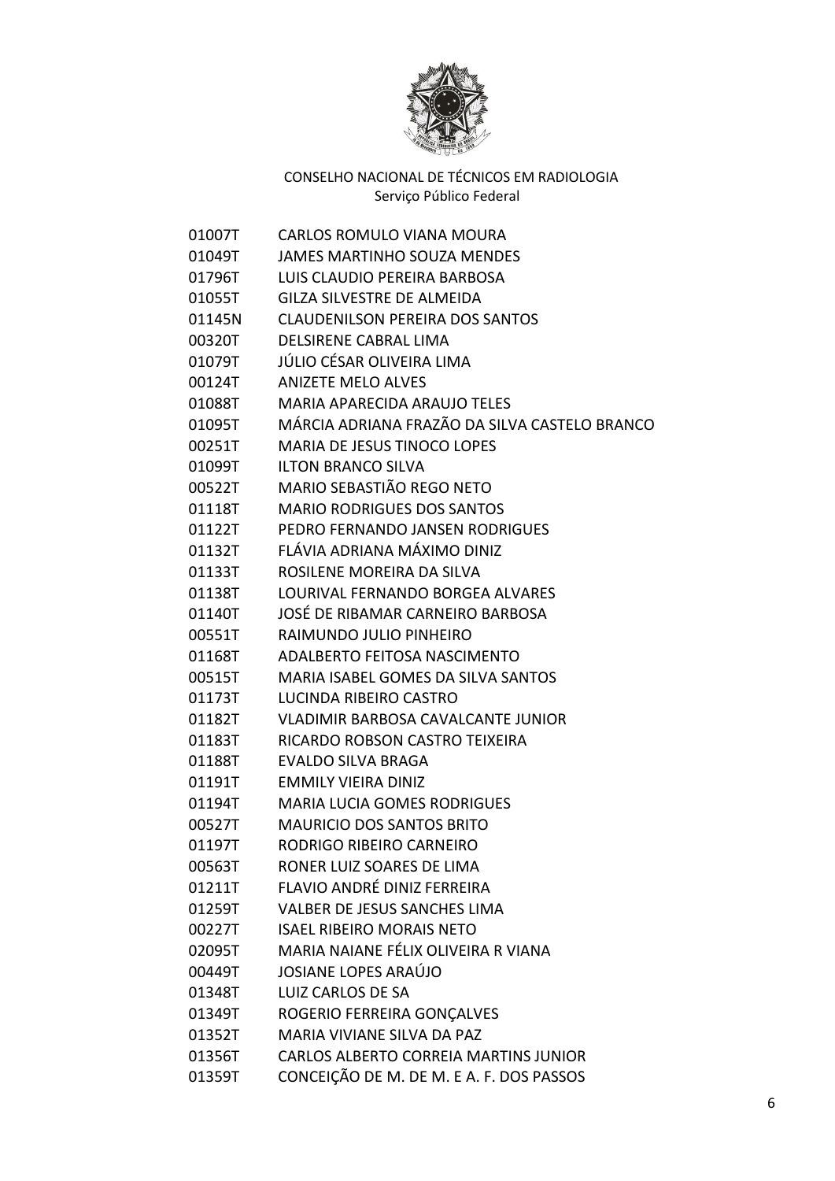CONSELHO NACIONAL DE TÉCNICOS EM RADIOLOGIA
Serviço Público Federal

| | |
|---|---|
| 01007T | CARLOS ROMULO VIANA MOURA |
| 01049T | JAMES MARTINHO SOUZA MENDES |
| 01796T | LUIS CLAUDIO PEREIRA BARBOSA |
| 01055T | GILZA SILVESTRE DE ALMEIDA |
| 01145N | CLAUDENILSON PEREIRA DOS SANTOS |
| 00320T | DELSIRENE CABRAL LIMA |
| 01079T | JÚLIO CÉSAR OLIVEIRA LIMA |
| 00124T | ANIZETE MELO ALVES |
| 01088T | MARIA APARECIDA ARAUJO TELES |
| 01095T | MÁRCIA ADRIANA FRAZÃO DA SILVA CASTELO BRANCO |
| 00251T | MARIA DE JESUS TINOCO LOPES |
| 01099T | ILTON BRANCO SILVA |
| 00522T | MARIO SEBASTIÃO REGO NETO |
| 01118T | MARIO RODRIGUES DOS SANTOS |
| 01122T | PEDRO FERNANDO JANSEN RODRIGUES |
| 01132T | FLÁVIA ADRIANA MÁXIMO DINIZ |
| 01133T | ROSILENE MOREIRA DA SILVA |
| 01138T | LOURIVAL FERNANDO BORGEA ALVARES |
| 01140T | JOSÉ DE RIBAMAR CARNEIRO BARBOSA |
| 00551T | RAIMUNDO JULIO PINHEIRO |
| 01168T | ADALBERTO FEITOSA NASCIMENTO |
| 00515T | MARIA ISABEL GOMES DA SILVA SANTOS |
| 01173T | LUCINDA RIBEIRO CASTRO |
| 01182T | VLADIMIR BARBOSA CAVALCANTE JUNIOR |
| 01183T | RICARDO ROBSON CASTRO TEIXEIRA |
| 01188T | EVALDO SILVA BRAGA |
| 01191T | EMMILY VIEIRA DINIZ |
| 01194T | MARIA LUCIA GOMES RODRIGUES |
| 00527T | MAURICIO DOS SANTOS BRITO |
| 01197T | RODRIGO RIBEIRO CARNEIRO |
| 00563T | RONER LUIZ SOARES DE LIMA |
| 01211T | FLAVIO ANDRÉ DINIZ FERREIRA |
| 01259T | VALBER DE JESUS SANCHES LIMA |
| 00227T | ISAEL RIBEIRO MORAIS NETO |
| 02095T | MARIA NAIANE FÉLIX OLIVEIRA R VIANA |
| 00449T | JOSIANE LOPES ARAÚJO |
| 01348T | LUIZ CARLOS DE SA |
| 01349T | ROGERIO FERREIRA GONÇALVES |
| 01352T | MARIA VIVIANE SILVA DA PAZ |
| 01356T | CARLOS ALBERTO CORREIA MARTINS JUNIOR |
| 01359T | CONCEIÇÃO DE M. DE M. E A. F. DOS PASSOS |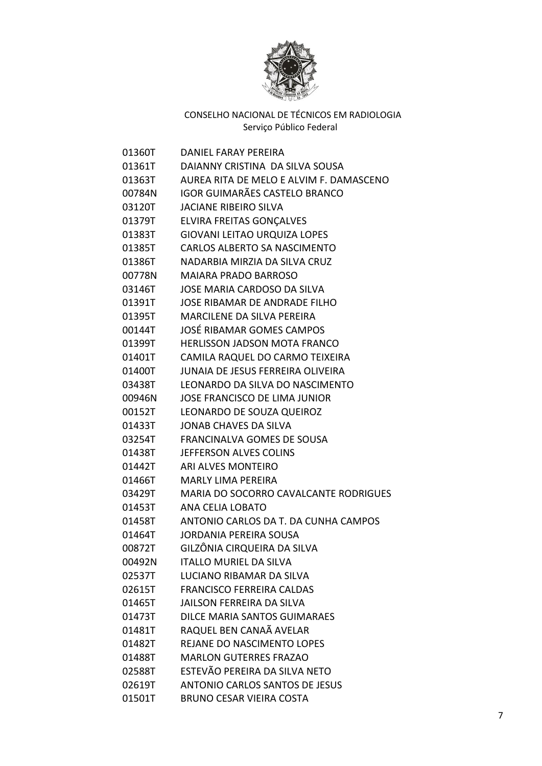CONSELHO NACIONAL DE TÉCNICOS EM RADIOLOGIA
Serviço Público Federal

| | |
|---|---|
| 01360T | DANIEL FARAY PEREIRA |
| 01361T | DAIANNY CRISTINA DA SILVA SOUSA |
| 01363T | AUREA RITA DE MELO E ALVIM F. DAMASCENO |
| 00784N | IGOR GUIMARÃES CASTELO BRANCO |
| 03120T | JACIANE RIBEIRO SILVA |
| 01379T | ELVIRA FREITAS GONÇALVES |
| 01383T | GIOVANI LEITAO URQUIZA LOPES |
| 01385T | CARLOS ALBERTO SA NASCIMENTO |
| 01386T | NADARBIA MIRZIA DA SILVA CRUZ |
| 00778N | MAIARA PRADO BARROSO |
| 03146T | JOSE MARIA CARDOSO DA SILVA |
| 01391T | JOSE RIBAMAR DE ANDRADE FILHO |
| 01395T | MARCILENE DA SILVA PEREIRA |
| 00144T | JOSÉ RIBAMAR GOMES CAMPOS |
| 01399T | HERLISSON JADSON MOTA FRANCO |
| 01401T | CAMILA RAQUEL DO CARMO TEIXEIRA |
| 01400T | JUNAIA DE JESUS FERREIRA OLIVEIRA |
| 03438T | LEONARDO DA SILVA DO NASCIMENTO |
| 00946N | JOSE FRANCISCO DE LIMA JUNIOR |
| 00152T | LEONARDO DE SOUZA QUEIROZ |
| 01433T | JONAB CHAVES DA SILVA |
| 03254T | FRANCINALVA GOMES DE SOUSA |
| 01438T | JEFFERSON ALVES COLINS |
| 01442T | ARI ALVES MONTEIRO |
| 01466T | MARLY LIMA PEREIRA |
| 03429T | MARIA DO SOCORRO CAVALCANTE RODRIGUES |
| 01453T | ANA CELIA LOBATO |
| 01458T | ANTONIO CARLOS DA T. DA CUNHA CAMPOS |
| 01464T | JORDANIA PEREIRA SOUSA |
| 00872T | GILZÔNIA CIRQUEIRA DA SILVA |
| 00492N | ITALLO MURIEL DA SILVA |
| 02537T | LUCIANO RIBAMAR DA SILVA |
| 02615T | FRANCISCO FERREIRA CALDAS |
| 01465T | JAILSON FERREIRA DA SILVA |
| 01473T | DILCE MARIA SANTOS GUIMARAES |
| 01481T | RAQUEL BEN CANAÃ AVELAR |
| 01482T | REJANE DO NASCIMENTO LOPES |
| 01488T | MARLON GUTERRES FRAZAO |
| 02588T | ESTEVÃO PEREIRA DA SILVA NETO |
| 02619T | ANTONIO CARLOS SANTOS DE JESUS |
| 01501T | BRUNO CESAR VIEIRA COSTA |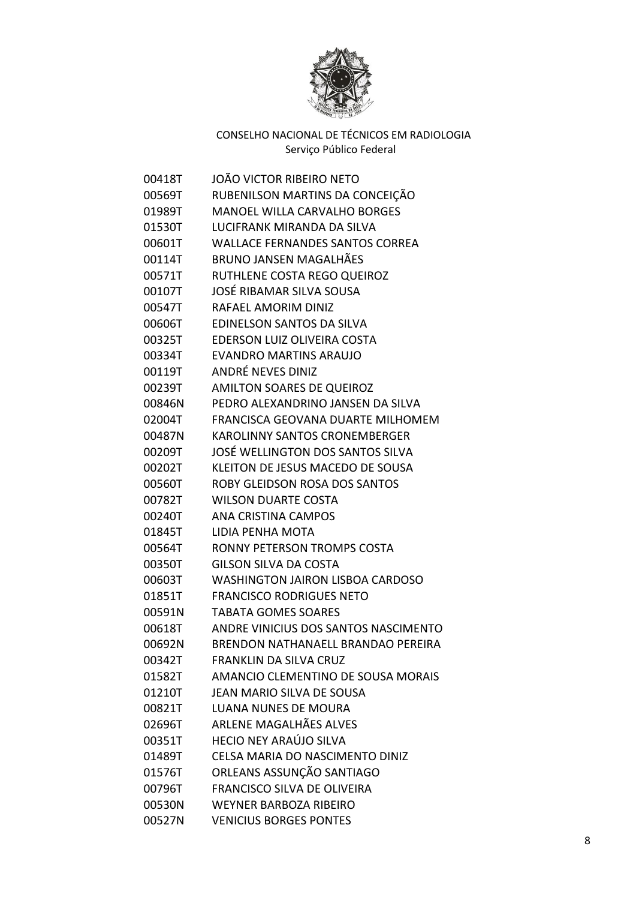CONSELHO NACIONAL DE TÉCNICOS EM RADIOLOGIA
Serviço Público Federal

| | |
|---|---|
| 00418T | JOÃO VICTOR RIBEIRO NETO |
| 00569T | RUBENILSON MARTINS DA CONCEIÇÃO |
| 01989T | MANOEL WILLA CARVALHO BORGES |
| 01530T | LUCIFRANK MIRANDA DA SILVA |
| 00601T | WALLACE FERNANDES SANTOS CORREA |
| 00114T | BRUNO JANSEN MAGALHÃES |
| 00571T | RUTHLENE COSTA REGO QUEIROZ |
| 00107T | JOSÉ RIBAMAR SILVA SOUSA |
| 00547T | RAFAEL AMORIM DINIZ |
| 00606T | EDINELSON SANTOS DA SILVA |
| 00325T | EDERSON LUIZ OLIVEIRA COSTA |
| 00334T | EVANDRO MARTINS ARAUJO |
| 00119T | ANDRÉ NEVES DINIZ |
| 00239T | AMILTON SOARES DE QUEIROZ |
| 00846N | PEDRO ALEXANDRINO JANSEN DA SILVA |
| 02004T | FRANCISCA GEOVANA DUARTE MILHOMEM |
| 00487N | KAROLINNY SANTOS CRONEMBERGER |
| 00209T | JOSÉ WELLINGTON DOS SANTOS SILVA |
| 00202T | KLEITON DE JESUS MACEDO DE SOUSA |
| 00560T | ROBY GLEIDSON ROSA DOS SANTOS |
| 00782T | WILSON DUARTE COSTA |
| 00240T | ANA CRISTINA CAMPOS |
| 01845T | LIDIA PENHA MOTA |
| 00564T | RONNY PETERSON TROMPS COSTA |
| 00350T | GILSON SILVA DA COSTA |
| 00603T | WASHINGTON JAIRON LISBOA CARDOSO |
| 01851T | FRANCISCO RODRIGUES NETO |
| 00591N | TABATA GOMES SOARES |
| 00618T | ANDRE VINICIUS DOS SANTOS NASCIMENTO |
| 00692N | BRENDON NATHANAELL BRANDAO PEREIRA |
| 00342T | FRANKLIN DA SILVA CRUZ |
| 01582T | AMANCIO CLEMENTINO DE SOUSA MORAIS |
| 01210T | JEAN MARIO SILVA DE SOUSA |
| 00821T | LUANA NUNES DE MOURA |
| 02696T | ARLENE MAGALHÃES ALVES |
| 00351T | HECIO NEY ARAÚJO SILVA |
| 01489T | CELSA MARIA DO NASCIMENTO DINIZ |
| 01576T | ORLEANS ASSUNÇÃO SANTIAGO |
| 00796T | FRANCISCO SILVA DE OLIVEIRA |
| 00530N | WEYNER BARBOZA RIBEIRO |
| 00527N | VENICIUS BORGES PONTES |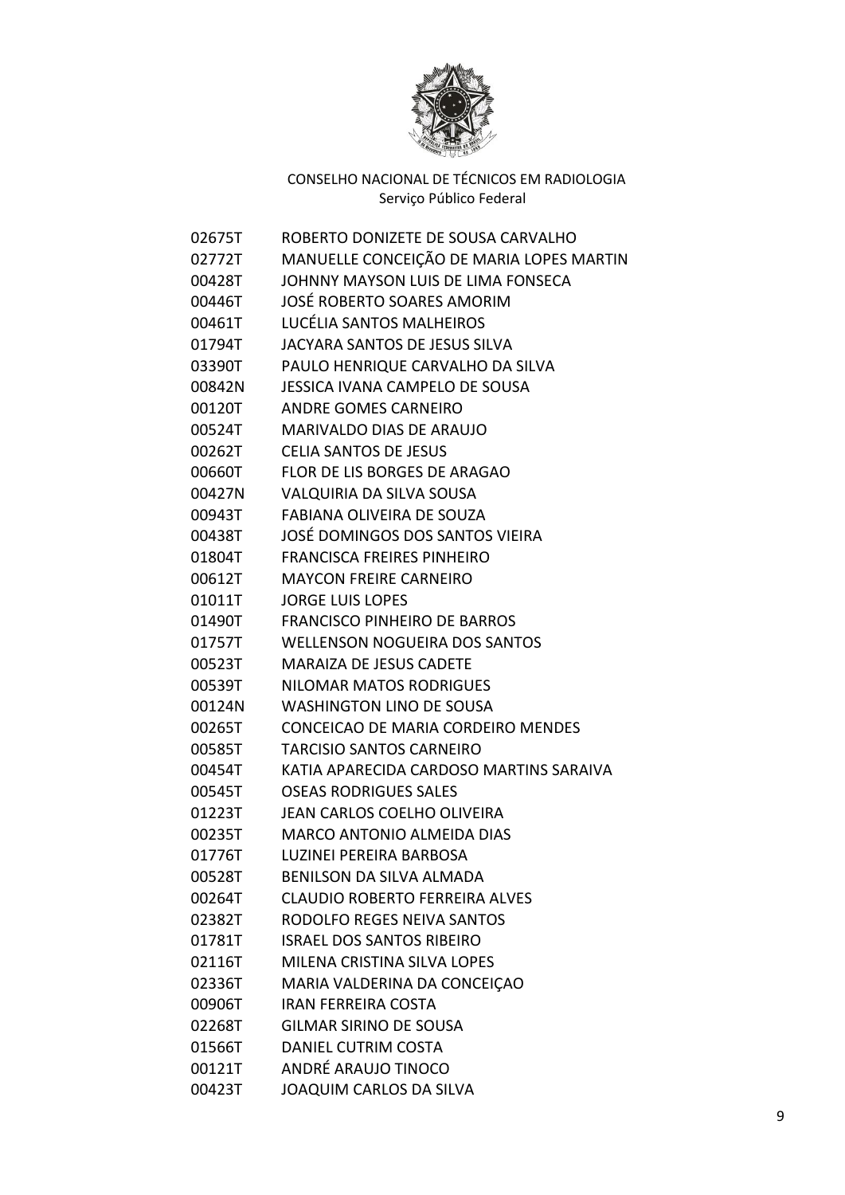CONSELHO NACIONAL DE TÉCNICOS EM RADIOLOGIA
Serviço Público Federal

| | |
|---|---|
| 02675T | ROBERTO DONIZETE DE SOUSA CARVALHO |
| 02772T | MANUELLE CONCEIÇÃO DE MARIA LOPES MARTIN |
| 00428T | JOHNNY MAYSON LUIS DE LIMA FONSECA |
| 00446T | JOSÉ ROBERTO SOARES AMORIM |
| 00461T | LUCÉLIA SANTOS MALHEIROS |
| 01794T | JACYARA SANTOS DE JESUS SILVA |
| 03390T | PAULO HENRIQUE CARVALHO DA SILVA |
| 00842N | JESSICA IVANA CAMPELO DE SOUSA |
| 00120T | ANDRE GOMES CARNEIRO |
| 00524T | MARIVALDO DIAS DE ARAUJO |
| 00262T | CELIA SANTOS DE JESUS |
| 00660T | FLOR DE LIS BORGES DE ARAGAO |
| 00427N | VALQUIRIA DA SILVA SOUSA |
| 00943T | FABIANA OLIVEIRA DE SOUZA |
| 00438T | JOSÉ DOMINGOS DOS SANTOS VIEIRA |
| 01804T | FRANCISCA FREIRES PINHEIRO |
| 00612T | MAYCON FREIRE CARNEIRO |
| 01011T | JORGE LUIS LOPES |
| 01490T | FRANCISCO PINHEIRO DE BARROS |
| 01757T | WELLENSON NOGUEIRA DOS SANTOS |
| 00523T | MARAIZA DE JESUS CADETE |
| 00539T | NILOMAR MATOS RODRIGUES |
| 00124N | WASHINGTON LINO DE SOUSA |
| 00265T | CONCEICAO DE MARIA CORDEIRO MENDES |
| 00585T | TARCISIO SANTOS CARNEIRO |
| 00454T | KATIA APARECIDA CARDOSO MARTINS SARAIVA |
| 00545T | OSEAS RODRIGUES SALES |
| 01223T | JEAN CARLOS COELHO OLIVEIRA |
| 00235T | MARCO ANTONIO ALMEIDA DIAS |
| 01776T | LUZINEI PEREIRA BARBOSA |
| 00528T | BENILSON DA SILVA ALMADA |
| 00264T | CLAUDIO ROBERTO FERREIRA ALVES |
| 02382T | RODOLFO REGES NEIVA SANTOS |
| 01781T | ISRAEL DOS SANTOS RIBEIRO |
| 02116T | MILENA CRISTINA SILVA LOPES |
| 02336T | MARIA VALDERINA DA CONCEIÇAO |
| 00906T | IRAN FERREIRA COSTA |
| 02268T | GILMAR SIRINO DE SOUSA |
| 01566T | DANIEL CUTRIM COSTA |
| 00121T | ANDRÉ ARAUJO TINOCO |
| 00423T | JOAQUIM CARLOS DA SILVA |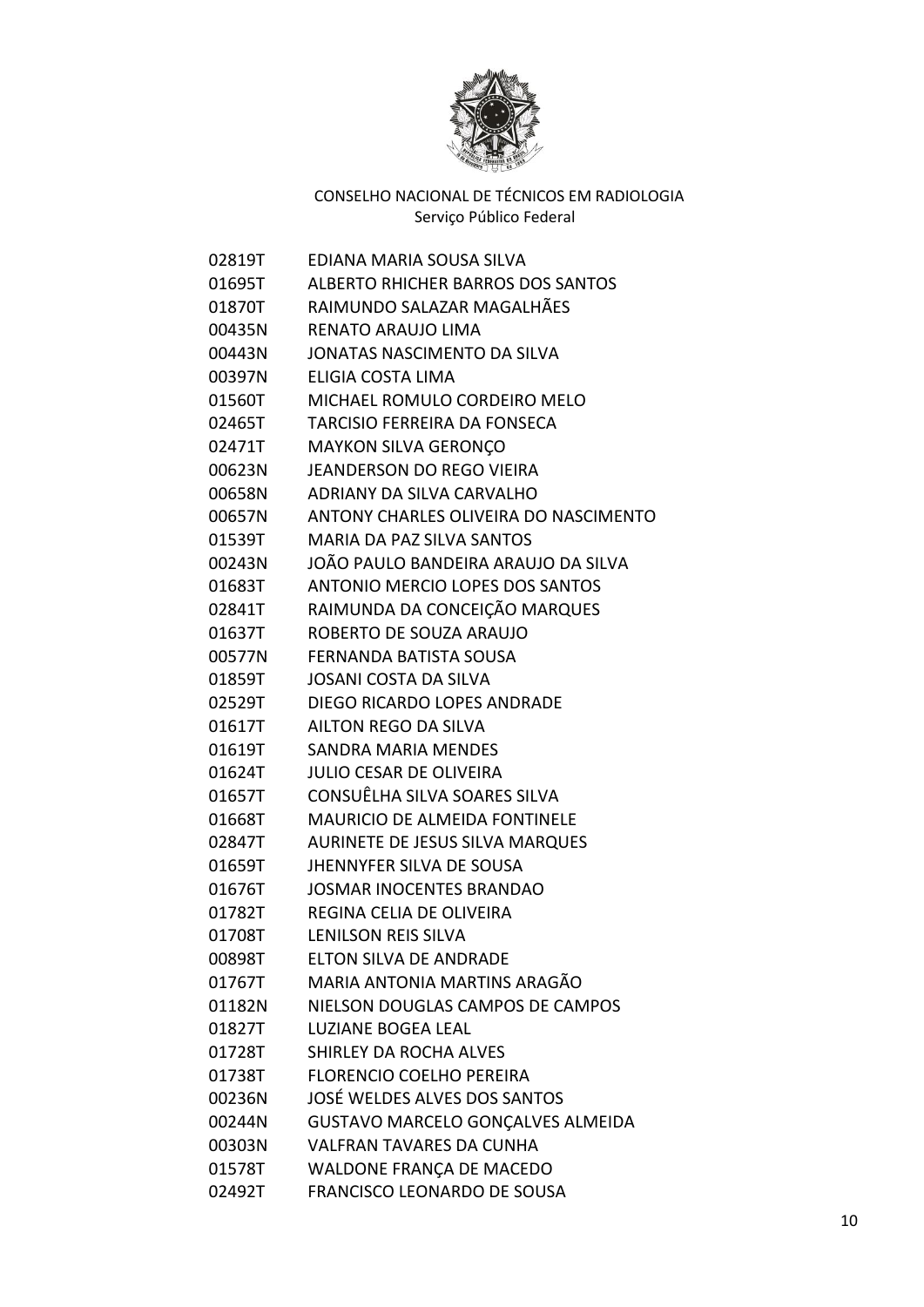CONSELHO NACIONAL DE TÉCNICOS EM RADIOLOGIA
Serviço Público Federal

| | |
|---|---|
| 02819T | EDIANA MARIA SOUSA SILVA |
| 01695T | ALBERTO RHICHER BARROS DOS SANTOS |
| 01870T | RAIMUNDO SALAZAR MAGALHÃES |
| 00435N | RENATO ARAUJO LIMA |
| 00443N | JONATAS NASCIMENTO DA SILVA |
| 00397N | ELIGIA COSTA LIMA |
| 01560T | MICHAEL ROMULO CORDEIRO MELO |
| 02465T | TARCISIO FERREIRA DA FONSECA |
| 02471T | MAYKON SILVA GERONÇO |
| 00623N | JEANDERSON DO REGO VIEIRA |
| 00658N | ADRIANY DA SILVA CARVALHO |
| 00657N | ANTONY CHARLES OLIVEIRA DO NASCIMENTO |
| 01539T | MARIA DA PAZ SILVA SANTOS |
| 00243N | JOÃO PAULO BANDEIRA ARAUJO DA SILVA |
| 01683T | ANTONIO MERCIO LOPES DOS SANTOS |
| 02841T | RAIMUNDA DA CONCEIÇÃO MARQUES |
| 01637T | ROBERTO DE SOUZA ARAUJO |
| 00577N | FERNANDA BATISTA SOUSA |
| 01859T | JOSANI COSTA DA SILVA |
| 02529T | DIEGO RICARDO LOPES ANDRADE |
| 01617T | AILTON REGO DA SILVA |
| 01619T | SANDRA MARIA MENDES |
| 01624T | JULIO CESAR DE OLIVEIRA |
| 01657T | CONSUÊLHA SILVA SOARES SILVA |
| 01668T | MAURICIO DE ALMEIDA FONTINELE |
| 02847T | AURINETE DE JESUS SILVA MARQUES |
| 01659T | JHENNYFER SILVA DE SOUSA |
| 01676T | JOSMAR INOCENTES BRANDAO |
| 01782T | REGINA CELIA DE OLIVEIRA |
| 01708T | LENILSON REIS SILVA |
| 00898T | ELTON SILVA DE ANDRADE |
| 01767T | MARIA ANTONIA MARTINS ARAGÃO |
| 01182N | NIELSON DOUGLAS CAMPOS DE CAMPOS |
| 01827T | LUZIANE BOGEA LEAL |
| 01728T | SHIRLEY DA ROCHA ALVES |
| 01738T | FLORENCIO COELHO PEREIRA |
| 00236N | JOSÉ WELDES ALVES DOS SANTOS |
| 00244N | GUSTAVO MARCELO GONÇALVES ALMEIDA |
| 00303N | VALFRAN TAVARES DA CUNHA |
| 01578T | WALDONE FRANÇA DE MACEDO |
| 02492T | FRANCISCO LEONARDO DE SOUSA |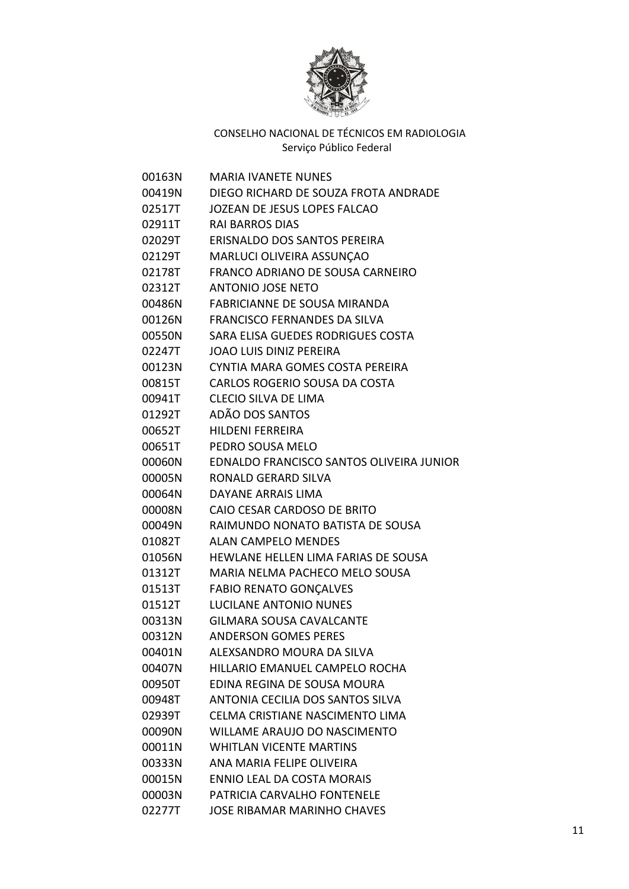CONSELHO NACIONAL DE TÉCNICOS EM RADIOLOGIA
Serviço Público Federal

| | |
|---|---|
| 00163N | MARIA IVANETE NUNES |
| 00419N | DIEGO RICHARD DE SOUZA FROTA ANDRADE |
| 02517T | JOZEAN DE JESUS LOPES FALCAO |
| 02911T | RAI BARROS DIAS |
| 02029T | ERISNALDO DOS SANTOS PEREIRA |
| 02129T | MARLUCI OLIVEIRA ASSUNÇAO |
| 02178T | FRANCO ADRIANO DE SOUSA CARNEIRO |
| 02312T | ANTONIO JOSE NETO |
| 00486N | FABRICIANNE DE SOUSA MIRANDA |
| 00126N | FRANCISCO FERNANDES DA SILVA |
| 00550N | SARA ELISA GUEDES RODRIGUES COSTA |
| 02247T | JOAO LUIS DINIZ PEREIRA |
| 00123N | CYNTIA MARA GOMES COSTA PEREIRA |
| 00815T | CARLOS ROGERIO SOUSA DA COSTA |
| 00941T | CLECIO SILVA DE LIMA |
| 01292T | ADÃO DOS SANTOS |
| 00652T | HILDENI FERREIRA |
| 00651T | PEDRO SOUSA MELO |
| 00060N | EDNALDO FRANCISCO SANTOS OLIVEIRA JUNIOR |
| 00005N | RONALD GERARD SILVA |
| 00064N | DAYANE ARRAIS LIMA |
| 00008N | CAIO CESAR CARDOSO DE BRITO |
| 00049N | RAIMUNDO NONATO BATISTA DE SOUSA |
| 01082T | ALAN CAMPELO MENDES |
| 01056N | HEWLANE HELLEN LIMA FARIAS DE SOUSA |
| 01312T | MARIA NELMA PACHECO MELO SOUSA |
| 01513T | FABIO RENATO GONÇALVES |
| 01512T | LUCILANE ANTONIO NUNES |
| 00313N | GILMARA SOUSA CAVALCANTE |
| 00312N | ANDERSON GOMES PERES |
| 00401N | ALEXSANDRO MOURA DA SILVA |
| 00407N | HILLARIO EMANUEL CAMPELO ROCHA |
| 00950T | EDINA REGINA DE SOUSA MOURA |
| 00948T | ANTONIA CECILIA DOS SANTOS SILVA |
| 02939T | CELMA CRISTIANE NASCIMENTO LIMA |
| 00090N | WILLAME ARAUJO DO NASCIMENTO |
| 00011N | WHITLAN VICENTE MARTINS |
| 00333N | ANA MARIA FELIPE OLIVEIRA |
| 00015N | ENNIO LEAL DA COSTA MORAIS |
| 00003N | PATRICIA CARVALHO FONTENELE |
| 02277T | JOSE RIBAMAR MARINHO CHAVES |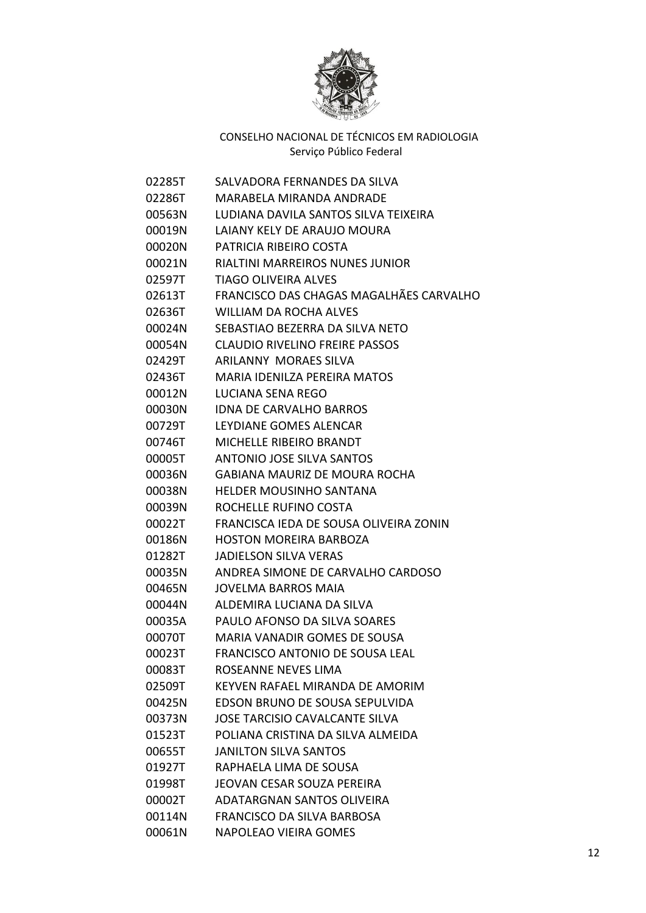CONSELHO NACIONAL DE TÉCNICOS EM RADIOLOGIA
Serviço Público Federal

| | |
|---|---|
| 02285T | SALVADORA FERNANDES DA SILVA |
| 02286T | MARABELA MIRANDA ANDRADE |
| 00563N | LUDIANA DAVILA SANTOS SILVA TEIXEIRA |
| 00019N | LAIANY KELY DE ARAUJO MOURA |
| 00020N | PATRICIA RIBEIRO COSTA |
| 00021N | RIALTINI MARREIROS NUNES JUNIOR |
| 02597T | TIAGO OLIVEIRA ALVES |
| 02613T | FRANCISCO DAS CHAGAS MAGALHÃES CARVALHO |
| 02636T | WILLIAM DA ROCHA ALVES |
| 00024N | SEBASTIAO BEZERRA DA SILVA NETO |
| 00054N | CLAUDIO RIVELINO FREIRE PASSOS |
| 02429T | ARILANNY MORAES SILVA |
| 02436T | MARIA IDENILZA PEREIRA MATOS |
| 00012N | LUCIANA SENA REGO |
| 00030N | IDNA DE CARVALHO BARROS |
| 00729T | LEYDIANE GOMES ALENCAR |
| 00746T | MICHELLE RIBEIRO BRANDT |
| 00005T | ANTONIO JOSE SILVA SANTOS |
| 00036N | GABIANA MAURIZ DE MOURA ROCHA |
| 00038N | HELDER MOUSINHO SANTANA |
| 00039N | ROCHELLE RUFINO COSTA |
| 00022T | FRANCISCA IEDA DE SOUSA OLIVEIRA ZONIN |
| 00186N | HOSTON MOREIRA BARBOZA |
| 01282T | JADIELSON SILVA VERAS |
| 00035N | ANDREA SIMONE DE CARVALHO CARDOSO |
| 00465N | JOVELMA BARROS MAIA |
| 00044N | ALDEMIRA LUCIANA DA SILVA |
| 00035A | PAULO AFONSO DA SILVA SOARES |
| 00070T | MARIA VANADIR GOMES DE SOUSA |
| 00023T | FRANCISCO ANTONIO DE SOUSA LEAL |
| 00083T | ROSEANNE NEVES LIMA |
| 02509T | KEYVEN RAFAEL MIRANDA DE AMORIM |
| 00425N | EDSON BRUNO DE SOUSA SEPULVIDA |
| 00373N | JOSE TARCISIO CAVALCANTE SILVA |
| 01523T | POLIANA CRISTINA DA SILVA ALMEIDA |
| 00655T | JANILTON SILVA SANTOS |
| 01927T | RAPHAELA LIMA DE SOUSA |
| 01998T | JEOVAN CESAR SOUZA PEREIRA |
| 00002T | ADATARGNAN SANTOS OLIVEIRA |
| 00114N | FRANCISCO DA SILVA BARBOSA |
| 00061N | NAPOLEAO VIEIRA GOMES |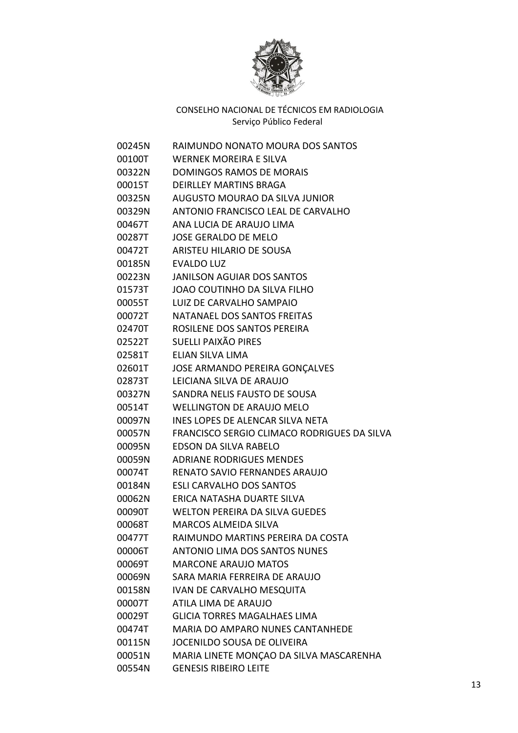CONSELHO NACIONAL DE TÉCNICOS EM RADIOLOGIA
Serviço Público Federal

| | |
|---|---|
| 00245N | RAIMUNDO NONATO MOURA DOS SANTOS |
| 00100T | WERNEK MOREIRA E SILVA |
| 00322N | DOMINGOS RAMOS DE MORAIS |
| 00015T | DEIRLLEY MARTINS BRAGA |
| 00325N | AUGUSTO MOURAO DA SILVA JUNIOR |
| 00329N | ANTONIO FRANCISCO LEAL DE CARVALHO |
| 00467T | ANA LUCIA DE ARAUJO LIMA |
| 00287T | JOSE GERALDO DE MELO |
| 00472T | ARISTEU HILARIO DE SOUSA |
| 00185N | EVALDO LUZ |
| 00223N | JANILSON AGUIAR DOS SANTOS |
| 01573T | JOAO COUTINHO DA SILVA FILHO |
| 00055T | LUIZ DE CARVALHO SAMPAIO |
| 00072T | NATANAEL DOS SANTOS FREITAS |
| 02470T | ROSILENE DOS SANTOS PEREIRA |
| 02522T | SUELLI PAIXÃO PIRES |
| 02581T | ELIAN SILVA LIMA |
| 02601T | JOSE ARMANDO PEREIRA GONÇALVES |
| 02873T | LEICIANA SILVA DE ARAUJO |
| 00327N | SANDRA NELIS FAUSTO DE SOUSA |
| 00514T | WELLINGTON DE ARAUJO MELO |
| 00097N | INES LOPES DE ALENCAR SILVA NETA |
| 00057N | FRANCISCO SERGIO CLIMACO RODRIGUES DA SILVA |
| 00095N | EDSON DA SILVA RABELO |
| 00059N | ADRIANE RODRIGUES MENDES |
| 00074T | RENATO SAVIO FERNANDES ARAUJO |
| 00184N | ESLI CARVALHO DOS SANTOS |
| 00062N | ERICA NATASHA DUARTE SILVA |
| 00090T | WELTON PEREIRA DA SILVA GUEDES |
| 00068T | MARCOS ALMEIDA SILVA |
| 00477T | RAIMUNDO MARTINS PEREIRA DA COSTA |
| 00006T | ANTONIO LIMA DOS SANTOS NUNES |
| 00069T | MARCONE ARAUJO MATOS |
| 00069N | SARA MARIA FERREIRA DE ARAUJO |
| 00158N | IVAN DE CARVALHO MESQUITA |
| 00007T | ATILA LIMA DE ARAUJO |
| 00029T | GLICIA TORRES MAGALHAES LIMA |
| 00474T | MARIA DO AMPARO NUNES CANTANHEDE |
| 00115N | JOCENILDO SOUSA DE OLIVEIRA |
| 00051N | MARIA LINETE MONÇAO DA SILVA MASCARENHA |
| 00554N | GENESIS RIBEIRO LEITE |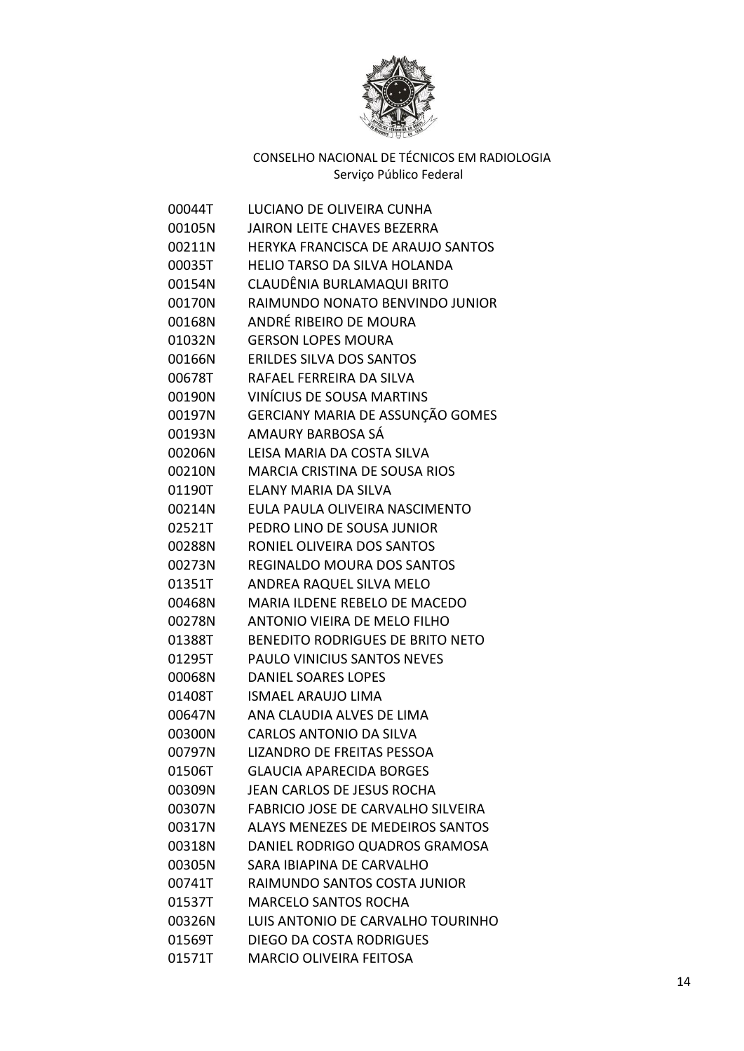CONSELHO NACIONAL DE TÉCNICOS EM RADIOLOGIA
Serviço Público Federal

| | |
|---|---|
| 00044T | LUCIANO DE OLIVEIRA CUNHA |
| 00105N | JAIRON LEITE CHAVES BEZERRA |
| 00211N | HERYKA FRANCISCA DE ARAUJO SANTOS |
| 00035T | HELIO TARSO DA SILVA HOLANDA |
| 00154N | CLAUDÊNIA BURLAMAQUI BRITO |
| 00170N | RAIMUNDO NONATO BENVINDO JUNIOR |
| 00168N | ANDRÉ RIBEIRO DE MOURA |
| 01032N | GERSON LOPES MOURA |
| 00166N | ERILDES SILVA DOS SANTOS |
| 00678T | RAFAEL FERREIRA DA SILVA |
| 00190N | VINÍCIUS DE SOUSA MARTINS |
| 00197N | GERCIANY MARIA DE ASSUNÇÃO GOMES |
| 00193N | AMAURY BARBOSA SÁ |
| 00206N | LEISA MARIA DA COSTA SILVA |
| 00210N | MARCIA CRISTINA DE SOUSA RIOS |
| 01190T | ELANY MARIA DA SILVA |
| 00214N | EULA PAULA OLIVEIRA NASCIMENTO |
| 02521T | PEDRO LINO DE SOUSA JUNIOR |
| 00288N | RONIEL OLIVEIRA DOS SANTOS |
| 00273N | REGINALDO MOURA DOS SANTOS |
| 01351T | ANDREA RAQUEL SILVA MELO |
| 00468N | MARIA ILDENE REBELO DE MACEDO |
| 00278N | ANTONIO VIEIRA DE MELO FILHO |
| 01388T | BENEDITO RODRIGUES DE BRITO NETO |
| 01295T | PAULO VINICIUS SANTOS NEVES |
| 00068N | DANIEL SOARES LOPES |
| 01408T | ISMAEL ARAUJO LIMA |
| 00647N | ANA CLAUDIA ALVES DE LIMA |
| 00300N | CARLOS ANTONIO DA SILVA |
| 00797N | LIZANDRO DE FREITAS PESSOA |
| 01506T | GLAUCIA APARECIDA BORGES |
| 00309N | JEAN CARLOS DE JESUS ROCHA |
| 00307N | FABRICIO JOSE DE CARVALHO SILVEIRA |
| 00317N | ALAYS MENEZES DE MEDEIROS SANTOS |
| 00318N | DANIEL RODRIGO QUADROS GRAMOSA |
| 00305N | SARA IBIAPINA DE CARVALHO |
| 00741T | RAIMUNDO SANTOS COSTA JUNIOR |
| 01537T | MARCELO SANTOS ROCHA |
| 00326N | LUIS ANTONIO DE CARVALHO TOURINHO |
| 01569T | DIEGO DA COSTA RODRIGUES |
| 01571T | MARCIO OLIVEIRA FEITOSA |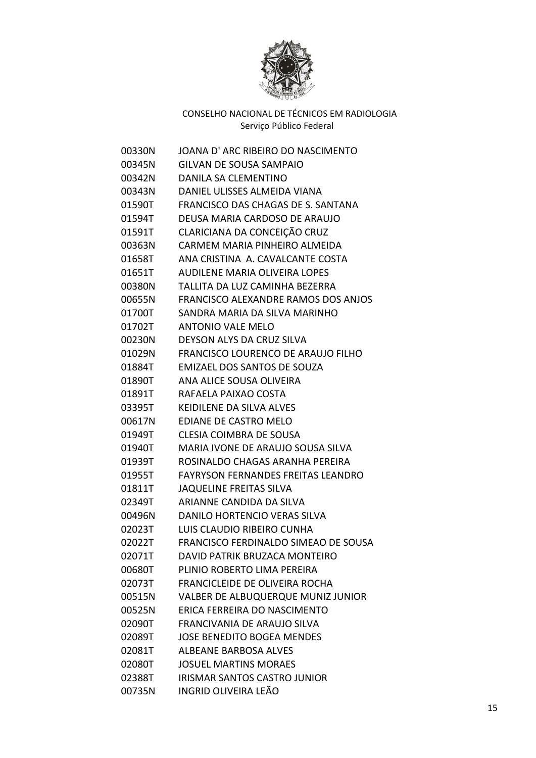CONSELHO NACIONAL DE TÉCNICOS EM RADIOLOGIA
Serviço Público Federal

| | |
|---|---|
| 00330N | JOANA D' ARC RIBEIRO DO NASCIMENTO |
| 00345N | GILVAN DE SOUSA SAMPAIO |
| 00342N | DANILA SA CLEMENTINO |
| 00343N | DANIEL ULISSES ALMEIDA VIANA |
| 01590T | FRANCISCO DAS CHAGAS DE S. SANTANA |
| 01594T | DEUSA MARIA CARDOSO DE ARAUJO |
| 01591T | CLARICIANA DA CONCEIÇÃO CRUZ |
| 00363N | CARMEM MARIA PINHEIRO ALMEIDA |
| 01658T | ANA CRISTINA A. CAVALCANTE COSTA |
| 01651T | AUDILENE MARIA OLIVEIRA LOPES |
| 00380N | TALLITA DA LUZ CAMINHA BEZERRA |
| 00655N | FRANCISCO ALEXANDRE RAMOS DOS ANJOS |
| 01700T | SANDRA MARIA DA SILVA MARINHO |
| 01702T | ANTONIO VALE MELO |
| 00230N | DEYSON ALYS DA CRUZ SILVA |
| 01029N | FRANCISCO LOURENCO DE ARAUJO FILHO |
| 01884T | EMIZAEL DOS SANTOS DE SOUZA |
| 01890T | ANA ALICE SOUSA OLIVEIRA |
| 01891T | RAFAELA PAIXAO COSTA |
| 03395T | KEIDILENE DA SILVA ALVES |
| 00617N | EDIANE DE CASTRO MELO |
| 01949T | CLESIA COIMBRA DE SOUSA |
| 01940T | MARIA IVONE DE ARAUJO SOUSA SILVA |
| 01939T | ROSINALDO CHAGAS ARANHA PEREIRA |
| 01955T | FAYRYSON FERNANDES FREITAS LEANDRO |
| 01811T | JAQUELINE FREITAS SILVA |
| 02349T | ARIANNE CANDIDA DA SILVA |
| 00496N | DANILO HORTENCIO VERAS SILVA |
| 02023T | LUIS CLAUDIO RIBEIRO CUNHA |
| 02022T | FRANCISCO FERDINALDO SIMEAO DE SOUSA |
| 02071T | DAVID PATRIK BRUZACA MONTEIRO |
| 00680T | PLINIO ROBERTO LIMA PEREIRA |
| 02073T | FRANCICLEIDE DE OLIVEIRA ROCHA |
| 00515N | VALBER DE ALBUQUERQUE MUNIZ JUNIOR |
| 00525N | ERICA FERREIRA DO NASCIMENTO |
| 02090T | FRANCIVANIA DE ARAUJO SILVA |
| 02089T | JOSE BENEDITO BOGEA MENDES |
| 02081T | ALBEANE BARBOSA ALVES |
| 02080T | JOSUEL MARTINS MORAES |
| 02388T | IRISMAR SANTOS CASTRO JUNIOR |
| 00735N | INGRID OLIVEIRA LEÃO |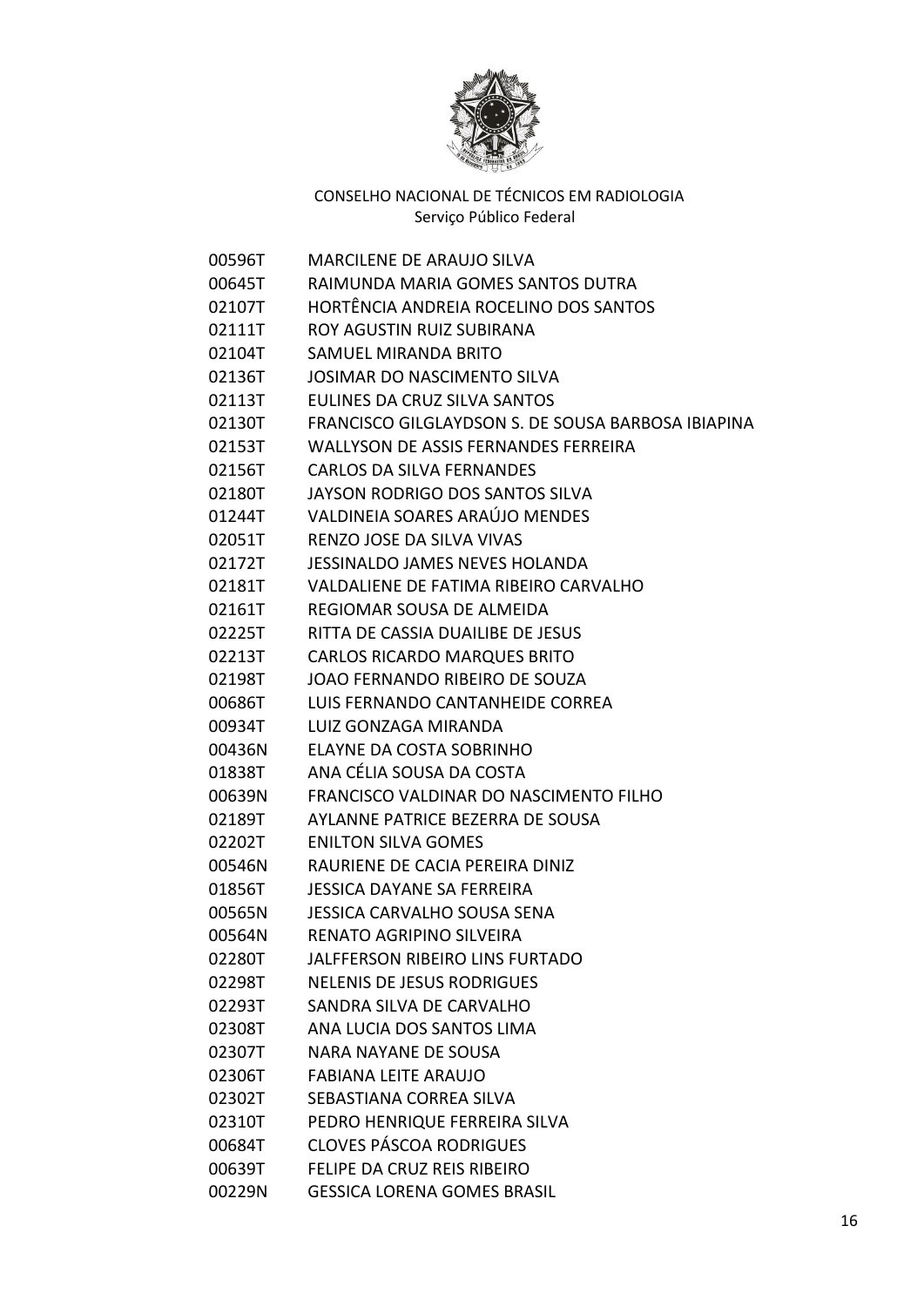CONSELHO NACIONAL DE TÉCNICOS EM RADIOLOGIA
Serviço Público Federal

| | |
|---|---|
| 00596T | MARCILENE DE ARAUJO SILVA |
| 00645T | RAIMUNDA MARIA GOMES SANTOS DUTRA |
| 02107T | HORTÊNCIA ANDREIA ROCELINO DOS SANTOS |
| 02111T | ROY AGUSTIN RUIZ SUBIRANA |
| 02104T | SAMUEL MIRANDA BRITO |
| 02136T | JOSIMAR DO NASCIMENTO SILVA |
| 02113T | EULINES DA CRUZ SILVA SANTOS |
| 02130T | FRANCISCO GILGLAYDSON S. DE SOUSA BARBOSA IBIAPINA |
| 02153T | WALLYSON DE ASSIS FERNANDES FERREIRA |
| 02156T | CARLOS DA SILVA FERNANDES |
| 02180T | JAYSON RODRIGO DOS SANTOS SILVA |
| 01244T | VALDINEIA SOARES ARAÚJO MENDES |
| 02051T | RENZO JOSE DA SILVA VIVAS |
| 02172T | JESSINALDO JAMES NEVES HOLANDA |
| 02181T | VALDALIENE DE FATIMA RIBEIRO CARVALHO |
| 02161T | REGIOMAR SOUSA DE ALMEIDA |
| 02225T | RITTA DE CASSIA DUAILIBE DE JESUS |
| 02213T | CARLOS RICARDO MARQUES BRITO |
| 02198T | JOAO FERNANDO RIBEIRO DE SOUZA |
| 00686T | LUIS FERNANDO CANTANHEIDE CORREA |
| 00934T | LUIZ GONZAGA MIRANDA |
| 00436N | ELAYNE DA COSTA SOBRINHO |
| 01838T | ANA CÉLIA SOUSA DA COSTA |
| 00639N | FRANCISCO VALDINAR DO NASCIMENTO FILHO |
| 02189T | AYLANNE PATRICE BEZERRA DE SOUSA |
| 02202T | ENILTON SILVA GOMES |
| 00546N | RAURIENE DE CACIA PEREIRA DINIZ |
| 01856T | JESSICA DAYANE SA FERREIRA |
| 00565N | JESSICA CARVALHO SOUSA SENA |
| 00564N | RENATO AGRIPINO SILVEIRA |
| 02280T | JALFFERSON RIBEIRO LINS FURTADO |
| 02298T | NELENIS DE JESUS RODRIGUES |
| 02293T | SANDRA SILVA DE CARVALHO |
| 02308T | ANA LUCIA DOS SANTOS LIMA |
| 02307T | NARA NAYANE DE SOUSA |
| 02306T | FABIANA LEITE ARAUJO |
| 02302T | SEBASTIANA CORREA SILVA |
| 02310T | PEDRO HENRIQUE FERREIRA SILVA |
| 00684T | CLOVES PÁSCOA RODRIGUES |
| 00639T | FELIPE DA CRUZ REIS RIBEIRO |
| 00229N | GESSICA LORENA GOMES BRASIL |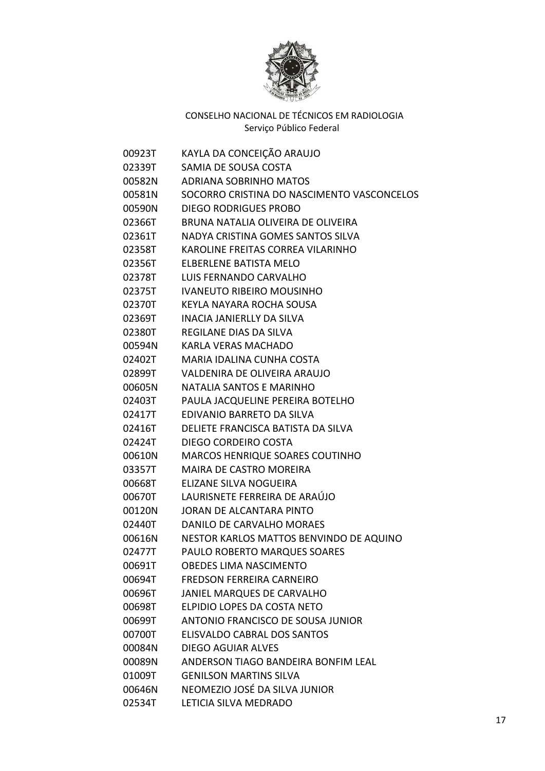CONSELHO NACIONAL DE TÉCNICOS EM RADIOLOGIA
Serviço Público Federal

| | |
|---|---|
| 00923T | KAYLA DA CONCEIÇÃO ARAUJO |
| 02339T | SAMIA DE SOUSA COSTA |
| 00582N | ADRIANA SOBRINHO MATOS |
| 00581N | SOCORRO CRISTINA DO NASCIMENTO VASCONCELOS |
| 00590N | DIEGO RODRIGUES PROBO |
| 02366T | BRUNA NATALIA OLIVEIRA DE OLIVEIRA |
| 02361T | NADYA CRISTINA GOMES SANTOS SILVA |
| 02358T | KAROLINE FREITAS CORREA VILARINHO |
| 02356T | ELBERLENE BATISTA MELO |
| 02378T | LUIS FERNANDO CARVALHO |
| 02375T | IVANEUTO RIBEIRO MOUSINHO |
| 02370T | KEYLA NAYARA ROCHA SOUSA |
| 02369T | INACIA JANIERLLY DA SILVA |
| 02380T | REGILANE DIAS DA SILVA |
| 00594N | KARLA VERAS MACHADO |
| 02402T | MARIA IDALINA CUNHA COSTA |
| 02899T | VALDENIRA DE OLIVEIRA ARAUJO |
| 00605N | NATALIA SANTOS E MARINHO |
| 02403T | PAULA JACQUELINE PEREIRA BOTELHO |
| 02417T | EDIVANIO BARRETO DA SILVA |
| 02416T | DELIETE FRANCISCA BATISTA DA SILVA |
| 02424T | DIEGO CORDEIRO COSTA |
| 00610N | MARCOS HENRIQUE SOARES COUTINHO |
| 03357T | MAIRA DE CASTRO MOREIRA |
| 00668T | ELIZANE SILVA NOGUEIRA |
| 00670T | LAURISNETE FERREIRA DE ARAÚJO |
| 00120N | JORAN DE ALCANTARA PINTO |
| 02440T | DANILO DE CARVALHO MORAES |
| 00616N | NESTOR KARLOS MATTOS BENVINDO DE AQUINO |
| 02477T | PAULO ROBERTO MARQUES SOARES |
| 00691T | OBEDES LIMA NASCIMENTO |
| 00694T | FREDSON FERREIRA CARNEIRO |
| 00696T | JANIEL MARQUES DE CARVALHO |
| 00698T | ELPIDIO LOPES DA COSTA NETO |
| 00699T | ANTONIO FRANCISCO DE SOUSA JUNIOR |
| 00700T | ELISVALDO CABRAL DOS SANTOS |
| 00084N | DIEGO AGUIAR ALVES |
| 00089N | ANDERSON TIAGO BANDEIRA BONFIM LEAL |
| 01009T | GENILSON MARTINS SILVA |
| 00646N | NEOMEZIO JOSÉ DA SILVA JUNIOR |
| 02534T | LETICIA SILVA MEDRADO |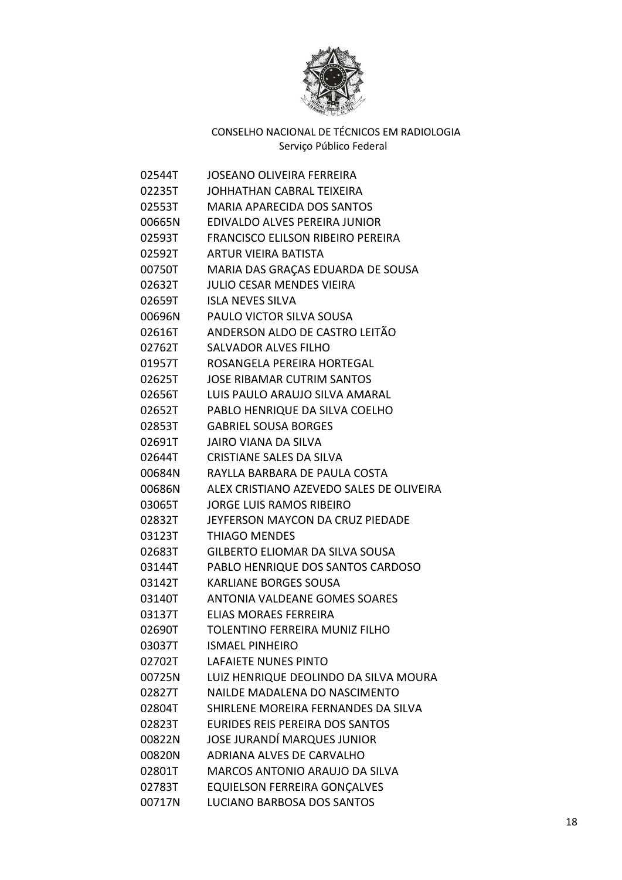CONSELHO NACIONAL DE TÉCNICOS EM RADIOLOGIA
Serviço Público Federal

| | |
|---|---|
| 02544T | JOSEANO OLIVEIRA FERREIRA |
| 02235T | JOHHATHAN CABRAL TEIXEIRA |
| 02553T | MARIA APARECIDA DOS SANTOS |
| 00665N | EDIVALDO ALVES PEREIRA JUNIOR |
| 02593T | FRANCISCO ELILSON RIBEIRO PEREIRA |
| 02592T | ARTUR VIEIRA BATISTA |
| 00750T | MARIA DAS GRAÇAS EDUARDA DE SOUSA |
| 02632T | JULIO CESAR MENDES VIEIRA |
| 02659T | ISLA NEVES SILVA |
| 00696N | PAULO VICTOR SILVA SOUSA |
| 02616T | ANDERSON ALDO DE CASTRO LEITÃO |
| 02762T | SALVADOR ALVES FILHO |
| 01957T | ROSANGELA PEREIRA HORTEGAL |
| 02625T | JOSE RIBAMAR CUTRIM SANTOS |
| 02656T | LUIS PAULO ARAUJO SILVA AMARAL |
| 02652T | PABLO HENRIQUE DA SILVA COELHO |
| 02853T | GABRIEL SOUSA BORGES |
| 02691T | JAIRO VIANA DA SILVA |
| 02644T | CRISTIANE SALES DA SILVA |
| 00684N | RAYLLA BARBARA DE PAULA COSTA |
| 00686N | ALEX CRISTIANO AZEVEDO SALES DE OLIVEIRA |
| 03065T | JORGE LUIS RAMOS RIBEIRO |
| 02832T | JEYFERSON MAYCON DA CRUZ PIEDADE |
| 03123T | THIAGO MENDES |
| 02683T | GILBERTO ELIOMAR DA SILVA SOUSA |
| 03144T | PABLO HENRIQUE DOS SANTOS CARDOSO |
| 03142T | KARLIANE BORGES SOUSA |
| 03140T | ANTONIA VALDEANE GOMES SOARES |
| 03137T | ELIAS MORAES FERREIRA |
| 02690T | TOLENTINO FERREIRA MUNIZ FILHO |
| 03037T | ISMAEL PINHEIRO |
| 02702T | LAFAIETE NUNES PINTO |
| 00725N | LUIZ HENRIQUE DEOLINDO DA SILVA MOURA |
| 02827T | NAILDE MADALENA DO NASCIMENTO |
| 02804T | SHIRLENE MOREIRA FERNANDES DA SILVA |
| 02823T | EURIDES REIS PEREIRA DOS SANTOS |
| 00822N | JOSE JURANDÍ MARQUES JUNIOR |
| 00820N | ADRIANA ALVES DE CARVALHO |
| 02801T | MARCOS ANTONIO ARAUJO DA SILVA |
| 02783T | EQUIELSON FERREIRA GONÇALVES |
| 00717N | LUCIANO BARBOSA DOS SANTOS |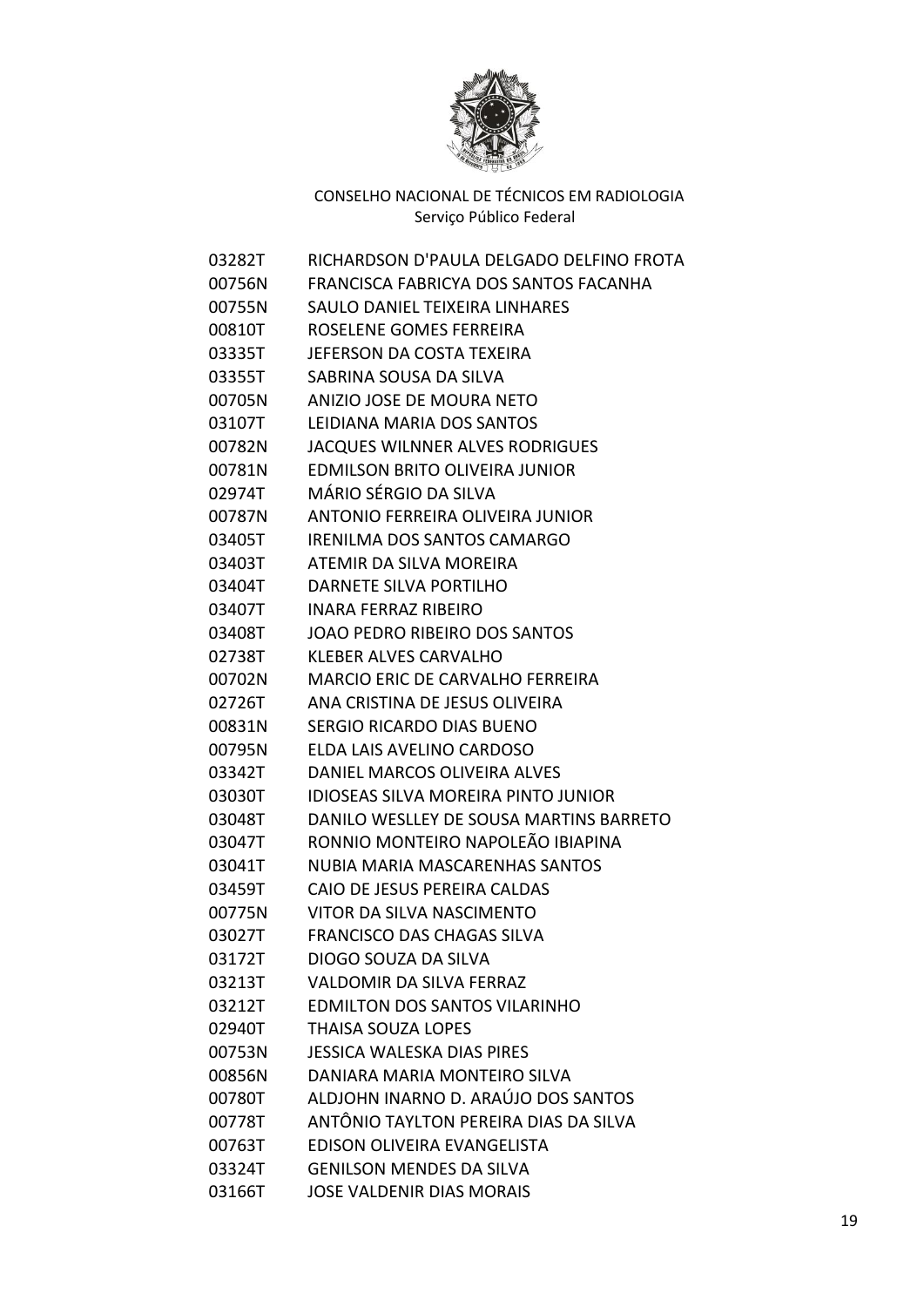CONSELHO NACIONAL DE TÉCNICOS EM RADIOLOGIA
Serviço Público Federal

| | |
|---|---|
| 03282T | RICHARDSON D'PAULA DELGADO DELFINO FROTA |
| 00756N | FRANCISCA FABRICYA DOS SANTOS FACANHA |
| 00755N | SAULO DANIEL TEIXEIRA LINHARES |
| 00810T | ROSELENE GOMES FERREIRA |
| 03335T | JEFERSON DA COSTA TEXEIRA |
| 03355T | SABRINA SOUSA DA SILVA |
| 00705N | ANIZIO JOSE DE MOURA NETO |
| 03107T | LEIDIANA MARIA DOS SANTOS |
| 00782N | JACQUES WILNNER ALVES RODRIGUES |
| 00781N | EDMILSON BRITO OLIVEIRA JUNIOR |
| 02974T | MÁRIO SÉRGIO DA SILVA |
| 00787N | ANTONIO FERREIRA OLIVEIRA JUNIOR |
| 03405T | IRENILMA DOS SANTOS CAMARGO |
| 03403T | ATEMIR DA SILVA MOREIRA |
| 03404T | DARNETE SILVA PORTILHO |
| 03407T | INARA FERRAZ RIBEIRO |
| 03408T | JOAO PEDRO RIBEIRO DOS SANTOS |
| 02738T | KLEBER ALVES CARVALHO |
| 00702N | MARCIO ERIC DE CARVALHO FERREIRA |
| 02726T | ANA CRISTINA DE JESUS OLIVEIRA |
| 00831N | SERGIO RICARDO DIAS BUENO |
| 00795N | ELDA LAIS AVELINO CARDOSO |
| 03342T | DANIEL MARCOS OLIVEIRA ALVES |
| 03030T | IDIOSEAS SILVA MOREIRA PINTO JUNIOR |
| 03048T | DANILO WESLLEY DE SOUSA MARTINS BARRETO |
| 03047T | RONNIO MONTEIRO NAPOLEÃO IBIAPINA |
| 03041T | NUBIA MARIA MASCARENHAS SANTOS |
| 03459T | CAIO DE JESUS PEREIRA CALDAS |
| 00775N | VITOR DA SILVA NASCIMENTO |
| 03027T | FRANCISCO DAS CHAGAS SILVA |
| 03172T | DIOGO SOUZA DA SILVA |
| 03213T | VALDOMIR DA SILVA FERRAZ |
| 03212T | EDMILTON DOS SANTOS VILARINHO |
| 02940T | THAISA SOUZA LOPES |
| 00753N | JESSICA WALESKA DIAS PIRES |
| 00856N | DANIARA MARIA MONTEIRO SILVA |
| 00780T | ALDJOHN INARNO D. ARAÚJO DOS SANTOS |
| 00778T | ANTÔNIO TAYLTON PEREIRA DIAS DA SILVA |
| 00763T | EDISON OLIVEIRA EVANGELISTA |
| 03324T | GENILSON MENDES DA SILVA |
| 03166T | JOSE VALDENIR DIAS MORAIS |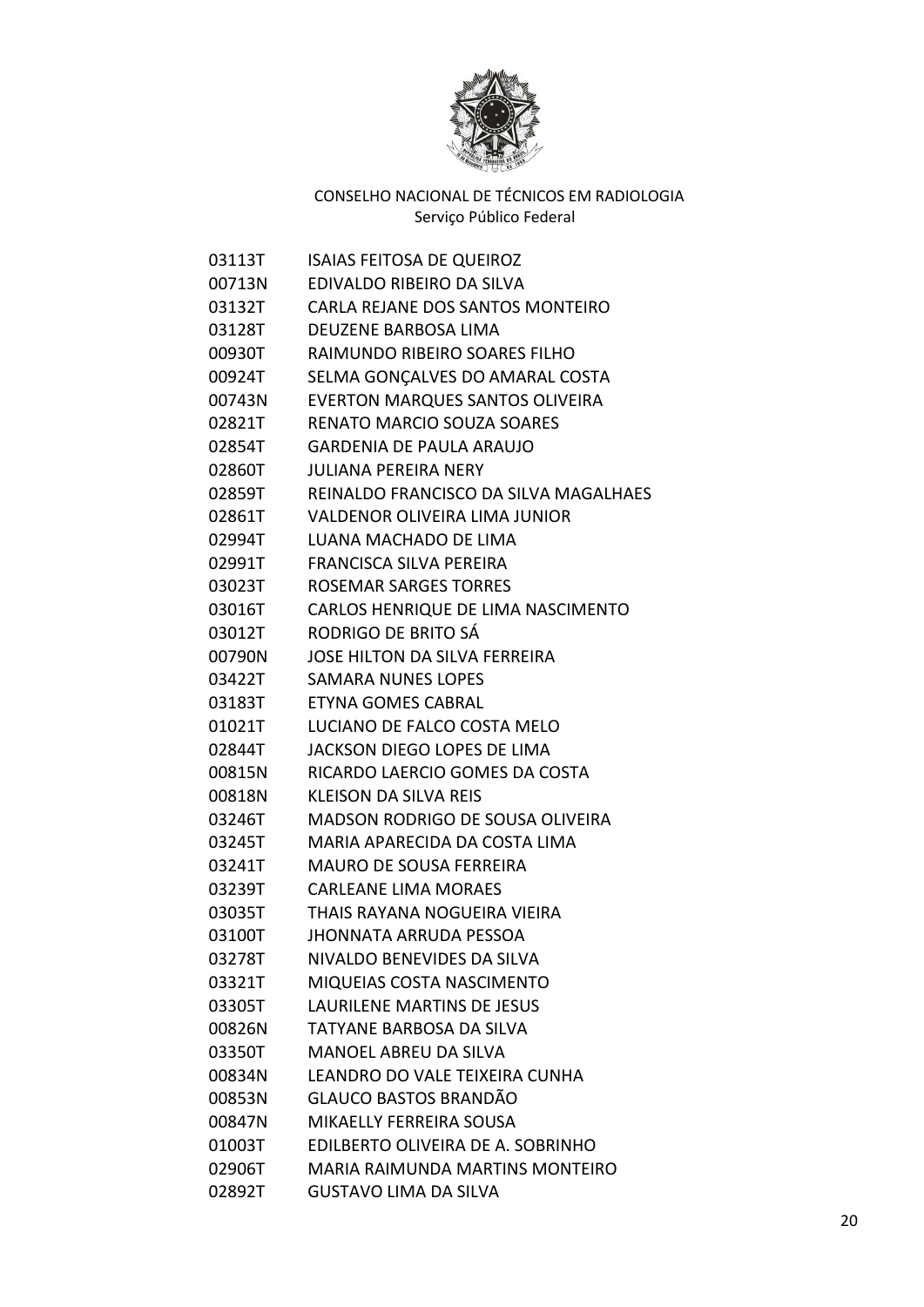CONSELHO NACIONAL DE TÉCNICOS EM RADIOLOGIA
Serviço Público Federal

| | |
|---|---|
| 03113T | ISAIAS FEITOSA DE QUEIROZ |
| 00713N | EDIVALDO RIBEIRO DA SILVA |
| 03132T | CARLA REJANE DOS SANTOS MONTEIRO |
| 03128T | DEUZENE BARBOSA LIMA |
| 00930T | RAIMUNDO RIBEIRO SOARES FILHO |
| 00924T | SELMA GONÇALVES DO AMARAL COSTA |
| 00743N | EVERTON MARQUES SANTOS OLIVEIRA |
| 02821T | RENATO MARCIO SOUZA SOARES |
| 02854T | GARDENIA DE PAULA ARAUJO |
| 02860T | JULIANA PEREIRA NERY |
| 02859T | REINALDO FRANCISCO DA SILVA MAGALHAES |
| 02861T | VALDENOR OLIVEIRA LIMA JUNIOR |
| 02994T | LUANA MACHADO DE LIMA |
| 02991T | FRANCISCA SILVA PEREIRA |
| 03023T | ROSEMAR SARGES TORRES |
| 03016T | CARLOS HENRIQUE DE LIMA NASCIMENTO |
| 03012T | RODRIGO DE BRITO SÁ |
| 00790N | JOSE HILTON DA SILVA FERREIRA |
| 03422T | SAMARA NUNES LOPES |
| 03183T | ETYNA GOMES CABRAL |
| 01021T | LUCIANO DE FALCO COSTA MELO |
| 02844T | JACKSON DIEGO LOPES DE LIMA |
| 00815N | RICARDO LAERCIO GOMES DA COSTA |
| 00818N | KLEISON DA SILVA REIS |
| 03246T | MADSON RODRIGO DE SOUSA OLIVEIRA |
| 03245T | MARIA APARECIDA DA COSTA LIMA |
| 03241T | MAURO DE SOUSA FERREIRA |
| 03239T | CARLEANE LIMA MORAES |
| 03035T | THAIS RAYANA NOGUEIRA VIEIRA |
| 03100T | JHONNATA ARRUDA PESSOA |
| 03278T | NIVALDO BENEVIDES DA SILVA |
| 03321T | MIQUEIAS COSTA NASCIMENTO |
| 03305T | LAURILENE MARTINS DE JESUS |
| 00826N | TATYANE BARBOSA DA SILVA |
| 03350T | MANOEL ABREU DA SILVA |
| 00834N | LEANDRO DO VALE TEIXEIRA CUNHA |
| 00853N | GLAUCO BASTOS BRANDÃO |
| 00847N | MIKAELLY FERREIRA SOUSA |
| 01003T | EDILBERTO OLIVEIRA DE A. SOBRINHO |
| 02906T | MARIA RAIMUNDA MARTINS MONTEIRO |
| 02892T | GUSTAVO LIMA DA SILVA |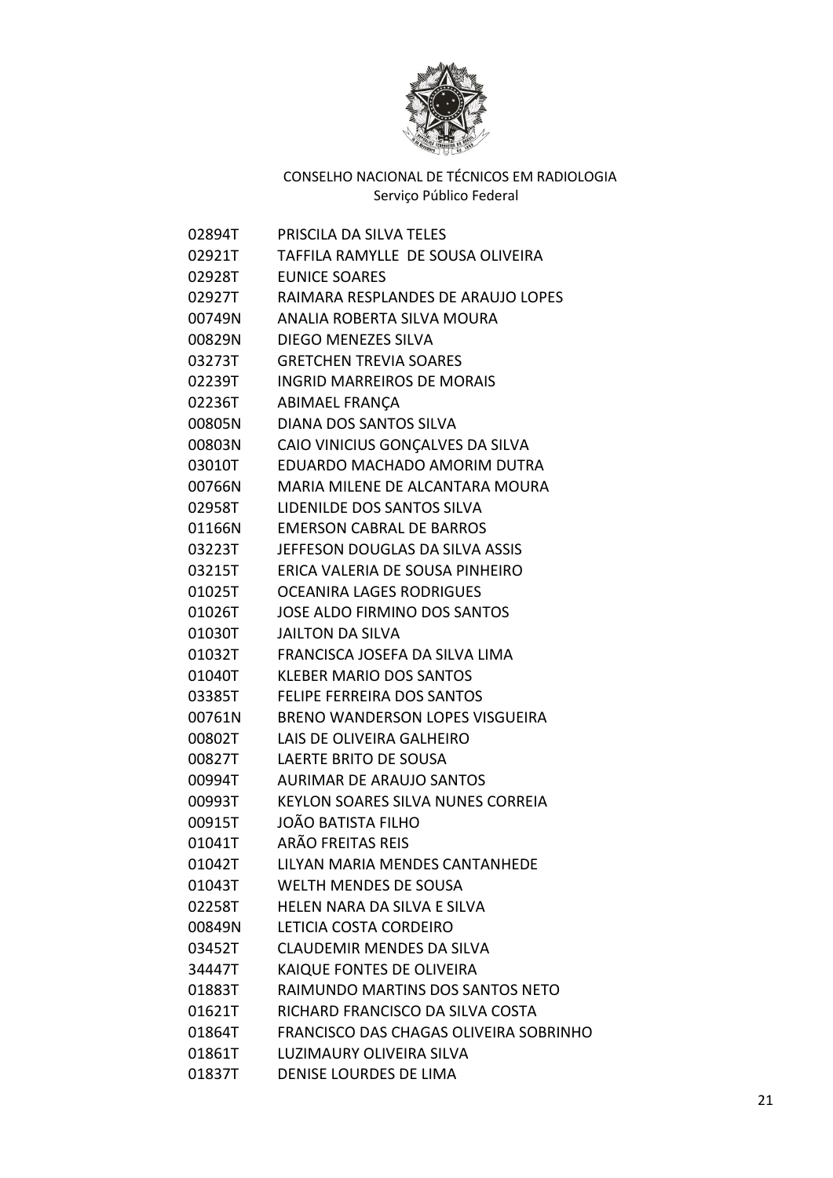CONSELHO NACIONAL DE TÉCNICOS EM RADIOLOGIA
Serviço Público Federal

| | |
|---|---|
| 02894T | PRISCILA DA SILVA TELES |
| 02921T | TAFFILA RAMYLLE DE SOUSA OLIVEIRA |
| 02928T | EUNICE SOARES |
| 02927T | RAIMARA RESPLANDES DE ARAUJO LOPES |
| 00749N | ANALIA ROBERTA SILVA MOURA |
| 00829N | DIEGO MENEZES SILVA |
| 03273T | GRETCHEN TREVIA SOARES |
| 02239T | INGRID MARREIROS DE MORAIS |
| 02236T | ABIMAEL FRANÇA |
| 00805N | DIANA DOS SANTOS SILVA |
| 00803N | CAIO VINICIUS GONÇALVES DA SILVA |
| 03010T | EDUARDO MACHADO AMORIM DUTRA |
| 00766N | MARIA MILENE DE ALCANTARA MOURA |
| 02958T | LIDENILDE DOS SANTOS SILVA |
| 01166N | EMERSON CABRAL DE BARROS |
| 03223T | JEFFESON DOUGLAS DA SILVA ASSIS |
| 03215T | ERICA VALERIA DE SOUSA PINHEIRO |
| 01025T | OCEANIRA LAGES RODRIGUES |
| 01026T | JOSE ALDO FIRMINO DOS SANTOS |
| 01030T | JAILTON DA SILVA |
| 01032T | FRANCISCA JOSEFA DA SILVA LIMA |
| 01040T | KLEBER MARIO DOS SANTOS |
| 03385T | FELIPE FERREIRA DOS SANTOS |
| 00761N | BRENO WANDERSON LOPES VISGUEIRA |
| 00802T | LAIS DE OLIVEIRA GALHEIRO |
| 00827T | LAERTE BRITO DE SOUSA |
| 00994T | AURIMAR DE ARAUJO SANTOS |
| 00993T | KEYLON SOARES SILVA NUNES CORREIA |
| 00915T | JOÃO BATISTA FILHO |
| 01041T | ARÃO FREITAS REIS |
| 01042T | LILYAN MARIA MENDES CANTANHEDE |
| 01043T | WELTH MENDES DE SOUSA |
| 02258T | HELEN NARA DA SILVA E SILVA |
| 00849N | LETICIA COSTA CORDEIRO |
| 03452T | CLAUDEMIR MENDES DA SILVA |
| 34447T | KAIQUE FONTES DE OLIVEIRA |
| 01883T | RAIMUNDO MARTINS DOS SANTOS NETO |
| 01621T | RICHARD FRANCISCO DA SILVA COSTA |
| 01864T | FRANCISCO DAS CHAGAS OLIVEIRA SOBRINHO |
| 01861T | LUZIMAURY OLIVEIRA SILVA |
| 01837T | DENISE LOURDES DE LIMA |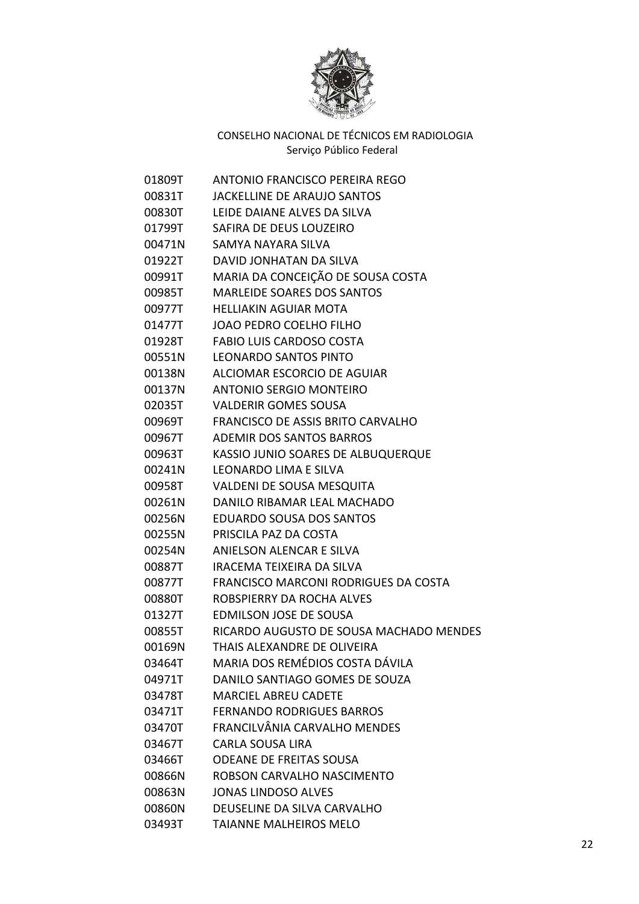CONSELHO NACIONAL DE TÉCNICOS EM RADIOLOGIA
Serviço Público Federal

| | |
|---|---|
| 01809T | ANTONIO FRANCISCO PEREIRA REGO |
| 00831T | JACKELLINE DE ARAUJO SANTOS |
| 00830T | LEIDE DAIANE ALVES DA SILVA |
| 01799T | SAFIRA DE DEUS LOUZEIRO |
| 00471N | SAMYA NAYARA SILVA |
| 01922T | DAVID JONHATAN DA SILVA |
| 00991T | MARIA DA CONCEIÇÃO DE SOUSA COSTA |
| 00985T | MARLEIDE SOARES DOS SANTOS |
| 00977T | HELLIAKIN AGUIAR MOTA |
| 01477T | JOAO PEDRO COELHO FILHO |
| 01928T | FABIO LUIS CARDOSO COSTA |
| 00551N | LEONARDO SANTOS PINTO |
| 00138N | ALCIOMAR ESCORCIO DE AGUIAR |
| 00137N | ANTONIO SERGIO MONTEIRO |
| 02035T | VALDERIR GOMES SOUSA |
| 00969T | FRANCISCO DE ASSIS BRITO CARVALHO |
| 00967T | ADEMIR DOS SANTOS BARROS |
| 00963T | KASSIO JUNIO SOARES DE ALBUQUERQUE |
| 00241N | LEONARDO LIMA E SILVA |
| 00958T | VALDENI DE SOUSA MESQUITA |
| 00261N | DANILO RIBAMAR LEAL MACHADO |
| 00256N | EDUARDO SOUSA DOS SANTOS |
| 00255N | PRISCILA PAZ DA COSTA |
| 00254N | ANIELSON ALENCAR E SILVA |
| 00887T | IRACEMA TEIXEIRA DA SILVA |
| 00877T | FRANCISCO MARCONI RODRIGUES DA COSTA |
| 00880T | ROBSPIERRY DA ROCHA ALVES |
| 01327T | EDMILSON JOSE DE SOUSA |
| 00855T | RICARDO AUGUSTO DE SOUSA MACHADO MENDES |
| 00169N | THAIS ALEXANDRE DE OLIVEIRA |
| 03464T | MARIA DOS REMÉDIOS COSTA DÁVILA |
| 04971T | DANILO SANTIAGO GOMES DE SOUZA |
| 03478T | MARCIEL ABREU CADETE |
| 03471T | FERNANDO RODRIGUES BARROS |
| 03470T | FRANCILVÂNIA CARVALHO MENDES |
| 03467T | CARLA SOUSA LIRA |
| 03466T | ODEANE DE FREITAS SOUSA |
| 00866N | ROBSON CARVALHO NASCIMENTO |
| 00863N | JONAS LINDOSO ALVES |
| 00860N | DEUSELINE DA SILVA CARVALHO |
| 03493T | TAIANNE MALHEIROS MELO |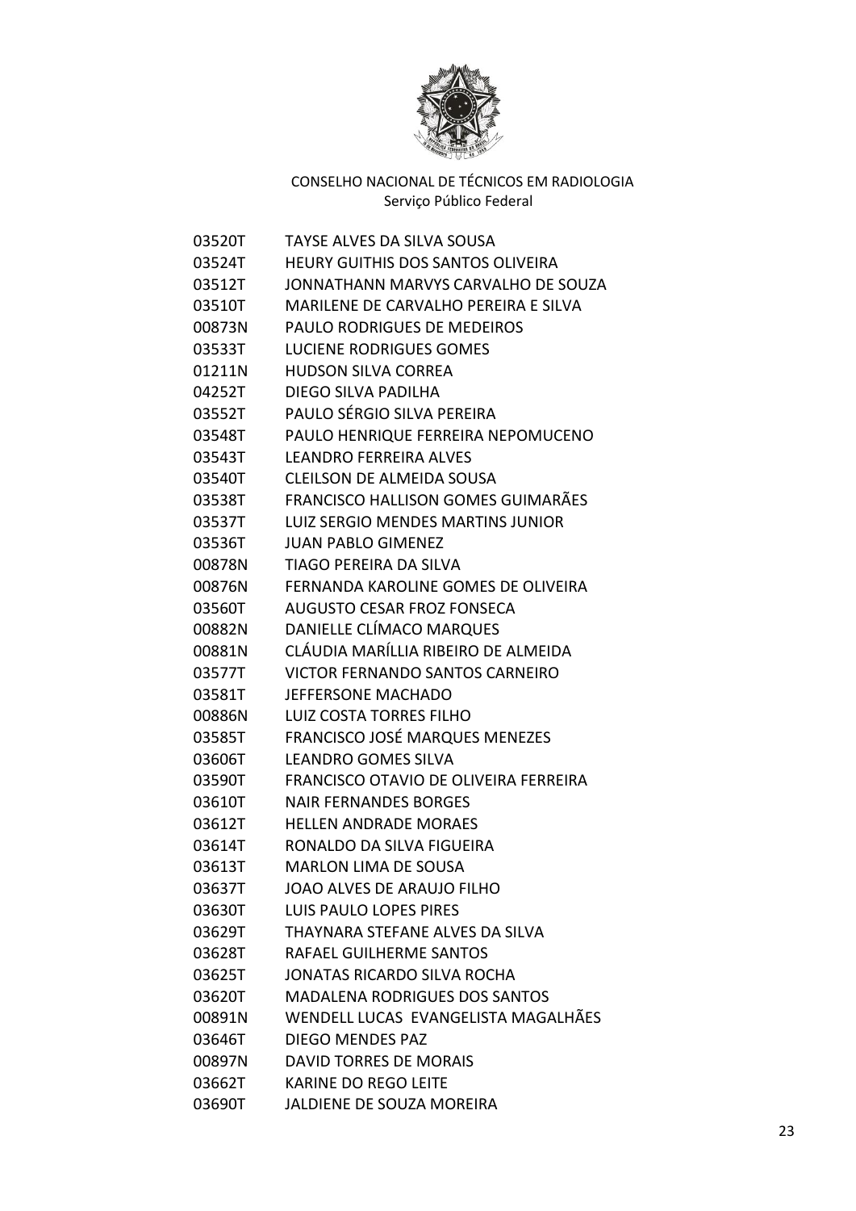CONSELHO NACIONAL DE TÉCNICOS EM RADIOLOGIA
Serviço Público Federal

| | |
|---|---|
| 03520T | TAYSE ALVES DA SILVA SOUSA |
| 03524T | HEURY GUITHIS DOS SANTOS OLIVEIRA |
| 03512T | JONNATHANN MARVYS CARVALHO DE SOUZA |
| 03510T | MARILENE DE CARVALHO PEREIRA E SILVA |
| 00873N | PAULO RODRIGUES DE MEDEIROS |
| 03533T | LUCIENE RODRIGUES GOMES |
| 01211N | HUDSON SILVA CORREA |
| 04252T | DIEGO SILVA PADILHA |
| 03552T | PAULO SÉRGIO SILVA PEREIRA |
| 03548T | PAULO HENRIQUE FERREIRA NEPOMUCENO |
| 03543T | LEANDRO FERREIRA ALVES |
| 03540T | CLEILSON DE ALMEIDA SOUSA |
| 03538T | FRANCISCO HALLISON GOMES GUIMARÃES |
| 03537T | LUIZ SERGIO MENDES MARTINS JUNIOR |
| 03536T | JUAN PABLO GIMENEZ |
| 00878N | TIAGO PEREIRA DA SILVA |
| 00876N | FERNANDA KAROLINE GOMES DE OLIVEIRA |
| 03560T | AUGUSTO CESAR FROZ FONSECA |
| 00882N | DANIELLE CLÍMACO MARQUES |
| 00881N | CLÁUDIA MARÍLLIA RIBEIRO DE ALMEIDA |
| 03577T | VICTOR FERNANDO SANTOS CARNEIRO |
| 03581T | JEFFERSONE MACHADO |
| 00886N | LUIZ COSTA TORRES FILHO |
| 03585T | FRANCISCO JOSÉ MARQUES MENEZES |
| 03606T | LEANDRO GOMES SILVA |
| 03590T | FRANCISCO OTAVIO DE OLIVEIRA FERREIRA |
| 03610T | NAIR FERNANDES BORGES |
| 03612T | HELLEN ANDRADE MORAES |
| 03614T | RONALDO DA SILVA FIGUEIRA |
| 03613T | MARLON LIMA DE SOUSA |
| 03637T | JOAO ALVES DE ARAUJO FILHO |
| 03630T | LUIS PAULO LOPES PIRES |
| 03629T | THAYNARA STEFANE ALVES DA SILVA |
| 03628T | RAFAEL GUILHERME SANTOS |
| 03625T | JONATAS RICARDO SILVA ROCHA |
| 03620T | MADALENA RODRIGUES DOS SANTOS |
| 00891N | WENDELL LUCAS EVANGELISTA MAGALHÃES |
| 03646T | DIEGO MENDES PAZ |
| 00897N | DAVID TORRES DE MORAIS |
| 03662T | KARINE DO REGO LEITE |
| 03690T | JALDIENE DE SOUZA MOREIRA |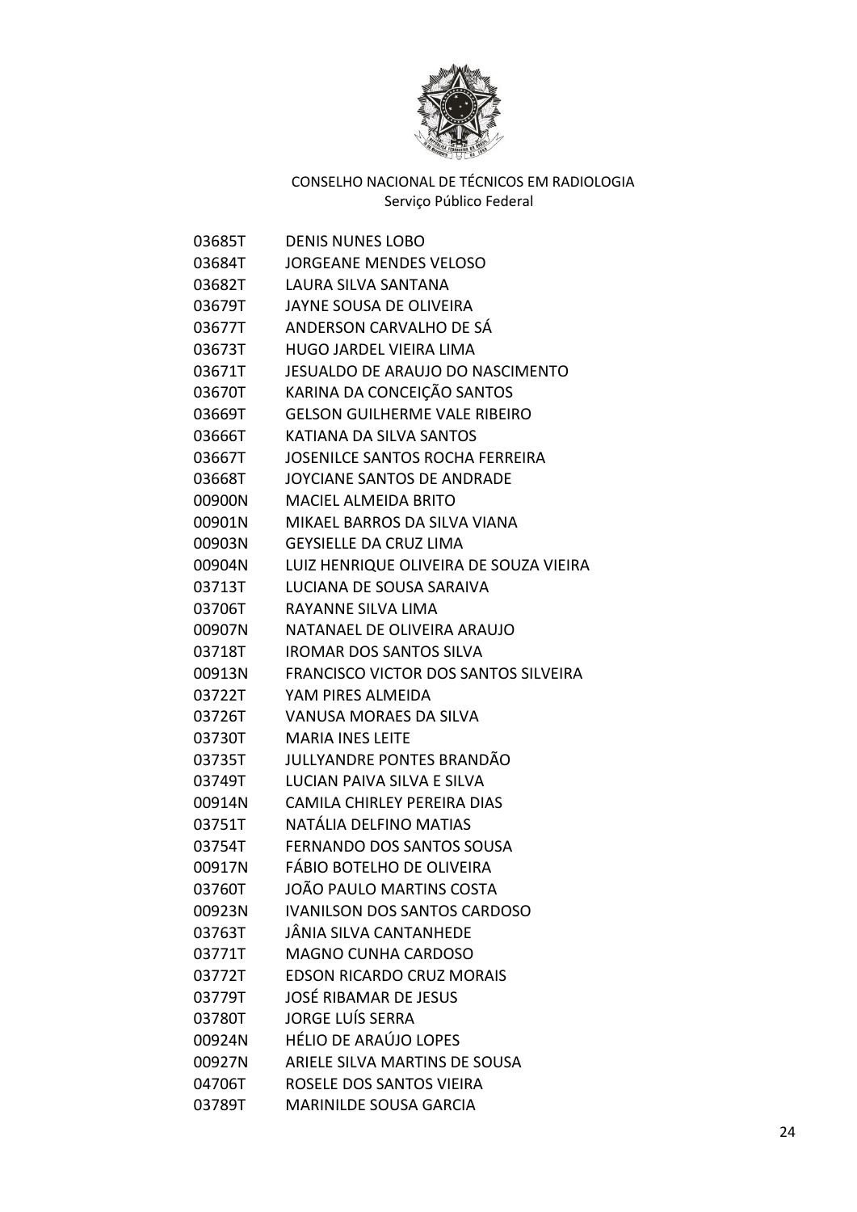CONSELHO NACIONAL DE TÉCNICOS EM RADIOLOGIA
Serviço Público Federal

| | |
|---|---|
| 03685T | DENIS NUNES LOBO |
| 03684T | JORGEANE MENDES VELOSO |
| 03682T | LAURA SILVA SANTANA |
| 03679T | JAYNE SOUSA DE OLIVEIRA |
| 03677T | ANDERSON CARVALHO DE SÁ |
| 03673T | HUGO JARDEL VIEIRA LIMA |
| 03671T | JESUALDO DE ARAUJO DO NASCIMENTO |
| 03670T | KARINA DA CONCEIÇÃO SANTOS |
| 03669T | GELSON GUILHERME VALE RIBEIRO |
| 03666T | KATIANA DA SILVA SANTOS |
| 03667T | JOSENILCE SANTOS ROCHA FERREIRA |
| 03668T | JOYCIANE SANTOS DE ANDRADE |
| 00900N | MACIEL ALMEIDA BRITO |
| 00901N | MIKAEL BARROS DA SILVA VIANA |
| 00903N | GEYSIELLE DA CRUZ LIMA |
| 00904N | LUIZ HENRIQUE OLIVEIRA DE SOUZA VIEIRA |
| 03713T | LUCIANA DE SOUSA SARAIVA |
| 03706T | RAYANNE SILVA LIMA |
| 00907N | NATANAEL DE OLIVEIRA ARAUJO |
| 03718T | IROMAR DOS SANTOS SILVA |
| 00913N | FRANCISCO VICTOR DOS SANTOS SILVEIRA |
| 03722T | YAM PIRES ALMEIDA |
| 03726T | VANUSA MORAES DA SILVA |
| 03730T | MARIA INES LEITE |
| 03735T | JULLYANDRE PONTES BRANDÃO |
| 03749T | LUCIAN PAIVA SILVA E SILVA |
| 00914N | CAMILA CHIRLEY PEREIRA DIAS |
| 03751T | NATÁLIA DELFINO MATIAS |
| 03754T | FERNANDO DOS SANTOS SOUSA |
| 00917N | FÁBIO BOTELHO DE OLIVEIRA |
| 03760T | JOÃO PAULO MARTINS COSTA |
| 00923N | IVANILSON DOS SANTOS CARDOSO |
| 03763T | JÂNIA SILVA CANTANHEDE |
| 03771T | MAGNO CUNHA CARDOSO |
| 03772T | EDSON RICARDO CRUZ MORAIS |
| 03779T | JOSÉ RIBAMAR DE JESUS |
| 03780T | JORGE LUÍS SERRA |
| 00924N | HÉLIO DE ARAÚJO LOPES |
| 00927N | ARIELE SILVA MARTINS DE SOUSA |
| 04706T | ROSELE DOS SANTOS VIEIRA |
| 03789T | MARINILDE SOUSA GARCIA |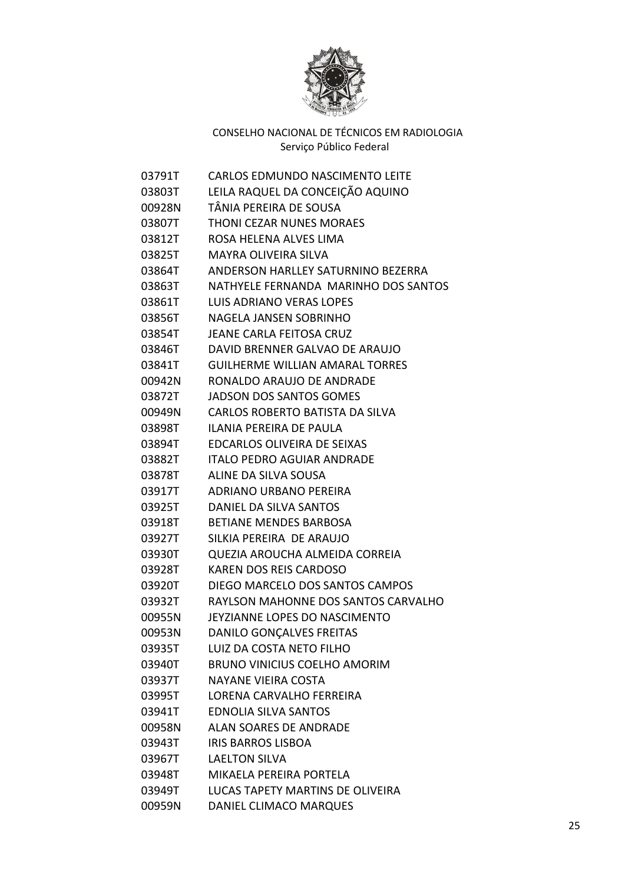CONSELHO NACIONAL DE TÉCNICOS EM RADIOLOGIA
Serviço Público Federal

| | |
|---|---|
| 03791T | CARLOS EDMUNDO NASCIMENTO LEITE |
| 03803T | LEILA RAQUEL DA CONCEIÇÃO AQUINO |
| 00928N | TÂNIA PEREIRA DE SOUSA |
| 03807T | THONI CEZAR NUNES MORAES |
| 03812T | ROSA HELENA ALVES LIMA |
| 03825T | MAYRA OLIVEIRA SILVA |
| 03864T | ANDERSON HARLLEY SATURNINO BEZERRA |
| 03863T | NATHYELE FERNANDA MARINHO DOS SANTOS |
| 03861T | LUIS ADRIANO VERAS LOPES |
| 03856T | NAGELA JANSEN SOBRINHO |
| 03854T | JEANE CARLA FEITOSA CRUZ |
| 03846T | DAVID BRENNER GALVAO DE ARAUJO |
| 03841T | GUILHERME WILLIAN AMARAL TORRES |
| 00942N | RONALDO ARAUJO DE ANDRADE |
| 03872T | JADSON DOS SANTOS GOMES |
| 00949N | CARLOS ROBERTO BATISTA DA SILVA |
| 03898T | ILANIA PEREIRA DE PAULA |
| 03894T | EDCARLOS OLIVEIRA DE SEIXAS |
| 03882T | ITALO PEDRO AGUIAR ANDRADE |
| 03878T | ALINE DA SILVA SOUSA |
| 03917T | ADRIANO URBANO PEREIRA |
| 03925T | DANIEL DA SILVA SANTOS |
| 03918T | BETIANE MENDES BARBOSA |
| 03927T | SILKIA PEREIRA DE ARAUJO |
| 03930T | QUEZIA AROUCHA ALMEIDA CORREIA |
| 03928T | KAREN DOS REIS CARDOSO |
| 03920T | DIEGO MARCELO DOS SANTOS CAMPOS |
| 03932T | RAYLSON MAHONNE DOS SANTOS CARVALHO |
| 00955N | JEYZIANNE LOPES DO NASCIMENTO |
| 00953N | DANILO GONÇALVES FREITAS |
| 03935T | LUIZ DA COSTA NETO FILHO |
| 03940T | BRUNO VINICIUS COELHO AMORIM |
| 03937T | NAYANE VIEIRA COSTA |
| 03995T | LORENA CARVALHO FERREIRA |
| 03941T | EDNOLIA SILVA SANTOS |
| 00958N | ALAN SOARES DE ANDRADE |
| 03943T | IRIS BARROS LISBOA |
| 03967T | LAELTON SILVA |
| 03948T | MIKAELA PEREIRA PORTELA |
| 03949T | LUCAS TAPETY MARTINS DE OLIVEIRA |
| 00959N | DANIEL CLIMACO MARQUES |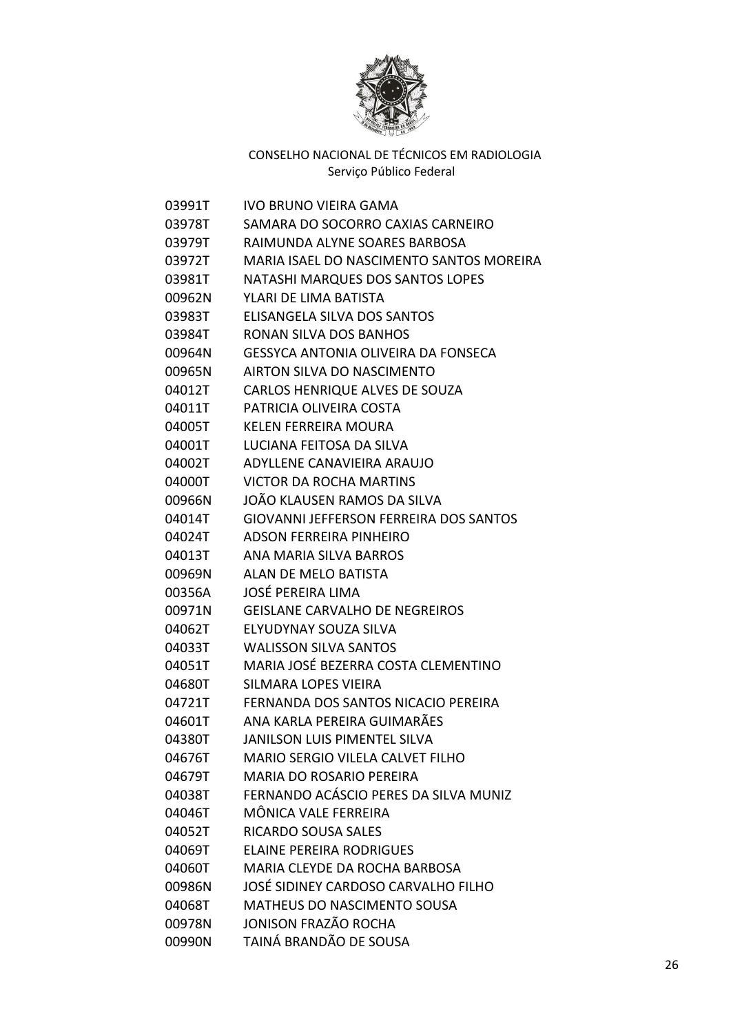CONSELHO NACIONAL DE TÉCNICOS EM RADIOLOGIA
Serviço Público Federal

| | |
|---|---|
| 03991T | IVO BRUNO VIEIRA GAMA |
| 03978T | SAMARA DO SOCORRO CAXIAS CARNEIRO |
| 03979T | RAIMUNDA ALYNE SOARES BARBOSA |
| 03972T | MARIA ISAEL DO NASCIMENTO SANTOS MOREIRA |
| 03981T | NATASHI MARQUES DOS SANTOS LOPES |
| 00962N | YLARI DE LIMA BATISTA |
| 03983T | ELISANGELA SILVA DOS SANTOS |
| 03984T | RONAN SILVA DOS BANHOS |
| 00964N | GESSYCA ANTONIA OLIVEIRA DA FONSECA |
| 00965N | AIRTON SILVA DO NASCIMENTO |
| 04012T | CARLOS HENRIQUE ALVES DE SOUZA |
| 04011T | PATRICIA OLIVEIRA COSTA |
| 04005T | KELEN FERREIRA MOURA |
| 04001T | LUCIANA FEITOSA DA SILVA |
| 04002T | ADYLLENE CANAVIEIRA ARAUJO |
| 04000T | VICTOR DA ROCHA MARTINS |
| 00966N | JOÃO KLAUSEN RAMOS DA SILVA |
| 04014T | GIOVANNI JEFFERSON FERREIRA DOS SANTOS |
| 04024T | ADSON FERREIRA PINHEIRO |
| 04013T | ANA MARIA SILVA BARROS |
| 00969N | ALAN DE MELO BATISTA |
| 00356A | JOSÉ PEREIRA LIMA |
| 00971N | GEISLANE CARVALHO DE NEGREIROS |
| 04062T | ELYUDYNAY SOUZA SILVA |
| 04033T | WALISSON SILVA SANTOS |
| 04051T | MARIA JOSÉ BEZERRA COSTA CLEMENTINO |
| 04680T | SILMARA LOPES VIEIRA |
| 04721T | FERNANDA DOS SANTOS NICACIO PEREIRA |
| 04601T | ANA KARLA PEREIRA GUIMARÃES |
| 04380T | JANILSON LUIS PIMENTEL SILVA |
| 04676T | MARIO SERGIO VILELA CALVET FILHO |
| 04679T | MARIA DO ROSARIO PEREIRA |
| 04038T | FERNANDO ACÁSCIO PERES DA SILVA MUNIZ |
| 04046T | MÔNICA VALE FERREIRA |
| 04052T | RICARDO SOUSA SALES |
| 04069T | ELAINE PEREIRA RODRIGUES |
| 04060T | MARIA CLEYDE DA ROCHA BARBOSA |
| 00986N | JOSÉ SIDINEY CARDOSO CARVALHO FILHO |
| 04068T | MATHEUS DO NASCIMENTO SOUSA |
| 00978N | JONISON FRAZÃO ROCHA |
| 00990N | TAINÁ BRANDÃO DE SOUSA |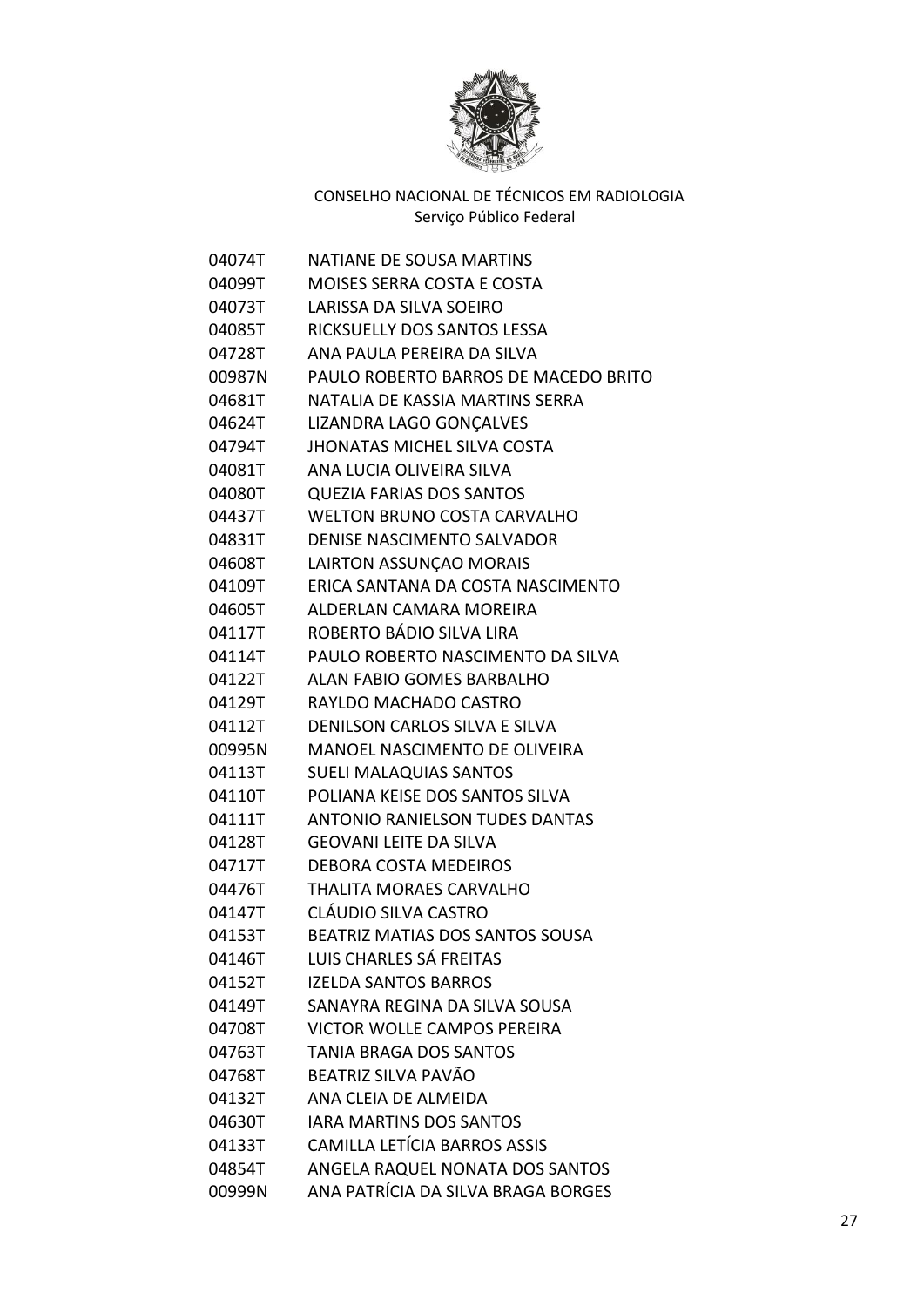CONSELHO NACIONAL DE TÉCNICOS EM RADIOLOGIA
Serviço Público Federal

| | |
|---|---|
| 04074T | NATIANE DE SOUSA MARTINS |
| 04099T | MOISES SERRA COSTA E COSTA |
| 04073T | LARISSA DA SILVA SOEIRO |
| 04085T | RICKSUELLY DOS SANTOS LESSA |
| 04728T | ANA PAULA PEREIRA DA SILVA |
| 00987N | PAULO ROBERTO BARROS DE MACEDO BRITO |
| 04681T | NATALIA DE KASSIA MARTINS SERRA |
| 04624T | LIZANDRA LAGO GONÇALVES |
| 04794T | JHONATAS MICHEL SILVA COSTA |
| 04081T | ANA LUCIA OLIVEIRA SILVA |
| 04080T | QUEZIA FARIAS DOS SANTOS |
| 04437T | WELTON BRUNO COSTA CARVALHO |
| 04831T | DENISE NASCIMENTO SALVADOR |
| 04608T | LAIRTON ASSUNÇAO MORAIS |
| 04109T | ERICA SANTANA DA COSTA NASCIMENTO |
| 04605T | ALDERLAN CAMARA MOREIRA |
| 04117T | ROBERTO BÁDIO SILVA LIRA |
| 04114T | PAULO ROBERTO NASCIMENTO DA SILVA |
| 04122T | ALAN FABIO GOMES BARBALHO |
| 04129T | RAYLDO MACHADO CASTRO |
| 04112T | DENILSON CARLOS SILVA E SILVA |
| 00995N | MANOEL NASCIMENTO DE OLIVEIRA |
| 04113T | SUELI MALAQUIAS SANTOS |
| 04110T | POLIANA KEISE DOS SANTOS SILVA |
| 04111T | ANTONIO RANIELSON TUDES DANTAS |
| 04128T | GEOVANI LEITE DA SILVA |
| 04717T | DEBORA COSTA MEDEIROS |
| 04476T | THALITA MORAES CARVALHO |
| 04147T | CLÁUDIO SILVA CASTRO |
| 04153T | BEATRIZ MATIAS DOS SANTOS SOUSA |
| 04146T | LUIS CHARLES SÁ FREITAS |
| 04152T | IZELDA SANTOS BARROS |
| 04149T | SANAYRA REGINA DA SILVA SOUSA |
| 04708T | VICTOR WOLLE CAMPOS PEREIRA |
| 04763T | TANIA BRAGA DOS SANTOS |
| 04768T | BEATRIZ SILVA PAVÃO |
| 04132T | ANA CLEIA DE ALMEIDA |
| 04630T | IARA MARTINS DOS SANTOS |
| 04133T | CAMILLA LETÍCIA BARROS ASSIS |
| 04854T | ANGELA RAQUEL NONATA DOS SANTOS |
| 00999N | ANA PATRÍCIA DA SILVA BRAGA BORGES |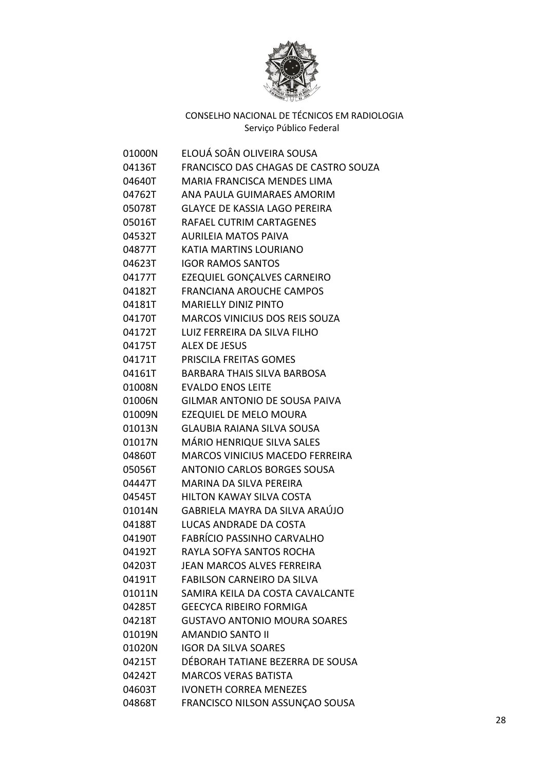CONSELHO NACIONAL DE TÉCNICOS EM RADIOLOGIA
Serviço Público Federal

| | |
|---|---|
| 01000N | ELOUÁ SOÂN OLIVEIRA SOUSA |
| 04136T | FRANCISCO DAS CHAGAS DE CASTRO SOUZA |
| 04640T | MARIA FRANCISCA MENDES LIMA |
| 04762T | ANA PAULA GUIMARAES AMORIM |
| 05078T | GLAYCE DE KASSIA LAGO PEREIRA |
| 05016T | RAFAEL CUTRIM CARTAGENES |
| 04532T | AURILEIA MATOS PAIVA |
| 04877T | KATIA MARTINS LOURIANO |
| 04623T | IGOR RAMOS SANTOS |
| 04177T | EZEQUIEL GONÇALVES CARNEIRO |
| 04182T | FRANCIANA AROUCHE CAMPOS |
| 04181T | MARIELLY DINIZ PINTO |
| 04170T | MARCOS VINICIUS DOS REIS SOUZA |
| 04172T | LUIZ FERREIRA DA SILVA FILHO |
| 04175T | ALEX DE JESUS |
| 04171T | PRISCILA FREITAS GOMES |
| 04161T | BARBARA THAIS SILVA BARBOSA |
| 01008N | EVALDO ENOS LEITE |
| 01006N | GILMAR ANTONIO DE SOUSA PAIVA |
| 01009N | EZEQUIEL DE MELO MOURA |
| 01013N | GLAUBIA RAIANA SILVA SOUSA |
| 01017N | MÁRIO HENRIQUE SILVA SALES |
| 04860T | MARCOS VINICIUS MACEDO FERREIRA |
| 05056T | ANTONIO CARLOS BORGES SOUSA |
| 04447T | MARINA DA SILVA PEREIRA |
| 04545T | HILTON KAWAY SILVA COSTA |
| 01014N | GABRIELA MAYRA DA SILVA ARAÚJO |
| 04188T | LUCAS ANDRADE DA COSTA |
| 04190T | FABRÍCIO PASSINHO CARVALHO |
| 04192T | RAYLA SOFYA SANTOS ROCHA |
| 04203T | JEAN MARCOS ALVES FERREIRA |
| 04191T | FABILSON CARNEIRO DA SILVA |
| 01011N | SAMIRA KEILA DA COSTA CAVALCANTE |
| 04285T | GEECYCA RIBEIRO FORMIGA |
| 04218T | GUSTAVO ANTONIO MOURA SOARES |
| 01019N | AMANDIO SANTO II |
| 01020N | IGOR DA SILVA SOARES |
| 04215T | DÉBORAH TATIANE BEZERRA DE SOUSA |
| 04242T | MARCOS VERAS BATISTA |
| 04603T | IVONETH CORREA MENEZES |
| 04868T | FRANCISCO NILSON ASSUNÇAO SOUSA |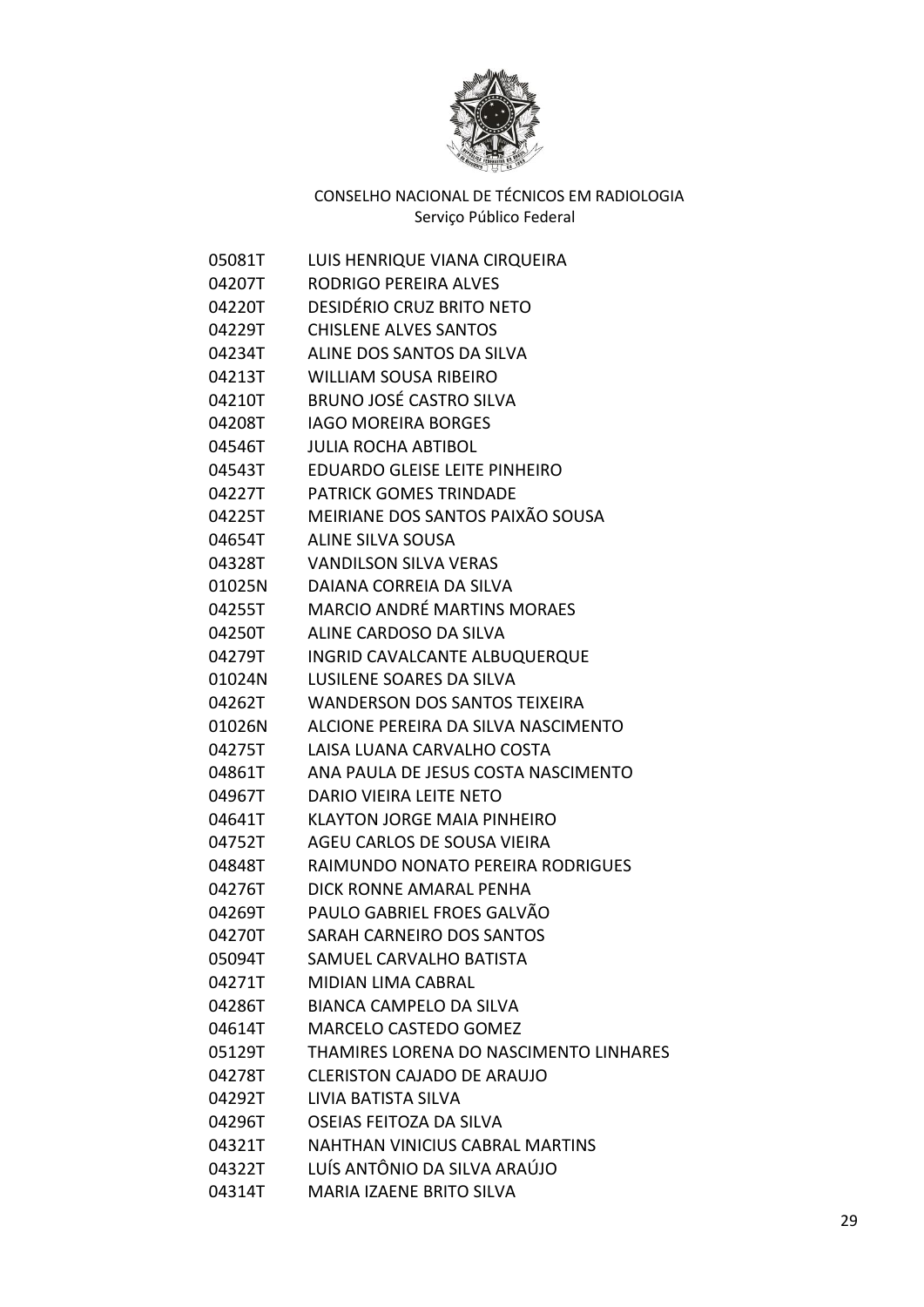CONSELHO NACIONAL DE TÉCNICOS EM RADIOLOGIA
Serviço Público Federal

| | |
|---|---|
| 05081T | LUIS HENRIQUE VIANA CIRQUEIRA |
| 04207T | RODRIGO PEREIRA ALVES |
| 04220T | DESIDÉRIO CRUZ BRITO NETO |
| 04229T | CHISLENE ALVES SANTOS |
| 04234T | ALINE DOS SANTOS DA SILVA |
| 04213T | WILLIAM SOUSA RIBEIRO |
| 04210T | BRUNO JOSÉ CASTRO SILVA |
| 04208T | IAGO MOREIRA BORGES |
| 04546T | JULIA ROCHA ABTIBOL |
| 04543T | EDUARDO GLEISE LEITE PINHEIRO |
| 04227T | PATRICK GOMES TRINDADE |
| 04225T | MEIRIANE DOS SANTOS PAIXÃO SOUSA |
| 04654T | ALINE SILVA SOUSA |
| 04328T | VANDILSON SILVA VERAS |
| 01025N | DAIANA CORREIA DA SILVA |
| 04255T | MARCIO ANDRÉ MARTINS MORAES |
| 04250T | ALINE CARDOSO DA SILVA |
| 04279T | INGRID CAVALCANTE ALBUQUERQUE |
| 01024N | LUSILENE SOARES DA SILVA |
| 04262T | WANDERSON DOS SANTOS TEIXEIRA |
| 01026N | ALCIONE PEREIRA DA SILVA NASCIMENTO |
| 04275T | LAISA LUANA CARVALHO COSTA |
| 04861T | ANA PAULA DE JESUS COSTA NASCIMENTO |
| 04967T | DARIO VIEIRA LEITE NETO |
| 04641T | KLAYTON JORGE MAIA PINHEIRO |
| 04752T | AGEU CARLOS DE SOUSA VIEIRA |
| 04848T | RAIMUNDO NONATO PEREIRA RODRIGUES |
| 04276T | DICK RONNE AMARAL PENHA |
| 04269T | PAULO GABRIEL FROES GALVÃO |
| 04270T | SARAH CARNEIRO DOS SANTOS |
| 05094T | SAMUEL CARVALHO BATISTA |
| 04271T | MIDIAN LIMA CABRAL |
| 04286T | BIANCA CAMPELO DA SILVA |
| 04614T | MARCELO CASTEDO GOMEZ |
| 05129T | THAMIRES LORENA DO NASCIMENTO LINHARES |
| 04278T | CLERISTON CAJADO DE ARAUJO |
| 04292T | LIVIA BATISTA SILVA |
| 04296T | OSEIAS FEITOZA DA SILVA |
| 04321T | NAHTHAN VINICIUS CABRAL MARTINS |
| 04322T | LUÍS ANTÔNIO DA SILVA ARAÚJO |
| 04314T | MARIA IZAENE BRITO SILVA |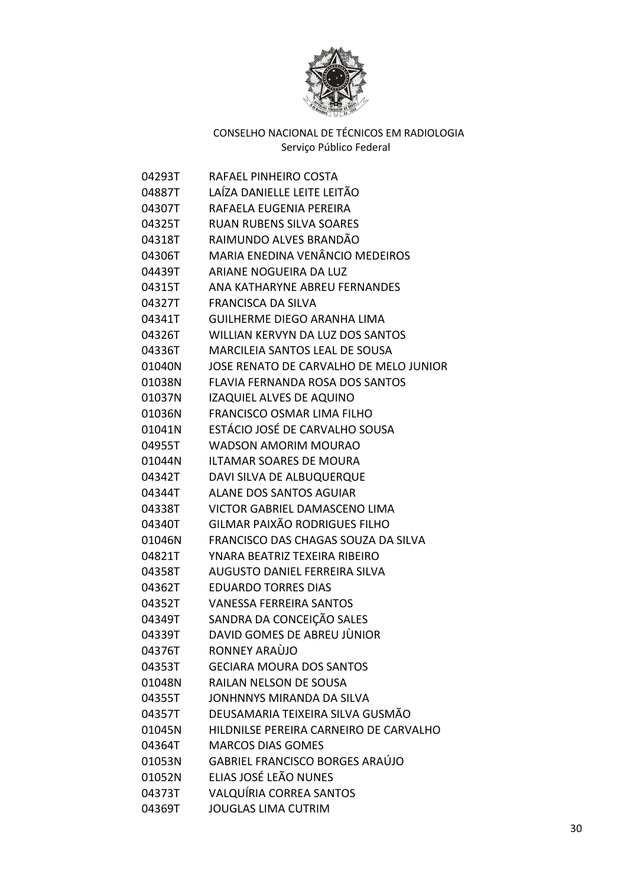CONSELHO NACIONAL DE TÉCNICOS EM RADIOLOGIA
Serviço Público Federal

| | |
|---|---|
| 04293T | RAFAEL PINHEIRO COSTA |
| 04887T | LAÍZA DANIELLE LEITE LEITÃO |
| 04307T | RAFAELA EUGENIA PEREIRA |
| 04325T | RUAN RUBENS SILVA SOARES |
| 04318T | RAIMUNDO ALVES BRANDÃO |
| 04306T | MARIA ENEDINA VENÂNCIO MEDEIROS |
| 04439T | ARIANE NOGUEIRA DA LUZ |
| 04315T | ANA KATHARYNE ABREU FERNANDES |
| 04327T | FRANCISCA DA SILVA |
| 04341T | GUILHERME DIEGO ARANHA LIMA |
| 04326T | WILLIAN KERVYN DA LUZ DOS SANTOS |
| 04336T | MARCILEIA SANTOS LEAL DE SOUSA |
| 01040N | JOSE RENATO DE CARVALHO DE MELO JUNIOR |
| 01038N | FLAVIA FERNANDA ROSA DOS SANTOS |
| 01037N | IZAQUIEL ALVES DE AQUINO |
| 01036N | FRANCISCO OSMAR LIMA FILHO |
| 01041N | ESTÁCIO JOSÉ DE CARVALHO SOUSA |
| 04955T | WADSON AMORIM MOURAO |
| 01044N | ILTAMAR SOARES DE MOURA |
| 04342T | DAVI SILVA DE ALBUQUERQUE |
| 04344T | ALANE DOS SANTOS AGUIAR |
| 04338T | VICTOR GABRIEL DAMASCENO LIMA |
| 04340T | GILMAR PAIXÃO RODRIGUES FILHO |
| 01046N | FRANCISCO DAS CHAGAS SOUZA DA SILVA |
| 04821T | YNARA BEATRIZ TEXEIRA RIBEIRO |
| 04358T | AUGUSTO DANIEL FERREIRA SILVA |
| 04362T | EDUARDO TORRES DIAS |
| 04352T | VANESSA FERREIRA SANTOS |
| 04349T | SANDRA DA CONCEIÇÃO SALES |
| 04339T | DAVID GOMES DE ABREU JÙNIOR |
| 04376T | RONNEY ARAÙJO |
| 04353T | GECIARA MOURA DOS SANTOS |
| 01048N | RAILAN NELSON DE SOUSA |
| 04355T | JONHNNYS MIRANDA DA SILVA |
| 04357T | DEUSAMARIA TEIXEIRA SILVA GUSMÃO |
| 01045N | HILDNILSE PEREIRA CARNEIRO DE CARVALHO |
| 04364T | MARCOS DIAS GOMES |
| 01053N | GABRIEL FRANCISCO BORGES ARAÚJO |
| 01052N | ELIAS JOSÉ LEÃO NUNES |
| 04373T | VALQUÍRIA CORREA SANTOS |
| 04369T | JOUGLAS LIMA CUTRIM |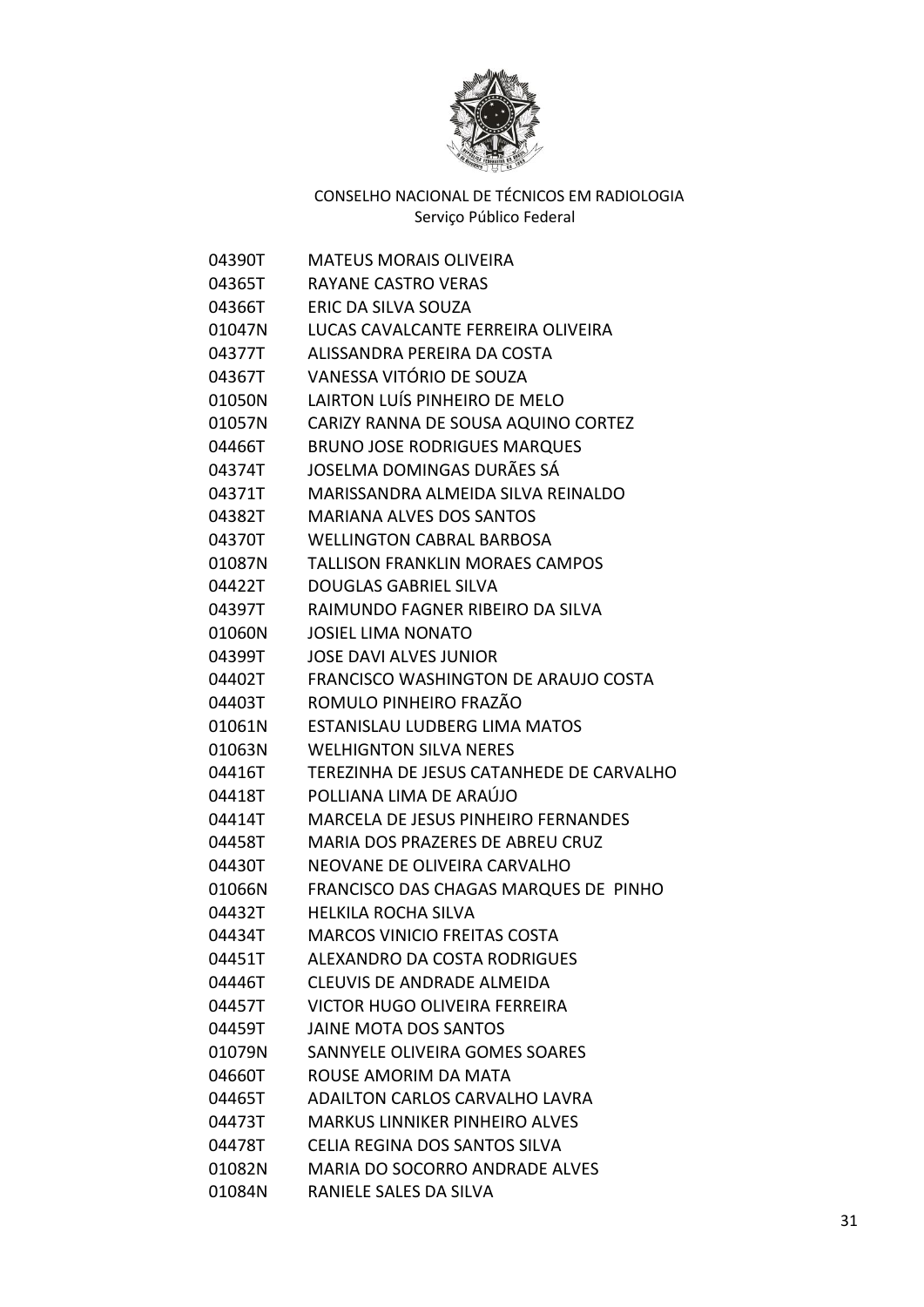CONSELHO NACIONAL DE TÉCNICOS EM RADIOLOGIA
Serviço Público Federal

| | |
|---|---|
| 04390T | MATEUS MORAIS OLIVEIRA |
| 04365T | RAYANE CASTRO VERAS |
| 04366T | ERIC DA SILVA SOUZA |
| 01047N | LUCAS CAVALCANTE FERREIRA OLIVEIRA |
| 04377T | ALISSANDRA PEREIRA DA COSTA |
| 04367T | VANESSA VITÓRIO DE SOUZA |
| 01050N | LAIRTON LUÍS PINHEIRO DE MELO |
| 01057N | CARIZY RANNA DE SOUSA AQUINO CORTEZ |
| 04466T | BRUNO JOSE RODRIGUES MARQUES |
| 04374T | JOSELMA DOMINGAS DURÃES SÁ |
| 04371T | MARISSANDRA ALMEIDA SILVA REINALDO |
| 04382T | MARIANA ALVES DOS SANTOS |
| 04370T | WELLINGTON CABRAL BARBOSA |
| 01087N | TALLISON FRANKLIN MORAES CAMPOS |
| 04422T | DOUGLAS GABRIEL SILVA |
| 04397T | RAIMUNDO FAGNER RIBEIRO DA SILVA |
| 01060N | JOSIEL LIMA NONATO |
| 04399T | JOSE DAVI ALVES JUNIOR |
| 04402T | FRANCISCO WASHINGTON DE ARAUJO COSTA |
| 04403T | ROMULO PINHEIRO FRAZÃO |
| 01061N | ESTANISLAU LUDBERG LIMA MATOS |
| 01063N | WELHIGNTON SILVA NERES |
| 04416T | TEREZINHA DE JESUS CATANHEDE DE CARVALHO |
| 04418T | POLLIANA LIMA DE ARAÚJO |
| 04414T | MARCELA DE JESUS PINHEIRO FERNANDES |
| 04458T | MARIA DOS PRAZERES DE ABREU CRUZ |
| 04430T | NEOVANE DE OLIVEIRA CARVALHO |
| 01066N | FRANCISCO DAS CHAGAS MARQUES DE PINHO |
| 04432T | HELKILA ROCHA SILVA |
| 04434T | MARCOS VINICIO FREITAS COSTA |
| 04451T | ALEXANDRO DA COSTA RODRIGUES |
| 04446T | CLEUVIS DE ANDRADE ALMEIDA |
| 04457T | VICTOR HUGO OLIVEIRA FERREIRA |
| 04459T | JAINE MOTA DOS SANTOS |
| 01079N | SANNYELE OLIVEIRA GOMES SOARES |
| 04660T | ROUSE AMORIM DA MATA |
| 04465T | ADAILTON CARLOS CARVALHO LAVRA |
| 04473T | MARKUS LINNIKER PINHEIRO ALVES |
| 04478T | CELIA REGINA DOS SANTOS SILVA |
| 01082N | MARIA DO SOCORRO ANDRADE ALVES |
| 01084N | RANIELE SALES DA SILVA |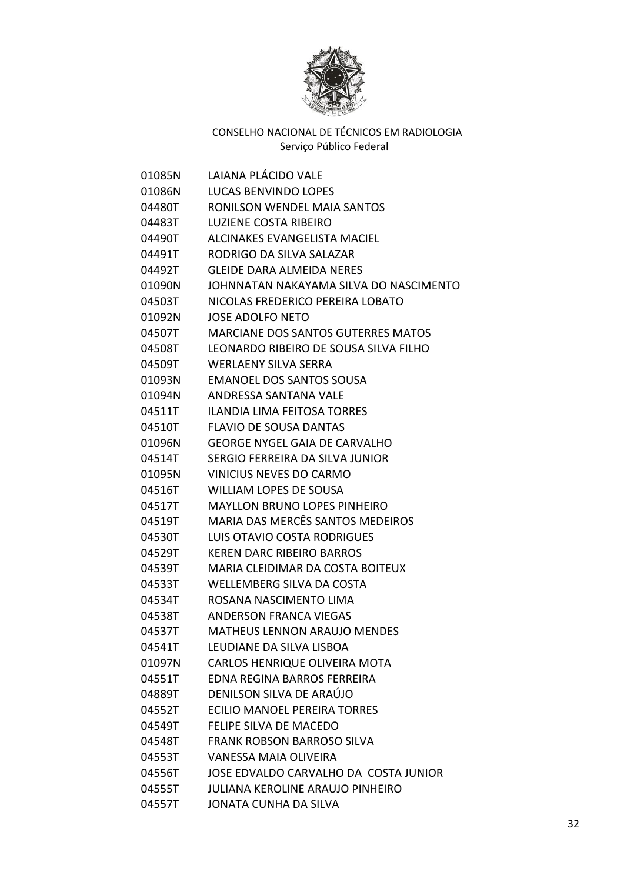CONSELHO NACIONAL DE TÉCNICOS EM RADIOLOGIA
Serviço Público Federal

| | |
|---|---|
| 01085N | LAIANA PLÁCIDO VALE |
| 01086N | LUCAS BENVINDO LOPES |
| 04480T | RONILSON WENDEL MAIA SANTOS |
| 04483T | LUZIENE COSTA RIBEIRO |
| 04490T | ALCINAKES EVANGELISTA MACIEL |
| 04491T | RODRIGO DA SILVA SALAZAR |
| 04492T | GLEIDE DARA ALMEIDA NERES |
| 01090N | JOHNNATAN NAKAYAMA SILVA DO NASCIMENTO |
| 04503T | NICOLAS FREDERICO PEREIRA LOBATO |
| 01092N | JOSE ADOLFO NETO |
| 04507T | MARCIANE DOS SANTOS GUTERRES MATOS |
| 04508T | LEONARDO RIBEIRO DE SOUSA SILVA FILHO |
| 04509T | WERLAENY SILVA SERRA |
| 01093N | EMANOEL DOS SANTOS SOUSA |
| 01094N | ANDRESSA SANTANA VALE |
| 04511T | ILANDIA LIMA FEITOSA TORRES |
| 04510T | FLAVIO DE SOUSA DANTAS |
| 01096N | GEORGE NYGEL GAIA DE CARVALHO |
| 04514T | SERGIO FERREIRA DA SILVA JUNIOR |
| 01095N | VINICIUS NEVES DO CARMO |
| 04516T | WILLIAM LOPES DE SOUSA |
| 04517T | MAYLLON BRUNO LOPES PINHEIRO |
| 04519T | MARIA DAS MERCÊS SANTOS MEDEIROS |
| 04530T | LUIS OTAVIO COSTA RODRIGUES |
| 04529T | KEREN DARC RIBEIRO BARROS |
| 04539T | MARIA CLEIDIMAR DA COSTA BOITEUX |
| 04533T | WELLEMBERG SILVA DA COSTA |
| 04534T | ROSANA NASCIMENTO LIMA |
| 04538T | ANDERSON FRANCA VIEGAS |
| 04537T | MATHEUS LENNON ARAUJO MENDES |
| 04541T | LEUDIANE DA SILVA LISBOA |
| 01097N | CARLOS HENRIQUE OLIVEIRA MOTA |
| 04551T | EDNA REGINA BARROS FERREIRA |
| 04889T | DENILSON SILVA DE ARAÚJO |
| 04552T | ECILIO MANOEL PEREIRA TORRES |
| 04549T | FELIPE SILVA DE MACEDO |
| 04548T | FRANK ROBSON BARROSO SILVA |
| 04553T | VANESSA MAIA OLIVEIRA |
| 04556T | JOSE EDVALDO CARVALHO DA COSTA JUNIOR |
| 04555T | JULIANA KEROLINE ARAUJO PINHEIRO |
| 04557T | JONATA CUNHA DA SILVA |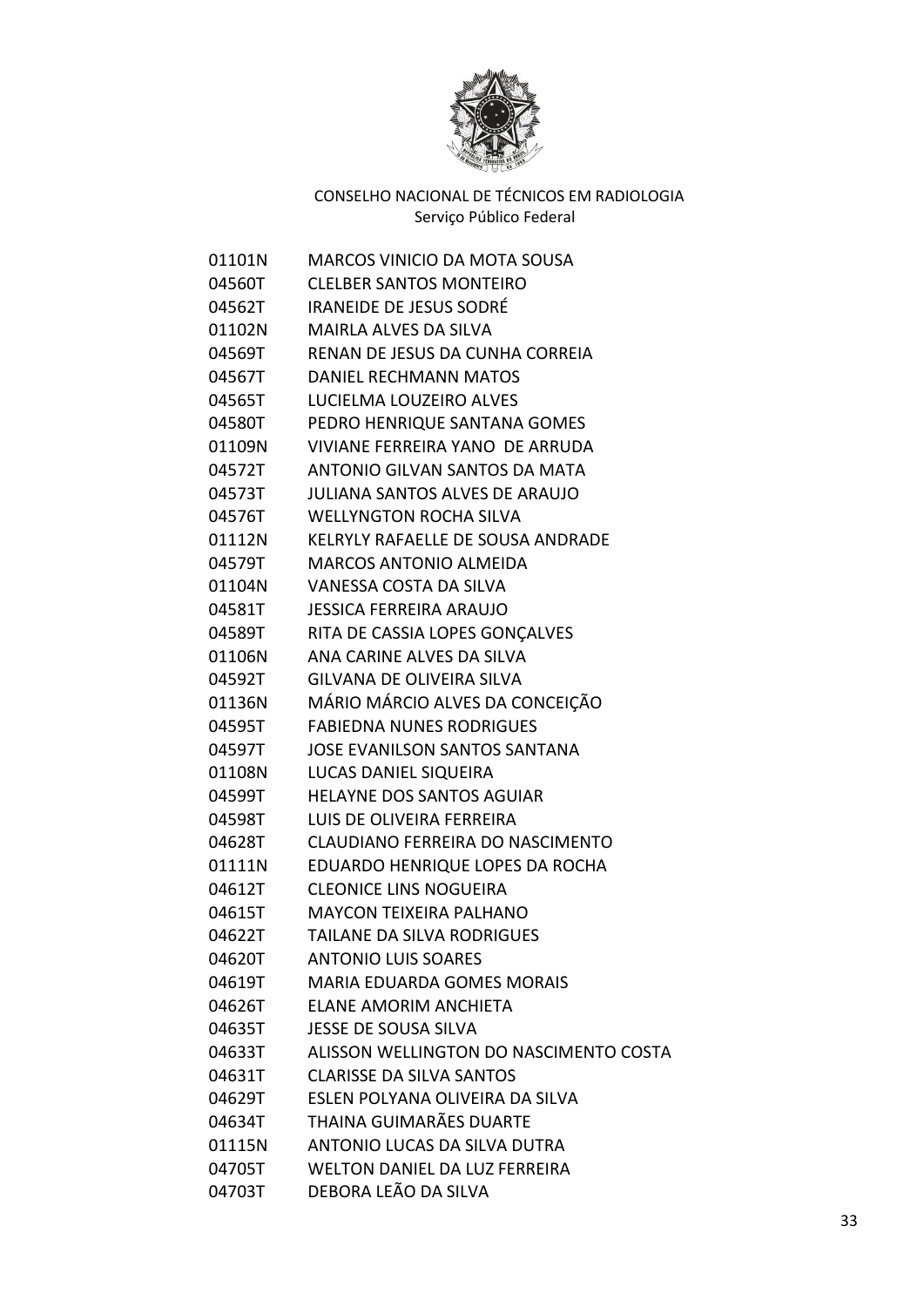CONSELHO NACIONAL DE TÉCNICOS EM RADIOLOGIA
Serviço Público Federal

| | |
|---|---|
| 01101N | MARCOS VINICIO DA MOTA SOUSA |
| 04560T | CLELBER SANTOS MONTEIRO |
| 04562T | IRANEIDE DE JESUS SODRÉ |
| 01102N | MAIRLA ALVES DA SILVA |
| 04569T | RENAN DE JESUS DA CUNHA CORREIA |
| 04567T | DANIEL RECHMANN MATOS |
| 04565T | LUCIELMA LOUZEIRO ALVES |
| 04580T | PEDRO HENRIQUE SANTANA GOMES |
| 01109N | VIVIANE FERREIRA YANO DE ARRUDA |
| 04572T | ANTONIO GILVAN SANTOS DA MATA |
| 04573T | JULIANA SANTOS ALVES DE ARAUJO |
| 04576T | WELLYNGTON ROCHA SILVA |
| 01112N | KELRYLY RAFAELLE DE SOUSA ANDRADE |
| 04579T | MARCOS ANTONIO ALMEIDA |
| 01104N | VANESSA COSTA DA SILVA |
| 04581T | JESSICA FERREIRA ARAUJO |
| 04589T | RITA DE CASSIA LOPES GONÇALVES |
| 01106N | ANA CARINE ALVES DA SILVA |
| 04592T | GILVANA DE OLIVEIRA SILVA |
| 01136N | MÁRIO MÁRCIO ALVES DA CONCEIÇÃO |
| 04595T | FABIEDNA NUNES RODRIGUES |
| 04597T | JOSE EVANILSON SANTOS SANTANA |
| 01108N | LUCAS DANIEL SIQUEIRA |
| 04599T | HELAYNE DOS SANTOS AGUIAR |
| 04598T | LUIS DE OLIVEIRA FERREIRA |
| 04628T | CLAUDIANO FERREIRA DO NASCIMENTO |
| 01111N | EDUARDO HENRIQUE LOPES DA ROCHA |
| 04612T | CLEONICE LINS NOGUEIRA |
| 04615T | MAYCON TEIXEIRA PALHANO |
| 04622T | TAILANE DA SILVA RODRIGUES |
| 04620T | ANTONIO LUIS SOARES |
| 04619T | MARIA EDUARDA GOMES MORAIS |
| 04626T | ELANE AMORIM ANCHIETA |
| 04635T | JESSE DE SOUSA SILVA |
| 04633T | ALISSON WELLINGTON DO NASCIMENTO COSTA |
| 04631T | CLARISSE DA SILVA SANTOS |
| 04629T | ESLEN POLYANA OLIVEIRA DA SILVA |
| 04634T | THAINA GUIMARÃES DUARTE |
| 01115N | ANTONIO LUCAS DA SILVA DUTRA |
| 04705T | WELTON DANIEL DA LUZ FERREIRA |
| 04703T | DEBORA LEÃO DA SILVA |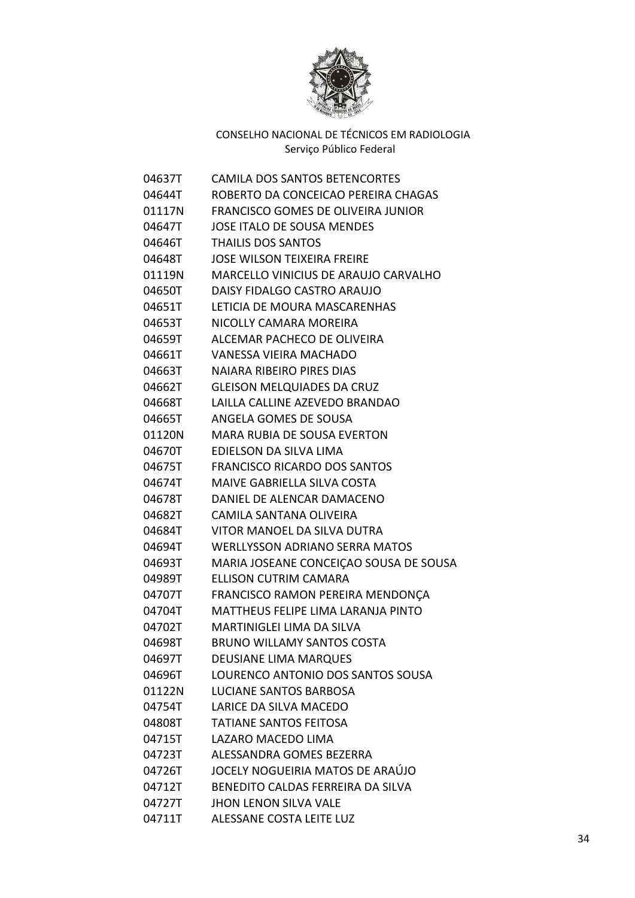CONSELHO NACIONAL DE TÉCNICOS EM RADIOLOGIA
Serviço Público Federal

| | |
|---|---|
| 04637T | CAMILA DOS SANTOS BETENCORTES |
| 04644T | ROBERTO DA CONCEICAO PEREIRA CHAGAS |
| 01117N | FRANCISCO GOMES DE OLIVEIRA JUNIOR |
| 04647T | JOSE ITALO DE SOUSA MENDES |
| 04646T | THAILIS DOS SANTOS |
| 04648T | JOSE WILSON TEIXEIRA FREIRE |
| 01119N | MARCELLO VINICIUS DE ARAUJO CARVALHO |
| 04650T | DAISY FIDALGO CASTRO ARAUJO |
| 04651T | LETICIA DE MOURA MASCARENHAS |
| 04653T | NICOLLY CAMARA MOREIRA |
| 04659T | ALCEMAR PACHECO DE OLIVEIRA |
| 04661T | VANESSA VIEIRA MACHADO |
| 04663T | NAIARA RIBEIRO PIRES DIAS |
| 04662T | GLEISON MELQUIADES DA CRUZ |
| 04668T | LAILLA CALLINE AZEVEDO BRANDAO |
| 04665T | ANGELA GOMES DE SOUSA |
| 01120N | MARA RUBIA DE SOUSA EVERTON |
| 04670T | EDIELSON DA SILVA LIMA |
| 04675T | FRANCISCO RICARDO DOS SANTOS |
| 04674T | MAIVE GABRIELLA SILVA COSTA |
| 04678T | DANIEL DE ALENCAR DAMACENO |
| 04682T | CAMILA SANTANA OLIVEIRA |
| 04684T | VITOR MANOEL DA SILVA DUTRA |
| 04694T | WERLLYSSON ADRIANO SERRA MATOS |
| 04693T | MARIA JOSEANE CONCEIÇAO SOUSA DE SOUSA |
| 04989T | ELLISON CUTRIM CAMARA |
| 04707T | FRANCISCO RAMON PEREIRA MENDONÇA |
| 04704T | MATTHEUS FELIPE LIMA LARANJA PINTO |
| 04702T | MARTINIGLEI LIMA DA SILVA |
| 04698T | BRUNO WILLAMY SANTOS COSTA |
| 04697T | DEUSIANE LIMA MARQUES |
| 04696T | LOURENCO ANTONIO DOS SANTOS SOUSA |
| 01122N | LUCIANE SANTOS BARBOSA |
| 04754T | LARICE DA SILVA MACEDO |
| 04808T | TATIANE SANTOS FEITOSA |
| 04715T | LAZARO MACEDO LIMA |
| 04723T | ALESSANDRA GOMES BEZERRA |
| 04726T | JOCELY NOGUEIRIA MATOS DE ARAÚJO |
| 04712T | BENEDITO CALDAS FERREIRA DA SILVA |
| 04727T | JHON LENON SILVA VALE |
| 04711T | ALESSANE COSTA LEITE LUZ |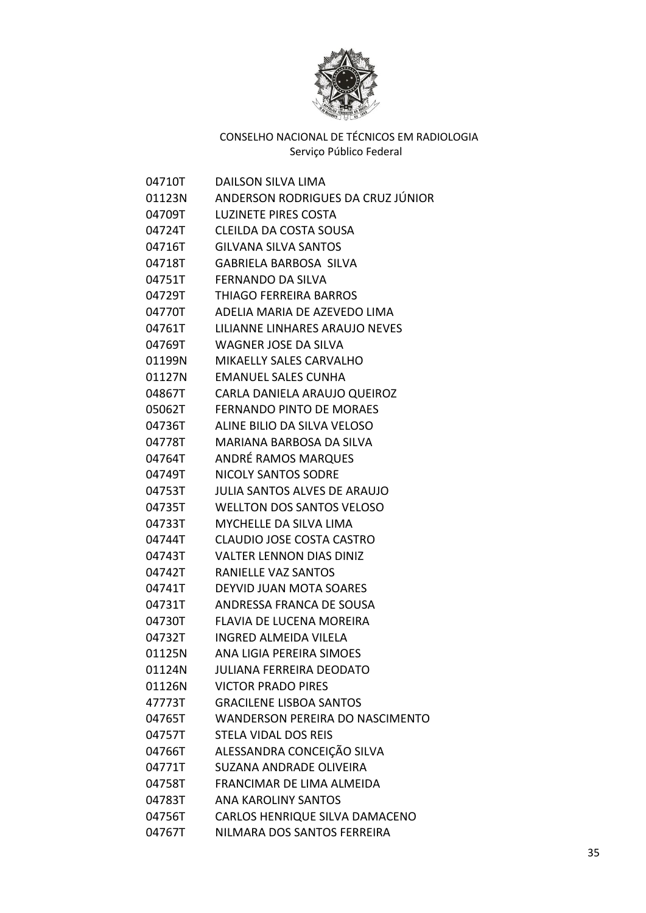CONSELHO NACIONAL DE TÉCNICOS EM RADIOLOGIA
Serviço Público Federal

| | |
|---|---|
| 04710T | DAILSON SILVA LIMA |
| 01123N | ANDERSON RODRIGUES DA CRUZ JÚNIOR |
| 04709T | LUZINETE PIRES COSTA |
| 04724T | CLEILDA DA COSTA SOUSA |
| 04716T | GILVANA SILVA SANTOS |
| 04718T | GABRIELA BARBOSA SILVA |
| 04751T | FERNANDO DA SILVA |
| 04729T | THIAGO FERREIRA BARROS |
| 04770T | ADELIA MARIA DE AZEVEDO LIMA |
| 04761T | LILIANNE LINHARES ARAUJO NEVES |
| 04769T | WAGNER JOSE DA SILVA |
| 01199N | MIKAELLY SALES CARVALHO |
| 01127N | EMANUEL SALES CUNHA |
| 04867T | CARLA DANIELA ARAUJO QUEIROZ |
| 05062T | FERNANDO PINTO DE MORAES |
| 04736T | ALINE BILIO DA SILVA VELOSO |
| 04778T | MARIANA BARBOSA DA SILVA |
| 04764T | ANDRÉ RAMOS MARQUES |
| 04749T | NICOLY SANTOS SODRE |
| 04753T | JULIA SANTOS ALVES DE ARAUJO |
| 04735T | WELLTON DOS SANTOS VELOSO |
| 04733T | MYCHELLE DA SILVA LIMA |
| 04744T | CLAUDIO JOSE COSTA CASTRO |
| 04743T | VALTER LENNON DIAS DINIZ |
| 04742T | RANIELLE VAZ SANTOS |
| 04741T | DEYVID JUAN MOTA SOARES |
| 04731T | ANDRESSA FRANCA DE SOUSA |
| 04730T | FLAVIA DE LUCENA MOREIRA |
| 04732T | INGRED ALMEIDA VILELA |
| 01125N | ANA LIGIA PEREIRA SIMOES |
| 01124N | JULIANA FERREIRA DEODATO |
| 01126N | VICTOR PRADO PIRES |
| 47773T | GRACILENE LISBOA SANTOS |
| 04765T | WANDERSON PEREIRA DO NASCIMENTO |
| 04757T | STELA VIDAL DOS REIS |
| 04766T | ALESSANDRA CONCEIÇÃO SILVA |
| 04771T | SUZANA ANDRADE OLIVEIRA |
| 04758T | FRANCIMAR DE LIMA ALMEIDA |
| 04783T | ANA KAROLINY SANTOS |
| 04756T | CARLOS HENRIQUE SILVA DAMACENO |
| 04767T | NILMARA DOS SANTOS FERREIRA |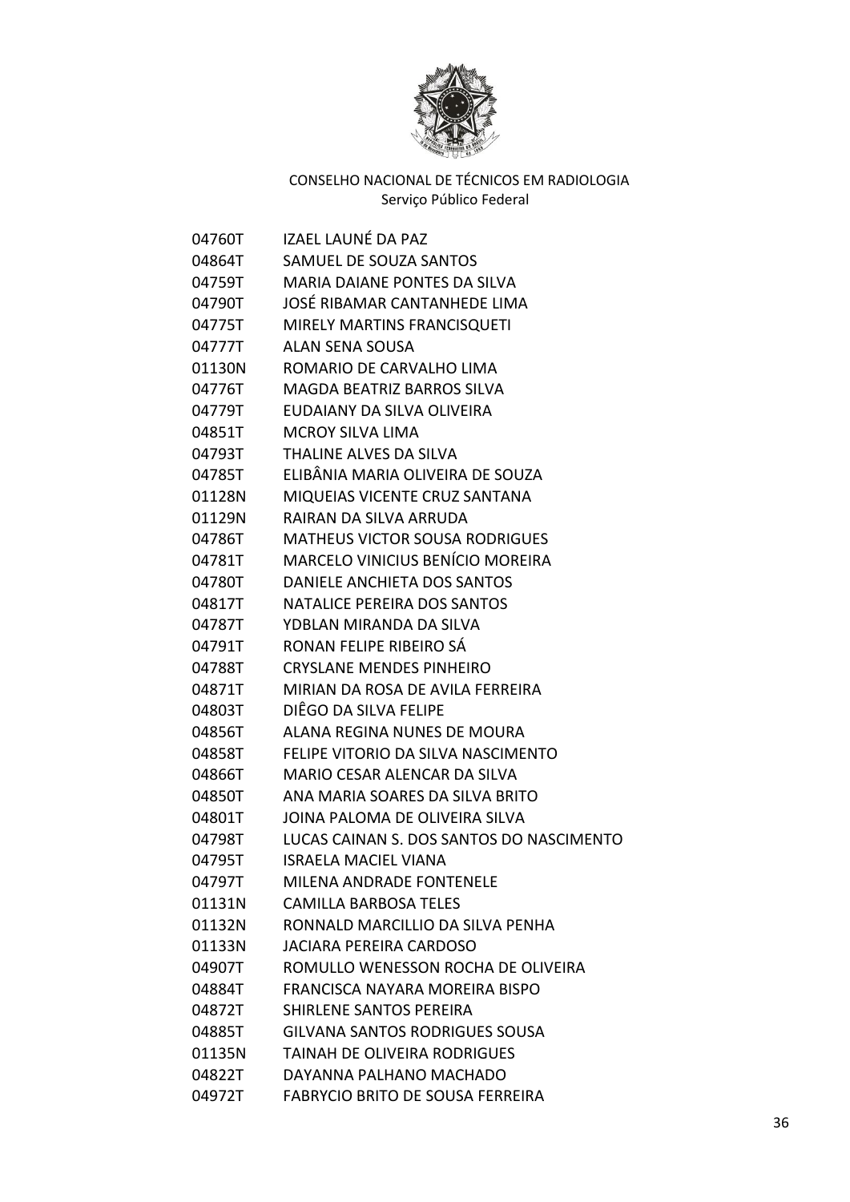CONSELHO NACIONAL DE TÉCNICOS EM RADIOLOGIA
Serviço Público Federal

| | |
|---|---|
| 04760T | IZAEL LAUNÉ DA PAZ |
| 04864T | SAMUEL DE SOUZA SANTOS |
| 04759T | MARIA DAIANE PONTES DA SILVA |
| 04790T | JOSÉ RIBAMAR CANTANHEDE LIMA |
| 04775T | MIRELY MARTINS FRANCISQUETI |
| 04777T | ALAN SENA SOUSA |
| 01130N | ROMARIO DE CARVALHO LIMA |
| 04776T | MAGDA BEATRIZ BARROS SILVA |
| 04779T | EUDAIANY DA SILVA OLIVEIRA |
| 04851T | MCROY SILVA LIMA |
| 04793T | THALINE ALVES DA SILVA |
| 04785T | ELIBÂNIA MARIA OLIVEIRA DE SOUZA |
| 01128N | MIQUEIAS VICENTE CRUZ SANTANA |
| 01129N | RAIRAN DA SILVA ARRUDA |
| 04786T | MATHEUS VICTOR SOUSA RODRIGUES |
| 04781T | MARCELO VINICIUS BENÍCIO MOREIRA |
| 04780T | DANIELE ANCHIETA DOS SANTOS |
| 04817T | NATALICE PEREIRA DOS SANTOS |
| 04787T | YDBLAN MIRANDA DA SILVA |
| 04791T | RONAN FELIPE RIBEIRO SÁ |
| 04788T | CRYSLANE MENDES PINHEIRO |
| 04871T | MIRIAN DA ROSA DE AVILA FERREIRA |
| 04803T | DIÊGO DA SILVA FELIPE |
| 04856T | ALANA REGINA NUNES DE MOURA |
| 04858T | FELIPE VITORIO DA SILVA NASCIMENTO |
| 04866T | MARIO CESAR ALENCAR DA SILVA |
| 04850T | ANA MARIA SOARES DA SILVA BRITO |
| 04801T | JOINA PALOMA DE OLIVEIRA SILVA |
| 04798T | LUCAS CAINAN S. DOS SANTOS DO NASCIMENTO |
| 04795T | ISRAELA MACIEL VIANA |
| 04797T | MILENA ANDRADE FONTENELE |
| 01131N | CAMILLA BARBOSA TELES |
| 01132N | RONNALD MARCILLIO DA SILVA PENHA |
| 01133N | JACIARA PEREIRA CARDOSO |
| 04907T | ROMULLO WENESSON ROCHA DE OLIVEIRA |
| 04884T | FRANCISCA NAYARA MOREIRA BISPO |
| 04872T | SHIRLENE SANTOS PEREIRA |
| 04885T | GILVANA SANTOS RODRIGUES SOUSA |
| 01135N | TAINAH DE OLIVEIRA RODRIGUES |
| 04822T | DAYANNA PALHANO MACHADO |
| 04972T | FABRYCIO BRITO DE SOUSA FERREIRA |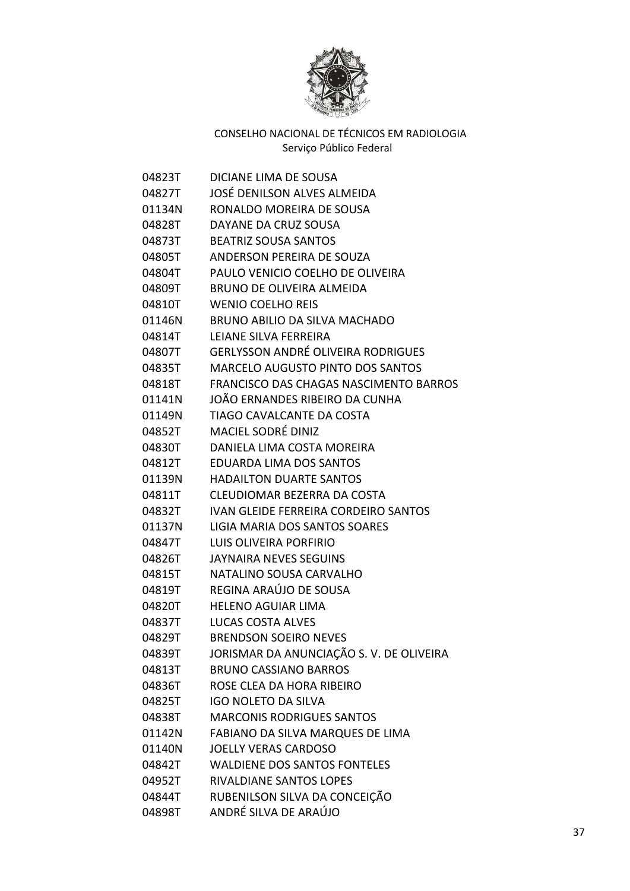CONSELHO NACIONAL DE TÉCNICOS EM RADIOLOGIA
Serviço Público Federal

| | |
|---|---|
| 04823T | DICIANE LIMA DE SOUSA |
| 04827T | JOSÉ DENILSON ALVES ALMEIDA |
| 01134N | RONALDO MOREIRA DE SOUSA |
| 04828T | DAYANE DA CRUZ SOUSA |
| 04873T | BEATRIZ SOUSA SANTOS |
| 04805T | ANDERSON PEREIRA DE SOUZA |
| 04804T | PAULO VENICIO COELHO DE OLIVEIRA |
| 04809T | BRUNO DE OLIVEIRA ALMEIDA |
| 04810T | WENIO COELHO REIS |
| 01146N | BRUNO ABILIO DA SILVA MACHADO |
| 04814T | LEIANE SILVA FERREIRA |
| 04807T | GERLYSSON ANDRÉ OLIVEIRA RODRIGUES |
| 04835T | MARCELO AUGUSTO PINTO DOS SANTOS |
| 04818T | FRANCISCO DAS CHAGAS NASCIMENTO BARROS |
| 01141N | JOÃO ERNANDES RIBEIRO DA CUNHA |
| 01149N | TIAGO CAVALCANTE DA COSTA |
| 04852T | MACIEL SODRÉ DINIZ |
| 04830T | DANIELA LIMA COSTA MOREIRA |
| 04812T | EDUARDA LIMA DOS SANTOS |
| 01139N | HADAILTON DUARTE SANTOS |
| 04811T | CLEUDIOMAR BEZERRA DA COSTA |
| 04832T | IVAN GLEIDE FERREIRA CORDEIRO SANTOS |
| 01137N | LIGIA MARIA DOS SANTOS SOARES |
| 04847T | LUIS OLIVEIRA PORFIRIO |
| 04826T | JAYNAIRA NEVES SEGUINS |
| 04815T | NATALINO SOUSA CARVALHO |
| 04819T | REGINA ARAÚJO DE SOUSA |
| 04820T | HELENO AGUIAR LIMA |
| 04837T | LUCAS COSTA ALVES |
| 04829T | BRENDSON SOEIRO NEVES |
| 04839T | JORISMAR DA ANUNCIAÇÃO S. V. DE OLIVEIRA |
| 04813T | BRUNO CASSIANO BARROS |
| 04836T | ROSE CLEA DA HORA RIBEIRO |
| 04825T | IGO NOLETO DA SILVA |
| 04838T | MARCONIS RODRIGUES SANTOS |
| 01142N | FABIANO DA SILVA MARQUES DE LIMA |
| 01140N | JOELLY VERAS CARDOSO |
| 04842T | WALDIENE DOS SANTOS FONTELES |
| 04952T | RIVALDIANE SANTOS LOPES |
| 04844T | RUBENILSON SILVA DA CONCEIÇÃO |
| 04898T | ANDRÉ SILVA DE ARAÚJO |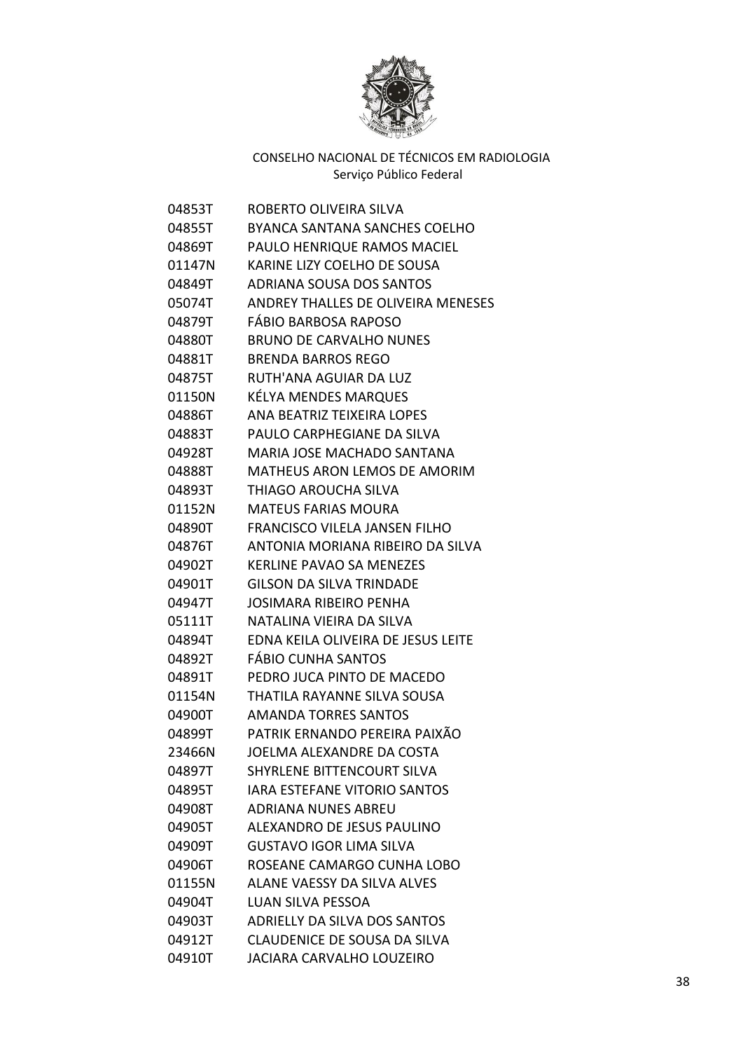CONSELHO NACIONAL DE TÉCNICOS EM RADIOLOGIA
Serviço Público Federal

| | |
|---|---|
| 04853T | ROBERTO OLIVEIRA SILVA |
| 04855T | BYANCA SANTANA SANCHES COELHO |
| 04869T | PAULO HENRIQUE RAMOS MACIEL |
| 01147N | KARINE LIZY COELHO DE SOUSA |
| 04849T | ADRIANA SOUSA DOS SANTOS |
| 05074T | ANDREY THALLES DE OLIVEIRA MENESES |
| 04879T | FÁBIO BARBOSA RAPOSO |
| 04880T | BRUNO DE CARVALHO NUNES |
| 04881T | BRENDA BARROS REGO |
| 04875T | RUTH'ANA AGUIAR DA LUZ |
| 01150N | KÉLYA MENDES MARQUES |
| 04886T | ANA BEATRIZ TEIXEIRA LOPES |
| 04883T | PAULO CARPHEGIANE DA SILVA |
| 04928T | MARIA JOSE MACHADO SANTANA |
| 04888T | MATHEUS ARON LEMOS DE AMORIM |
| 04893T | THIAGO AROUCHA SILVA |
| 01152N | MATEUS FARIAS MOURA |
| 04890T | FRANCISCO VILELA JANSEN FILHO |
| 04876T | ANTONIA MORIANA RIBEIRO DA SILVA |
| 04902T | KERLINE PAVAO SA MENEZES |
| 04901T | GILSON DA SILVA TRINDADE |
| 04947T | JOSIMARA RIBEIRO PENHA |
| 05111T | NATALINA VIEIRA DA SILVA |
| 04894T | EDNA KEILA OLIVEIRA DE JESUS LEITE |
| 04892T | FÁBIO CUNHA SANTOS |
| 04891T | PEDRO JUCA PINTO DE MACEDO |
| 01154N | THATILA RAYANNE SILVA SOUSA |
| 04900T | AMANDA TORRES SANTOS |
| 04899T | PATRIK ERNANDO PEREIRA PAIXÃO |
| 23466N | JOELMA ALEXANDRE DA COSTA |
| 04897T | SHYRLENE BITTENCOURT SILVA |
| 04895T | IARA ESTEFANE VITORIO SANTOS |
| 04908T | ADRIANA NUNES ABREU |
| 04905T | ALEXANDRO DE JESUS PAULINO |
| 04909T | GUSTAVO IGOR LIMA SILVA |
| 04906T | ROSEANE CAMARGO CUNHA LOBO |
| 01155N | ALANE VAESSY DA SILVA ALVES |
| 04904T | LUAN SILVA PESSOA |
| 04903T | ADRIELLY DA SILVA DOS SANTOS |
| 04912T | CLAUDENICE DE SOUSA DA SILVA |
| 04910T | JACIARA CARVALHO LOUZEIRO |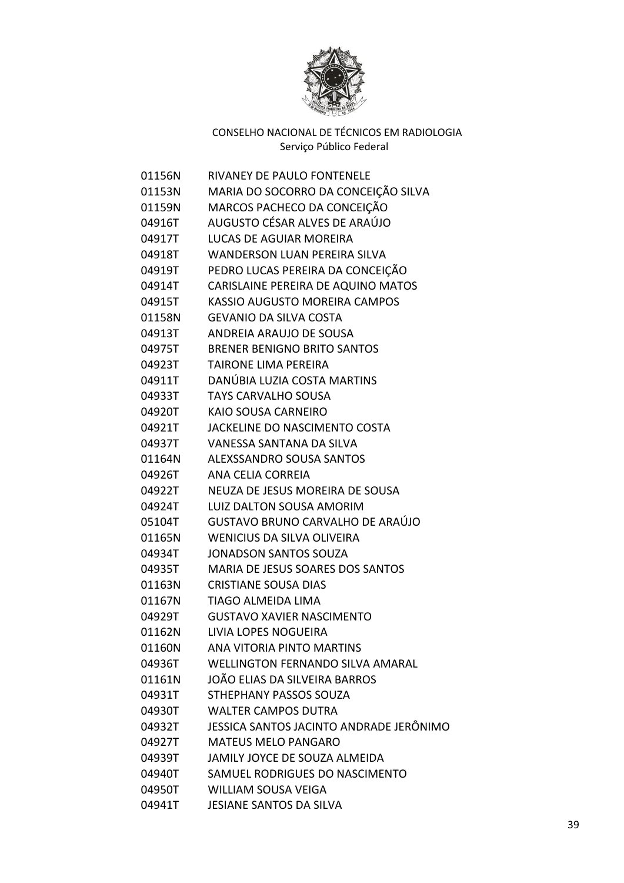CONSELHO NACIONAL DE TÉCNICOS EM RADIOLOGIA
Serviço Público Federal

| | |
|---|---|
| 01156N | RIVANEY DE PAULO FONTENELE |
| 01153N | MARIA DO SOCORRO DA CONCEIÇÃO SILVA |
| 01159N | MARCOS PACHECO DA CONCEIÇÃO |
| 04916T | AUGUSTO CÉSAR ALVES DE ARAÚJO |
| 04917T | LUCAS DE AGUIAR MOREIRA |
| 04918T | WANDERSON LUAN PEREIRA SILVA |
| 04919T | PEDRO LUCAS PEREIRA DA CONCEIÇÃO |
| 04914T | CARISLAINE PEREIRA DE AQUINO MATOS |
| 04915T | KASSIO AUGUSTO MOREIRA CAMPOS |
| 01158N | GEVANIO DA SILVA COSTA |
| 04913T | ANDREIA ARAUJO DE SOUSA |
| 04975T | BRENER BENIGNO BRITO SANTOS |
| 04923T | TAIRONE LIMA PEREIRA |
| 04911T | DANÚBIA LUZIA COSTA MARTINS |
| 04933T | TAYS CARVALHO SOUSA |
| 04920T | KAIO SOUSA CARNEIRO |
| 04921T | JACKELINE DO NASCIMENTO COSTA |
| 04937T | VANESSA SANTANA DA SILVA |
| 01164N | ALEXSSANDRO SOUSA SANTOS |
| 04926T | ANA CELIA CORREIA |
| 04922T | NEUZA DE JESUS MOREIRA DE SOUSA |
| 04924T | LUIZ DALTON SOUSA AMORIM |
| 05104T | GUSTAVO BRUNO CARVALHO DE ARAÚJO |
| 01165N | WENICIUS DA SILVA OLIVEIRA |
| 04934T | JONADSON SANTOS SOUZA |
| 04935T | MARIA DE JESUS SOARES DOS SANTOS |
| 01163N | CRISTIANE SOUSA DIAS |
| 01167N | TIAGO ALMEIDA LIMA |
| 04929T | GUSTAVO XAVIER NASCIMENTO |
| 01162N | LIVIA LOPES NOGUEIRA |
| 01160N | ANA VITORIA PINTO MARTINS |
| 04936T | WELLINGTON FERNANDO SILVA AMARAL |
| 01161N | JOÃO ELIAS DA SILVEIRA BARROS |
| 04931T | STHEPHANY PASSOS SOUZA |
| 04930T | WALTER CAMPOS DUTRA |
| 04932T | JESSICA SANTOS JACINTO ANDRADE JERÔNIMO |
| 04927T | MATEUS MELO PANGARO |
| 04939T | JAMILY JOYCE DE SOUZA ALMEIDA |
| 04940T | SAMUEL RODRIGUES DO NASCIMENTO |
| 04950T | WILLIAM SOUSA VEIGA |
| 04941T | JESIANE SANTOS DA SILVA |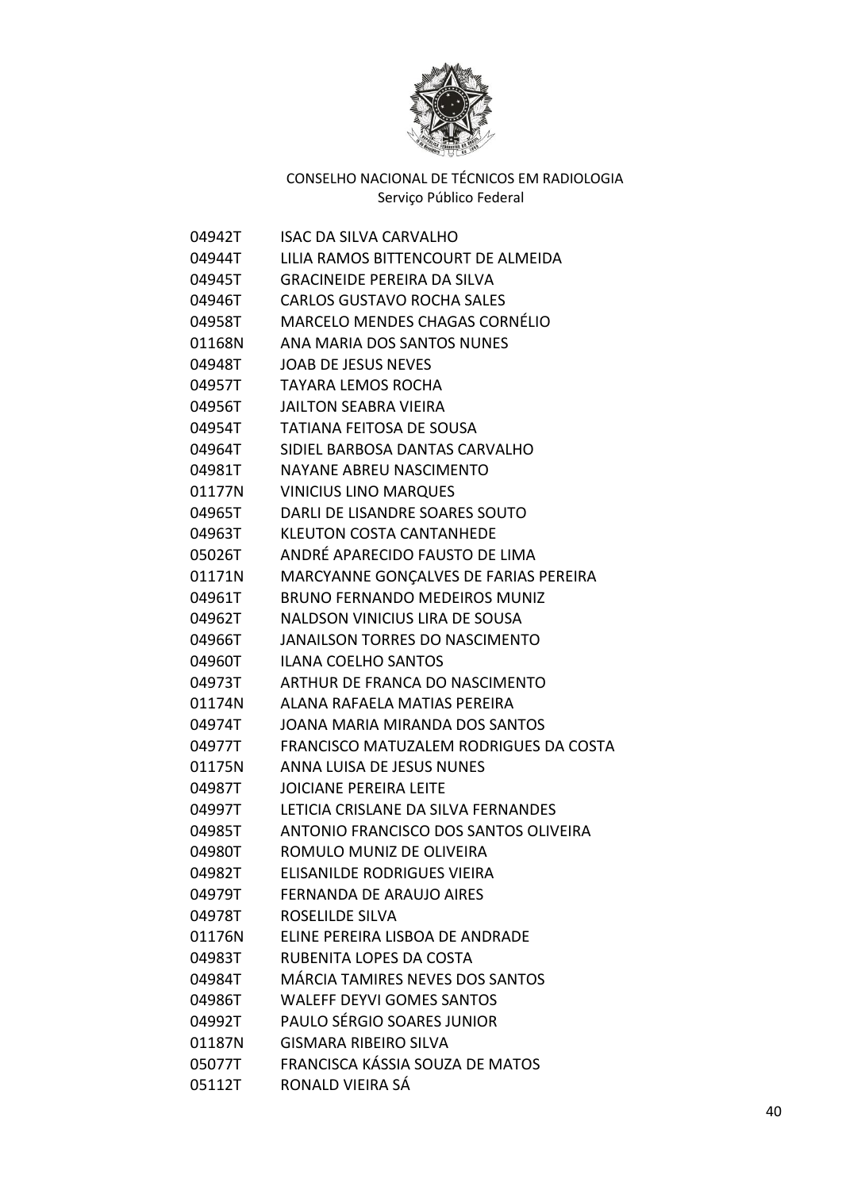CONSELHO NACIONAL DE TÉCNICOS EM RADIOLOGIA
Serviço Público Federal

| | |
|---|---|
| 04942T | ISAC DA SILVA CARVALHO |
| 04944T | LILIA RAMOS BITTENCOURT DE ALMEIDA |
| 04945T | GRACINEIDE PEREIRA DA SILVA |
| 04946T | CARLOS GUSTAVO ROCHA SALES |
| 04958T | MARCELO MENDES CHAGAS CORNÉLIO |
| 01168N | ANA MARIA DOS SANTOS NUNES |
| 04948T | JOAB DE JESUS NEVES |
| 04957T | TAYARA LEMOS ROCHA |
| 04956T | JAILTON SEABRA VIEIRA |
| 04954T | TATIANA FEITOSA DE SOUSA |
| 04964T | SIDIEL BARBOSA DANTAS CARVALHO |
| 04981T | NAYANE ABREU NASCIMENTO |
| 01177N | VINICIUS LINO MARQUES |
| 04965T | DARLI DE LISANDRE SOARES SOUTO |
| 04963T | KLEUTON COSTA CANTANHEDE |
| 05026T | ANDRÉ APARECIDO FAUSTO DE LIMA |
| 01171N | MARCYANNE GONÇALVES DE FARIAS PEREIRA |
| 04961T | BRUNO FERNANDO MEDEIROS MUNIZ |
| 04962T | NALDSON VINICIUS LIRA DE SOUSA |
| 04966T | JANAILSON TORRES DO NASCIMENTO |
| 04960T | ILANA COELHO SANTOS |
| 04973T | ARTHUR DE FRANCA DO NASCIMENTO |
| 01174N | ALANA RAFAELA MATIAS PEREIRA |
| 04974T | JOANA MARIA MIRANDA DOS SANTOS |
| 04977T | FRANCISCO MATUZALEM RODRIGUES DA COSTA |
| 01175N | ANNA LUISA DE JESUS NUNES |
| 04987T | JOICIANE PEREIRA LEITE |
| 04997T | LETICIA CRISLANE DA SILVA FERNANDES |
| 04985T | ANTONIO FRANCISCO DOS SANTOS OLIVEIRA |
| 04980T | ROMULO MUNIZ DE OLIVEIRA |
| 04982T | ELISANILDE RODRIGUES VIEIRA |
| 04979T | FERNANDA DE ARAUJO AIRES |
| 04978T | ROSELILDE SILVA |
| 01176N | ELINE PEREIRA LISBOA DE ANDRADE |
| 04983T | RUBENITA LOPES DA COSTA |
| 04984T | MÁRCIA TAMIRES NEVES DOS SANTOS |
| 04986T | WALEFF DEYVI GOMES SANTOS |
| 04992T | PAULO SÉRGIO SOARES JUNIOR |
| 01187N | GISMARA RIBEIRO SILVA |
| 05077T | FRANCISCA KÁSSIA SOUZA DE MATOS |
| 05112T | RONALD VIEIRA SÁ |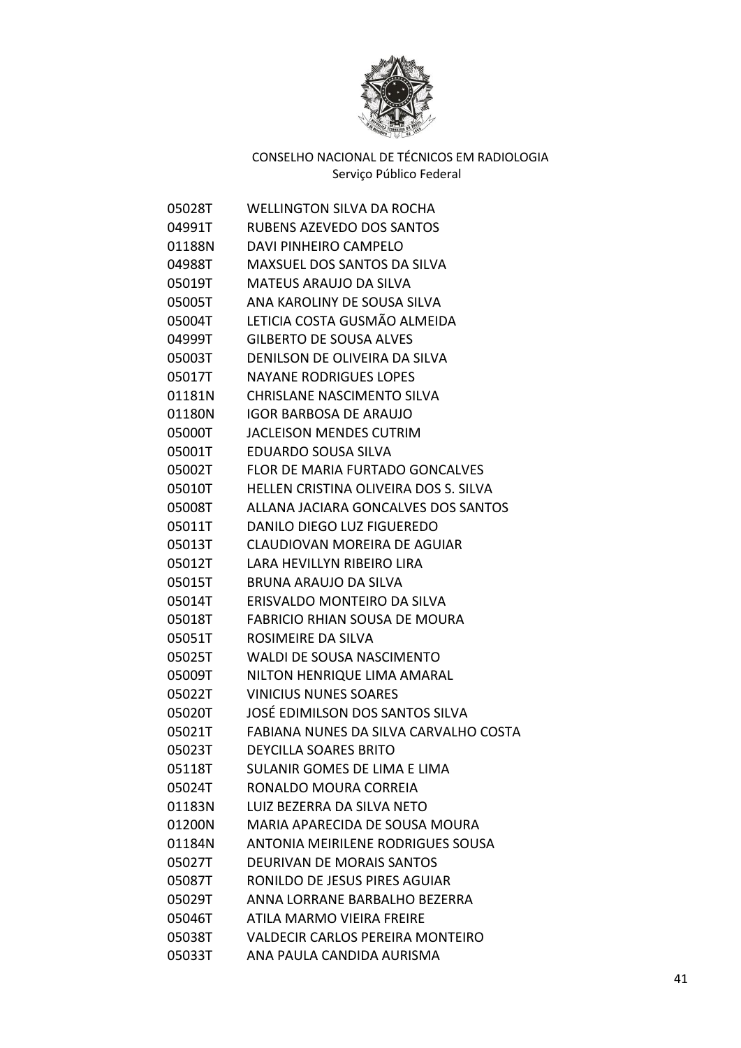CONSELHO NACIONAL DE TÉCNICOS EM RADIOLOGIA
Serviço Público Federal

| | |
|---|---|
| 05028T | WELLINGTON SILVA DA ROCHA |
| 04991T | RUBENS AZEVEDO DOS SANTOS |
| 01188N | DAVI PINHEIRO CAMPELO |
| 04988T | MAXSUEL DOS SANTOS DA SILVA |
| 05019T | MATEUS ARAUJO DA SILVA |
| 05005T | ANA KAROLINY DE SOUSA SILVA |
| 05004T | LETICIA COSTA GUSMÃO ALMEIDA |
| 04999T | GILBERTO DE SOUSA ALVES |
| 05003T | DENILSON DE OLIVEIRA DA SILVA |
| 05017T | NAYANE RODRIGUES LOPES |
| 01181N | CHRISLANE NASCIMENTO SILVA |
| 01180N | IGOR BARBOSA DE ARAUJO |
| 05000T | JACLEISON MENDES CUTRIM |
| 05001T | EDUARDO SOUSA SILVA |
| 05002T | FLOR DE MARIA FURTADO GONCALVES |
| 05010T | HELLEN CRISTINA OLIVEIRA DOS S. SILVA |
| 05008T | ALLANA JACIARA GONCALVES DOS SANTOS |
| 05011T | DANILO DIEGO LUZ FIGUEREDO |
| 05013T | CLAUDIOVAN MOREIRA DE AGUIAR |
| 05012T | LARA HEVILLYN RIBEIRO LIRA |
| 05015T | BRUNA ARAUJO DA SILVA |
| 05014T | ERISVALDO MONTEIRO DA SILVA |
| 05018T | FABRICIO RHIAN SOUSA DE MOURA |
| 05051T | ROSIMEIRE DA SILVA |
| 05025T | WALDI DE SOUSA NASCIMENTO |
| 05009T | NILTON HENRIQUE LIMA AMARAL |
| 05022T | VINICIUS NUNES SOARES |
| 05020T | JOSÉ EDIMILSON DOS SANTOS SILVA |
| 05021T | FABIANA NUNES DA SILVA CARVALHO COSTA |
| 05023T | DEYCILLA SOARES BRITO |
| 05118T | SULANIR GOMES DE LIMA E LIMA |
| 05024T | RONALDO MOURA CORREIA |
| 01183N | LUIZ BEZERRA DA SILVA NETO |
| 01200N | MARIA APARECIDA DE SOUSA MOURA |
| 01184N | ANTONIA MEIRILENE RODRIGUES SOUSA |
| 05027T | DEURIVAN DE MORAIS SANTOS |
| 05087T | RONILDO DE JESUS PIRES AGUIAR |
| 05029T | ANNA LORRANE BARBALHO BEZERRA |
| 05046T | ATILA MARMO VIEIRA FREIRE |
| 05038T | VALDECIR CARLOS PEREIRA MONTEIRO |
| 05033T | ANA PAULA CANDIDA AURISMA |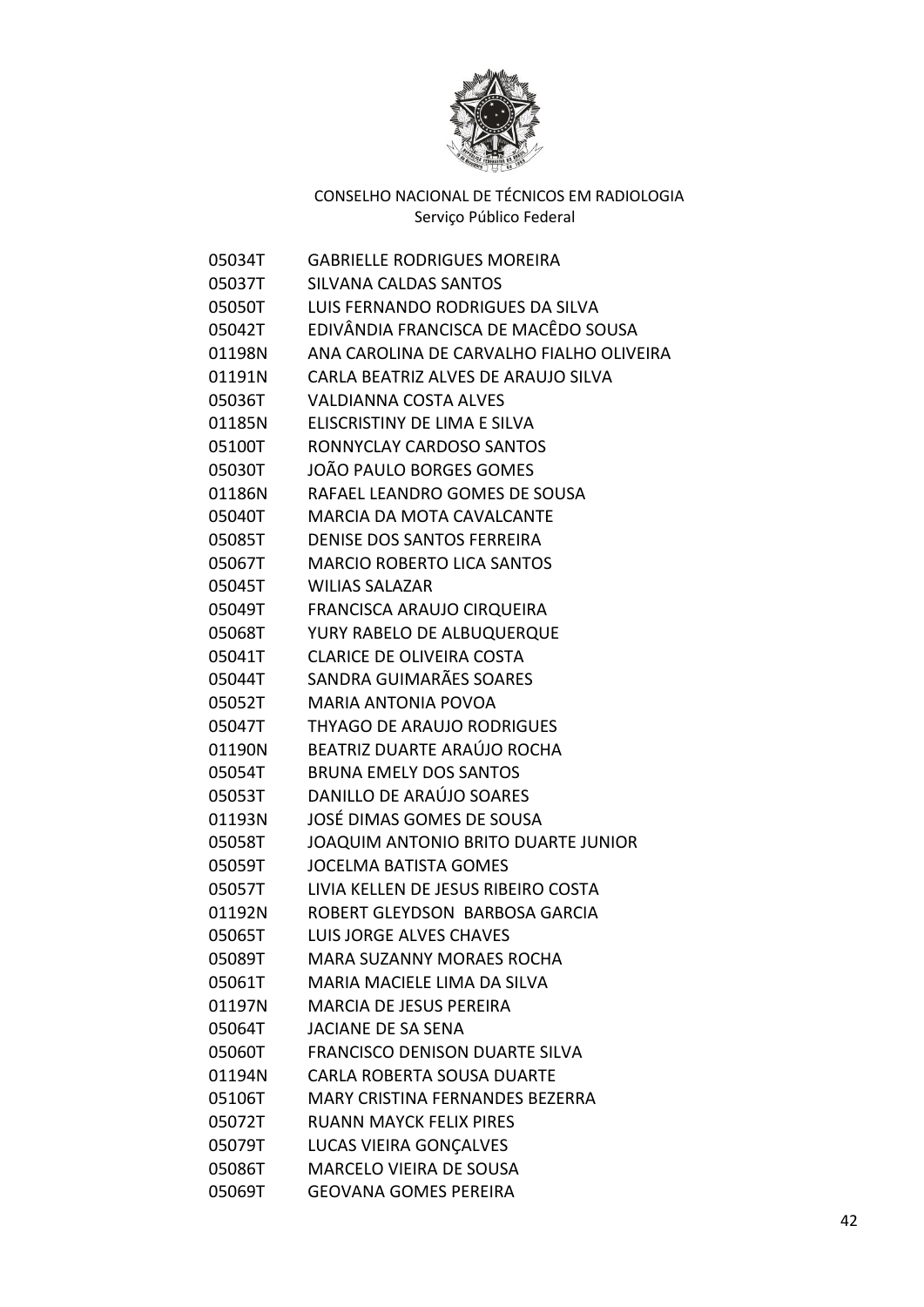CONSELHO NACIONAL DE TÉCNICOS EM RADIOLOGIA
Serviço Público Federal

| | |
|---|---|
| 05034T | GABRIELLE RODRIGUES MOREIRA |
| 05037T | SILVANA CALDAS SANTOS |
| 05050T | LUIS FERNANDO RODRIGUES DA SILVA |
| 05042T | EDIVÂNDIA FRANCISCA DE MACÊDO SOUSA |
| 01198N | ANA CAROLINA DE CARVALHO FIALHO OLIVEIRA |
| 01191N | CARLA BEATRIZ ALVES DE ARAUJO SILVA |
| 05036T | VALDIANNA COSTA ALVES |
| 01185N | ELISCRISTINY DE LIMA E SILVA |
| 05100T | RONNYCLAY CARDOSO SANTOS |
| 05030T | JOÃO PAULO BORGES GOMES |
| 01186N | RAFAEL LEANDRO GOMES DE SOUSA |
| 05040T | MARCIA DA MOTA CAVALCANTE |
| 05085T | DENISE DOS SANTOS FERREIRA |
| 05067T | MARCIO ROBERTO LICA SANTOS |
| 05045T | WILIAS SALAZAR |
| 05049T | FRANCISCA ARAUJO CIRQUEIRA |
| 05068T | YURY RABELO DE ALBUQUERQUE |
| 05041T | CLARICE DE OLIVEIRA COSTA |
| 05044T | SANDRA GUIMARÃES SOARES |
| 05052T | MARIA ANTONIA POVOA |
| 05047T | THYAGO DE ARAUJO RODRIGUES |
| 01190N | BEATRIZ DUARTE ARAÚJO ROCHA |
| 05054T | BRUNA EMELY DOS SANTOS |
| 05053T | DANILLO DE ARAÚJO SOARES |
| 01193N | JOSÉ DIMAS GOMES DE SOUSA |
| 05058T | JOAQUIM ANTONIO BRITO DUARTE JUNIOR |
| 05059T | JOCELMA BATISTA GOMES |
| 05057T | LIVIA KELLEN DE JESUS RIBEIRO COSTA |
| 01192N | ROBERT GLEYDSON BARBOSA GARCIA |
| 05065T | LUIS JORGE ALVES CHAVES |
| 05089T | MARA SUZANNY MORAES ROCHA |
| 05061T | MARIA MACIELE LIMA DA SILVA |
| 01197N | MARCIA DE JESUS PEREIRA |
| 05064T | JACIANE DE SA SENA |
| 05060T | FRANCISCO DENISON DUARTE SILVA |
| 01194N | CARLA ROBERTA SOUSA DUARTE |
| 05106T | MARY CRISTINA FERNANDES BEZERRA |
| 05072T | RUANN MAYCK FELIX PIRES |
| 05079T | LUCAS VIEIRA GONÇALVES |
| 05086T | MARCELO VIEIRA DE SOUSA |
| 05069T | GEOVANA GOMES PEREIRA |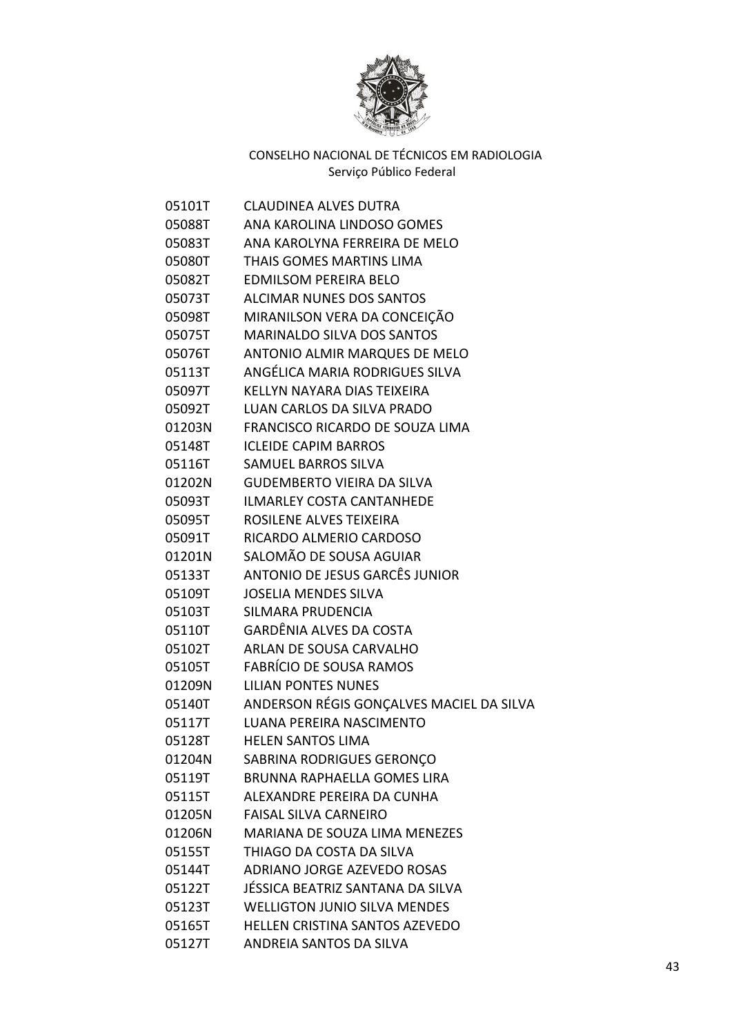CONSELHO NACIONAL DE TÉCNICOS EM RADIOLOGIA
Serviço Público Federal

| | |
|---|---|
| 05101T | CLAUDINEA ALVES DUTRA |
| 05088T | ANA KAROLINA LINDOSO GOMES |
| 05083T | ANA KAROLYNA FERREIRA DE MELO |
| 05080T | THAIS GOMES MARTINS LIMA |
| 05082T | EDMILSOM PEREIRA BELO |
| 05073T | ALCIMAR NUNES DOS SANTOS |
| 05098T | MIRANILSON VERA DA CONCEIÇÃO |
| 05075T | MARINALDO SILVA DOS SANTOS |
| 05076T | ANTONIO ALMIR MARQUES DE MELO |
| 05113T | ANGÉLICA MARIA RODRIGUES SILVA |
| 05097T | KELLYN NAYARA DIAS TEIXEIRA |
| 05092T | LUAN CARLOS DA SILVA PRADO |
| 01203N | FRANCISCO RICARDO DE SOUZA LIMA |
| 05148T | ICLEIDE CAPIM BARROS |
| 05116T | SAMUEL BARROS SILVA |
| 01202N | GUDEMBERTO VIEIRA DA SILVA |
| 05093T | ILMARLEY COSTA CANTANHEDE |
| 05095T | ROSILENE ALVES TEIXEIRA |
| 05091T | RICARDO ALMERIO CARDOSO |
| 01201N | SALOMÃO DE SOUSA AGUIAR |
| 05133T | ANTONIO DE JESUS GARCÊS JUNIOR |
| 05109T | JOSELIA MENDES SILVA |
| 05103T | SILMARA PRUDENCIA |
| 05110T | GARDÊNIA ALVES DA COSTA |
| 05102T | ARLAN DE SOUSA CARVALHO |
| 05105T | FABRÍCIO DE SOUSA RAMOS |
| 01209N | LILIAN PONTES NUNES |
| 05140T | ANDERSON RÉGIS GONÇALVES MACIEL DA SILVA |
| 05117T | LUANA PEREIRA NASCIMENTO |
| 05128T | HELEN SANTOS LIMA |
| 01204N | SABRINA RODRIGUES GERONÇO |
| 05119T | BRUNNA RAPHAELLA GOMES LIRA |
| 05115T | ALEXANDRE PEREIRA DA CUNHA |
| 01205N | FAISAL SILVA CARNEIRO |
| 01206N | MARIANA DE SOUZA LIMA MENEZES |
| 05155T | THIAGO DA COSTA DA SILVA |
| 05144T | ADRIANO JORGE AZEVEDO ROSAS |
| 05122T | JÉSSICA BEATRIZ SANTANA DA SILVA |
| 05123T | WELLIGTON JUNIO SILVA MENDES |
| 05165T | HELLEN CRISTINA SANTOS AZEVEDO |
| 05127T | ANDREIA SANTOS DA SILVA |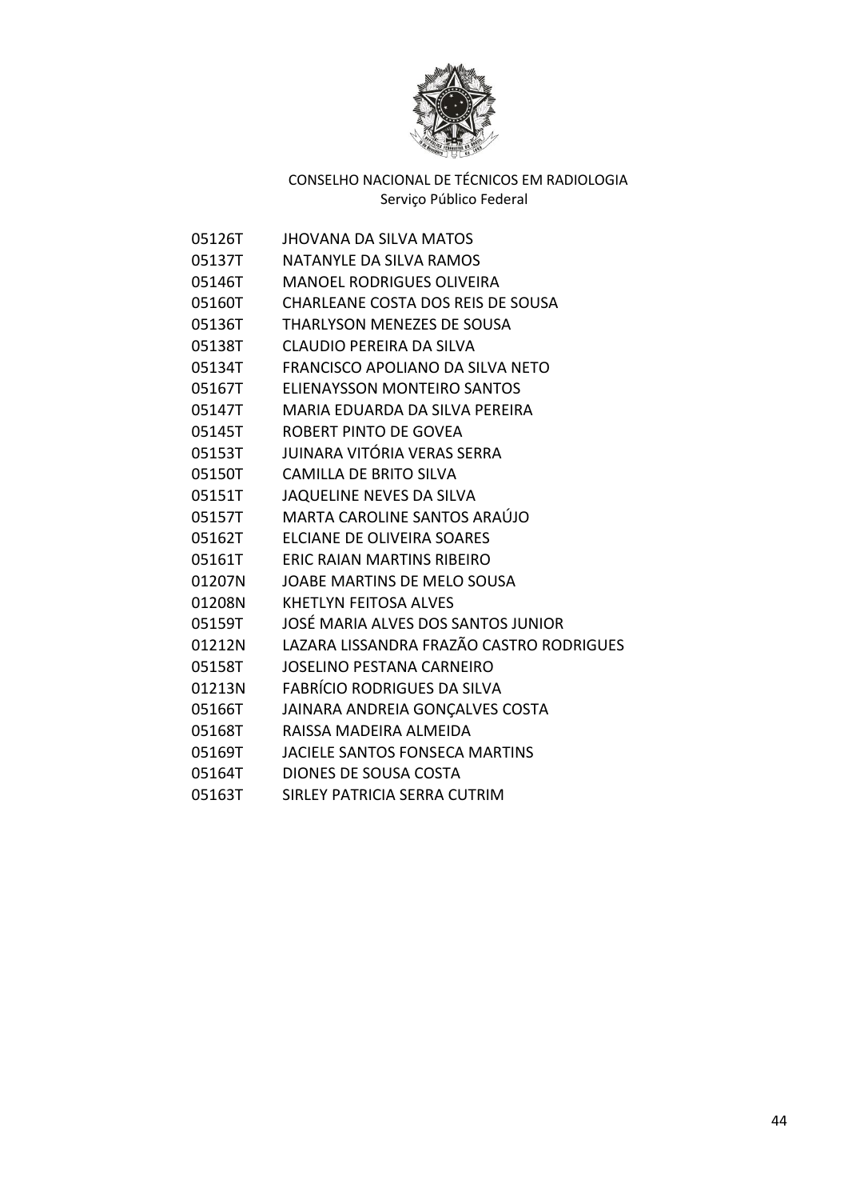CONSELHO NACIONAL DE TÉCNICOS EM RADIOLOGIA
Serviço Público Federal

| | |
|---|---|
| 05126T | JHOVANA DA SILVA MATOS |
| 05137T | NATANYLE DA SILVA RAMOS |
| 05146T | MANOEL RODRIGUES OLIVEIRA |
| 05160T | CHARLEANE COSTA DOS REIS DE SOUSA |
| 05136T | THARLYSON MENEZES DE SOUSA |
| 05138T | CLAUDIO PEREIRA DA SILVA |
| 05134T | FRANCISCO APOLIANO DA SILVA NETO |
| 05167T | ELIENAYSSON MONTEIRO SANTOS |
| 05147T | MARIA EDUARDA DA SILVA PEREIRA |
| 05145T | ROBERT PINTO DE GOVEA |
| 05153T | JUINARA VITÓRIA VERAS SERRA |
| 05150T | CAMILLA DE BRITO SILVA |
| 05151T | JAQUELINE NEVES DA SILVA |
| 05157T | MARTA CAROLINE SANTOS ARAÚJO |
| 05162T | ELCIANE DE OLIVEIRA SOARES |
| 05161T | ERIC RAIAN MARTINS RIBEIRO |
| 01207N | JOABE MARTINS DE MELO SOUSA |
| 01208N | KHETLYN FEITOSA ALVES |
| 05159T | JOSÉ MARIA ALVES DOS SANTOS JUNIOR |
| 01212N | LAZARA LISSANDRA FRAZÃO CASTRO RODRIGUES |
| 05158T | JOSELINO PESTANA CARNEIRO |
| 01213N | FABRÍCIO RODRIGUES DA SILVA |
| 05166T | JAINARA ANDREIA GONÇALVES COSTA |
| 05168T | RAISSA MADEIRA ALMEIDA |
| 05169T | JACIELE SANTOS FONSECA MARTINS |
| 05164T | DIONES DE SOUSA COSTA |
| 05163T | SIRLEY PATRICIA SERRA CUTRIM |